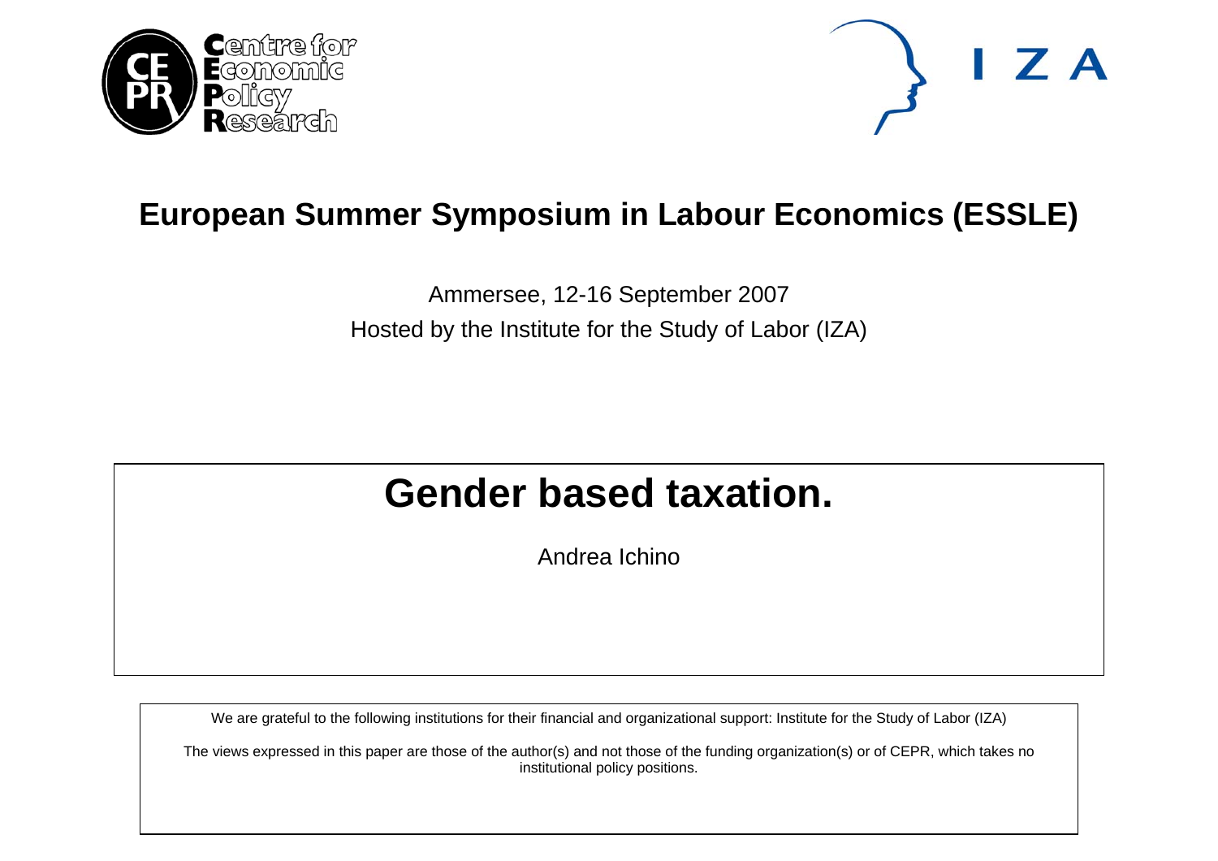# European Summer Symposium in Labour Economics (ESSLE)

Ammersee, 12-16 September 2007

Hosted by the Institute for the Study of Labor (IZA)

## Gender based taxation.

Andrea Ichino

We are grateful to the following institutions for their financial and organizational support: Institute for the Study of Labor (IZA)

The views expressed in this paper are those of the author(s) and not those of the funding organization(s) or of CEPR, which takes no institutional policy positions.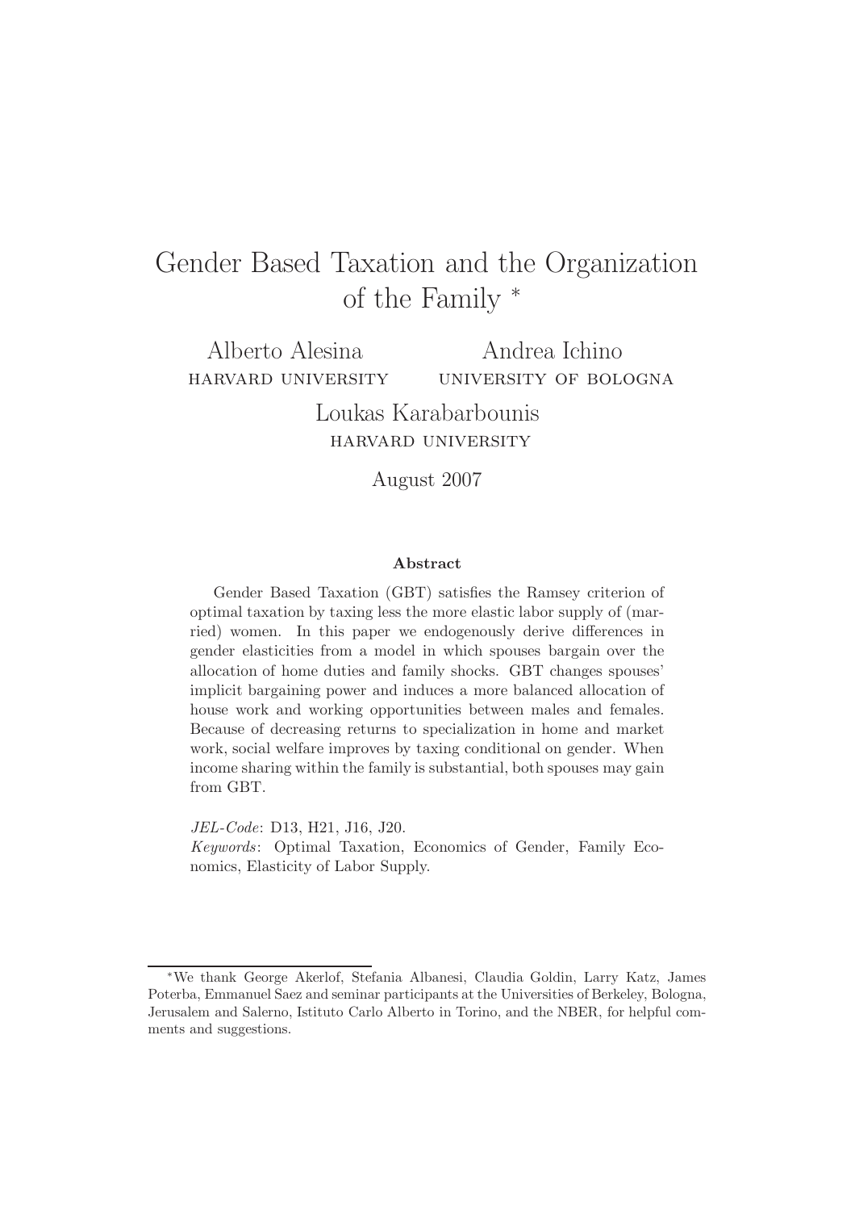# Gender Based Taxation and the Organization of the Family *

Alberto Alesina
HARVARD UNIVERSITY

Andrea Ichino
UNIVERSITY OF BOLOGNA

Loukas Karabarbounis
HARVARD UNIVERSITY

August 2007

## Abstract

Gender Based Taxation (GBT) satisfies the Ramsey criterion of optimal taxation by taxing less the more elastic labor supply of (married) women. In this paper we endogenously derive differences in gender elasticities from a model in which spouses bargain over the allocation of home duties and family shocks. GBT changes spouses' implicit bargaining power and induces a more balanced allocation of house work and working opportunities between males and females. Because of decreasing returns to specialization in home and market work, social welfare improves by taxing conditional on gender. When income sharing within the family is substantial, both spouses may gain from GBT.

*JEL-Code*: D13, H21, J16, J20.
*Keywords*: Optimal Taxation, Economics of Gender, Family Economics, Elasticity of Labor Supply.

---

*We thank George Akerlof, Stefania Albanesi, Claudia Goldin, Larry Katz, James Poterba, Emmanuel Saez and seminar participants at the Universities of Berkeley, Bologna, Jerusalem and Salerno, Istituto Carlo Alberto in Torino, and the NBER, for helpful comments and suggestions.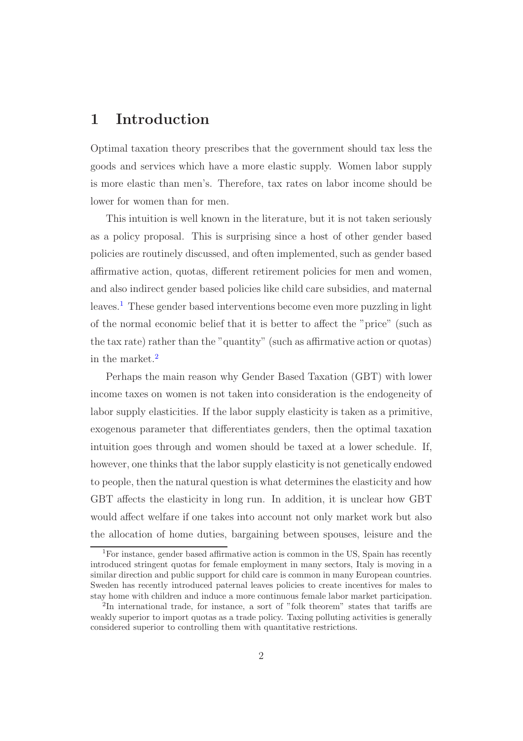# 1 Introduction

Optimal taxation theory prescribes that the government should tax less the goods and services which have a more elastic supply. Women labor supply is more elastic than men's. Therefore, tax rates on labor income should be lower for women than for men.

This intuition is well known in the literature, but it is not taken seriously as a policy proposal. This is surprising since a host of other gender based policies are routinely discussed, and often implemented, such as gender based affirmative action, quotas, different retirement policies for men and women, and also indirect gender based policies like child care subsidies, and maternal leaves.[1] These gender based interventions become even more puzzling in light of the normal economic belief that it is better to affect the "price" (such as the tax rate) rather than the "quantity" (such as affirmative action or quotas) in the market.[2]

Perhaps the main reason why Gender Based Taxation (GBT) with lower income taxes on women is not taken into consideration is the endogeneity of labor supply elasticities. If the labor supply elasticity is taken as a primitive, exogenous parameter that differentiates genders, then the optimal taxation intuition goes through and women should be taxed at a lower schedule. If, however, one thinks that the labor supply elasticity is not genetically endowed to people, then the natural question is what determines the elasticity and how GBT affects the elasticity in long run. In addition, it is unclear how GBT would affect welfare if one takes into account not only market work but also the allocation of home duties, bargaining between spouses, leisure and the

[1] For instance, gender based affirmative action is common in the US, Spain has recently introduced stringent quotas for female employment in many sectors, Italy is moving in a similar direction and public support for child care is common in many European countries. Sweden has recently introduced paternal leaves policies to create incentives for males to stay home with children and induce a more continuous female labor market participation.

[2] In international trade, for instance, a sort of "folk theorem" states that tariffs are weakly superior to import quotas as a trade policy. Taxing polluting activities is generally considered superior to controlling them with quantitative restrictions.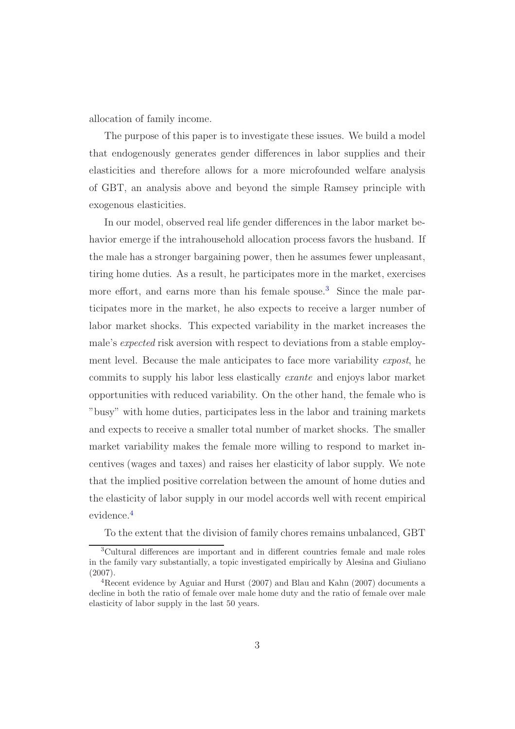allocation of family income.

The purpose of this paper is to investigate these issues. We build a model that endogenously generates gender differences in labor supplies and their elasticities and therefore allows for a more microfounded welfare analysis of GBT, an analysis above and beyond the simple Ramsey principle with exogenous elasticities.

In our model, observed real life gender differences in the labor market behavior emerge if the intrahousehold allocation process favors the husband. If the male has a stronger bargaining power, then he assumes fewer unpleasant, tiring home duties. As a result, he participates more in the market, exercises more effort, and earns more than his female spouse.[3] Since the male participates more in the market, he also expects to receive a larger number of labor market shocks. This expected variability in the market increases the male's *expected* risk aversion with respect to deviations from a stable employment level. Because the male anticipates to face more variability *expost*, he commits to supply his labor less elastically *exante* and enjoys labor market opportunities with reduced variability. On the other hand, the female who is "busy" with home duties, participates less in the labor and training markets and expects to receive a smaller total number of market shocks. The smaller market variability makes the female more willing to respond to market incentives (wages and taxes) and raises her elasticity of labor supply. We note that the implied positive correlation between the amount of home duties and the elasticity of labor supply in our model accords well with recent empirical evidence.[4]

To the extent that the division of family chores remains unbalanced, GBT

[3] Cultural differences are important and in different countries female and male roles in the family vary substantially, a topic investigated empirically by Alesina and Giuliano (2007).

[4] Recent evidence by Aguiar and Hurst (2007) and Blau and Kahn (2007) documents a decline in both the ratio of female over male home duty and the ratio of female over male elasticity of labor supply in the last 50 years.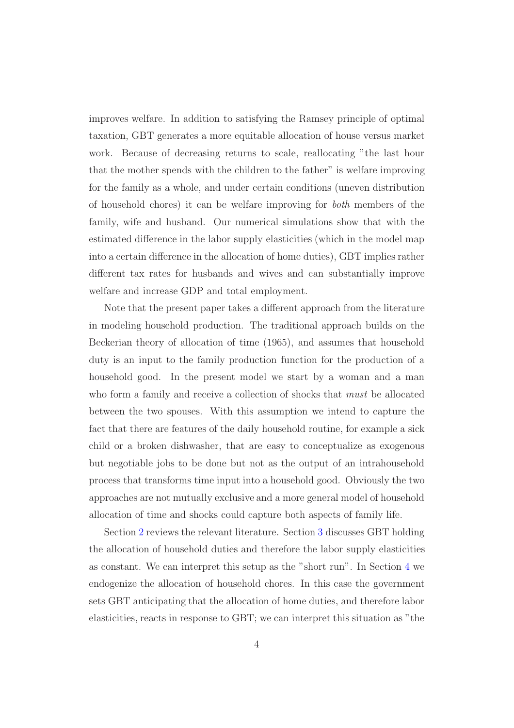improves welfare. In addition to satisfying the Ramsey principle of optimal taxation, GBT generates a more equitable allocation of house versus market work. Because of decreasing returns to scale, reallocating "the last hour that the mother spends with the children to the father" is welfare improving for the family as a whole, and under certain conditions (uneven distribution of household chores) it can be welfare improving for *both* members of the family, wife and husband. Our numerical simulations show that with the estimated difference in the labor supply elasticities (which in the model map into a certain difference in the allocation of home duties), GBT implies rather different tax rates for husbands and wives and can substantially improve welfare and increase GDP and total employment.

Note that the present paper takes a different approach from the literature in modeling household production. The traditional approach builds on the Beckerian theory of allocation of time (1965), and assumes that household duty is an input to the family production function for the production of a household good. In the present model we start by a woman and a man who form a family and receive a collection of shocks that *must* be allocated between the two spouses. With this assumption we intend to capture the fact that there are features of the daily household routine, for example a sick child or a broken dishwasher, that are easy to conceptualize as exogenous but negotiable jobs to be done but not as the output of an intrahousehold process that transforms time input into a household good. Obviously the two approaches are not mutually exclusive and a more general model of household allocation of time and shocks could capture both aspects of family life.

Section 2 reviews the relevant literature. Section 3 discusses GBT holding the allocation of household duties and therefore the labor supply elasticities as constant. We can interpret this setup as the "short run". In Section 4 we endogenize the allocation of household chores. In this case the government sets GBT anticipating that the allocation of home duties, and therefore labor elasticities, reacts in response to GBT; we can interpret this situation as "the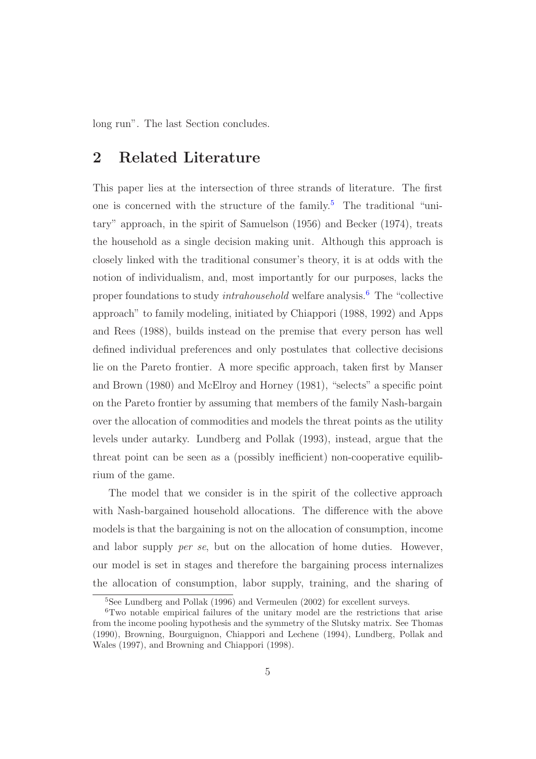long run". The last Section concludes.

## 2 Related Literature

This paper lies at the intersection of three strands of literature. The first one is concerned with the structure of the family.[5] The traditional "unitary" approach, in the spirit of Samuelson (1956) and Becker (1974), treats the household as a single decision making unit. Although this approach is closely linked with the traditional consumer's theory, it is at odds with the notion of individualism, and, most importantly for our purposes, lacks the proper foundations to study *intrahousehold* welfare analysis.[6] The "collective approach" to family modeling, initiated by Chiappori (1988, 1992) and Apps and Rees (1988), builds instead on the premise that every person has well defined individual preferences and only postulates that collective decisions lie on the Pareto frontier. A more specific approach, taken first by Manser and Brown (1980) and McElroy and Horney (1981), "selects" a specific point on the Pareto frontier by assuming that members of the family Nash-bargain over the allocation of commodities and models the threat points as the utility levels under autarky. Lundberg and Pollak (1993), instead, argue that the threat point can be seen as a (possibly inefficient) non-cooperative equilibrium of the game.

The model that we consider is in the spirit of the collective approach with Nash-bargained household allocations. The difference with the above models is that the bargaining is not on the allocation of consumption, income and labor supply *per se*, but on the allocation of home duties. However, our model is set in stages and therefore the bargaining process internalizes the allocation of consumption, labor supply, training, and the sharing of

[5] See Lundberg and Pollak (1996) and Vermeulen (2002) for excellent surveys.

[6] Two notable empirical failures of the unitary model are the restrictions that arise from the income pooling hypothesis and the symmetry of the Slutsky matrix. See Thomas (1990), Browning, Bourguignon, Chiappori and Lechene (1994), Lundberg, Pollak and Wales (1997), and Browning and Chiappori (1998).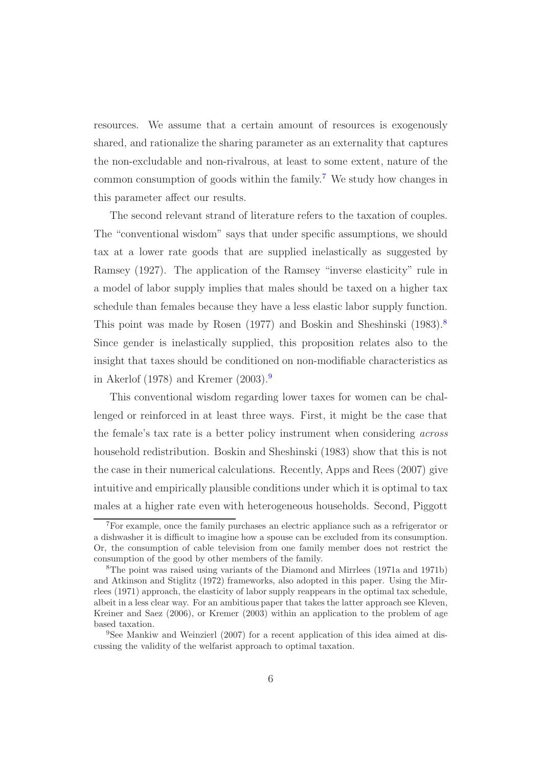resources. We assume that a certain amount of resources is exogenously shared, and rationalize the sharing parameter as an externality that captures the non-excludable and non-rivalrous, at least to some extent, nature of the common consumption of goods within the family.[7] We study how changes in this parameter affect our results.

The second relevant strand of literature refers to the taxation of couples. The "conventional wisdom" says that under specific assumptions, we should tax at a lower rate goods that are supplied inelastically as suggested by Ramsey (1927). The application of the Ramsey "inverse elasticity" rule in a model of labor supply implies that males should be taxed on a higher tax schedule than females because they have a less elastic labor supply function. This point was made by Rosen (1977) and Boskin and Sheshinski (1983).[8] Since gender is inelastically supplied, this proposition relates also to the insight that taxes should be conditioned on non-modifiable characteristics as in Akerlof (1978) and Kremer (2003).[9]

This conventional wisdom regarding lower taxes for women can be challenged or reinforced in at least three ways. First, it might be the case that the female's tax rate is a better policy instrument when considering *across* household redistribution. Boskin and Sheshinski (1983) show that this is not the case in their numerical calculations. Recently, Apps and Rees (2007) give intuitive and empirically plausible conditions under which it is optimal to tax males at a higher rate even with heterogeneous households. Second, Piggott

[7] For example, once the family purchases an electric appliance such as a refrigerator or a dishwasher it is difficult to imagine how a spouse can be excluded from its consumption. Or, the consumption of cable television from one family member does not restrict the consumption of the good by other members of the family.

[8] The point was raised using variants of the Diamond and Mirrlees (1971a and 1971b) and Atkinson and Stiglitz (1972) frameworks, also adopted in this paper. Using the Mirrlees (1971) approach, the elasticity of labor supply reappears in the optimal tax schedule, albeit in a less clear way. For an ambitious paper that takes the latter approach see Kleven, Kreiner and Saez (2006), or Kremer (2003) within an application to the problem of age based taxation.

[9] See Mankiw and Weinzierl (2007) for a recent application of this idea aimed at discussing the validity of the welfarist approach to optimal taxation.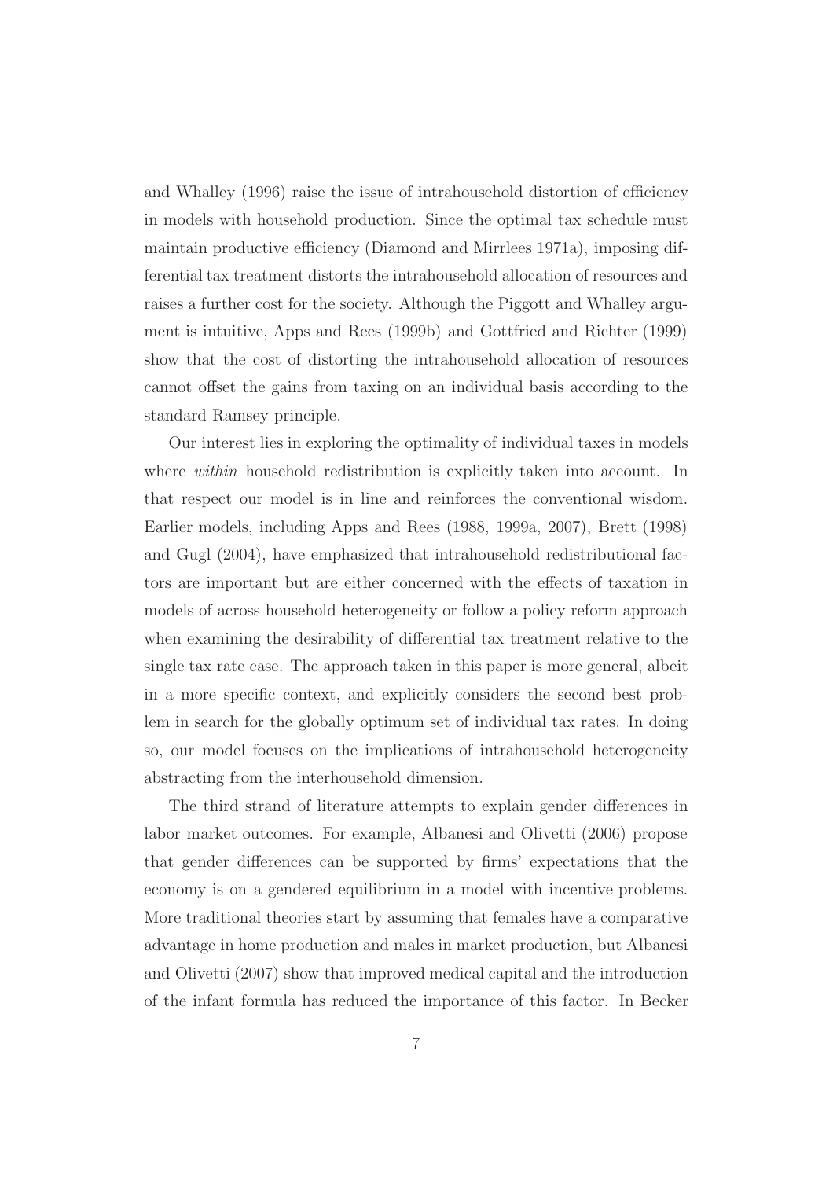and Whalley (1996) raise the issue of intrahousehold distortion of efficiency in models with household production. Since the optimal tax schedule must maintain productive efficiency (Diamond and Mirrlees 1971a), imposing differential tax treatment distorts the intrahousehold allocation of resources and raises a further cost for the society. Although the Piggott and Whalley argument is intuitive, Apps and Rees (1999b) and Gottfried and Richter (1999) show that the cost of distorting the intrahousehold allocation of resources cannot offset the gains from taxing on an individual basis according to the standard Ramsey principle.

Our interest lies in exploring the optimality of individual taxes in models where *within* household redistribution is explicitly taken into account. In that respect our model is in line and reinforces the conventional wisdom. Earlier models, including Apps and Rees (1988, 1999a, 2007), Brett (1998) and Gugl (2004), have emphasized that intrahousehold redistributional factors are important but are either concerned with the effects of taxation in models of across household heterogeneity or follow a policy reform approach when examining the desirability of differential tax treatment relative to the single tax rate case. The approach taken in this paper is more general, albeit in a more specific context, and explicitly considers the second best problem in search for the globally optimum set of individual tax rates. In doing so, our model focuses on the implications of intrahousehold heterogeneity abstracting from the interhousehold dimension.

The third strand of literature attempts to explain gender differences in labor market outcomes. For example, Albanesi and Olivetti (2006) propose that gender differences can be supported by firms' expectations that the economy is on a gendered equilibrium in a model with incentive problems. More traditional theories start by assuming that females have a comparative advantage in home production and males in market production, but Albanesi and Olivetti (2007) show that improved medical capital and the introduction of the infant formula has reduced the importance of this factor. In Becker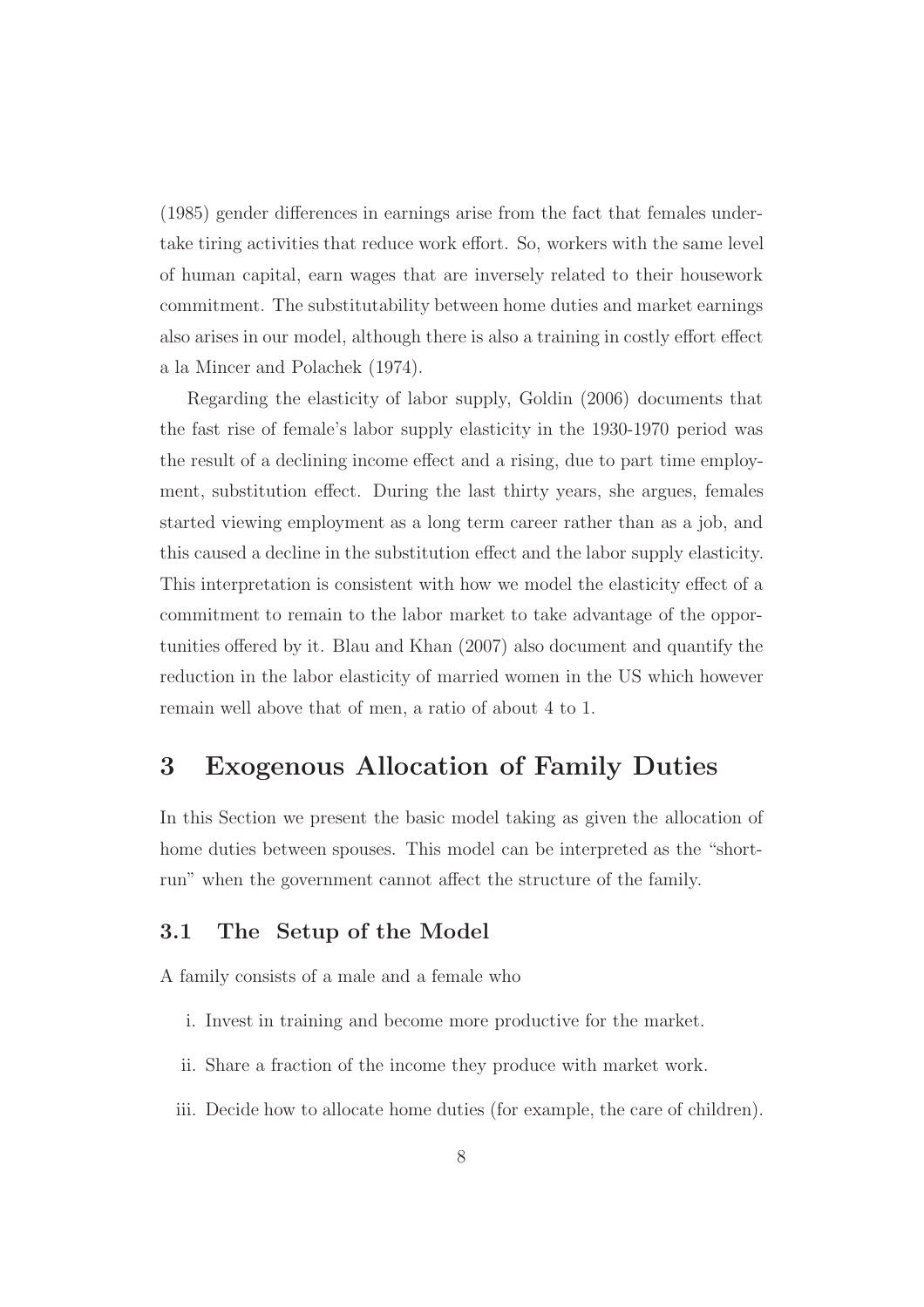(1985) gender differences in earnings arise from the fact that females undertake tiring activities that reduce work effort. So, workers with the same level of human capital, earn wages that are inversely related to their housework commitment. The substitutability between home duties and market earnings also arises in our model, although there is also a training in costly effort effect a la Mincer and Polachek (1974).

Regarding the elasticity of labor supply, Goldin (2006) documents that the fast rise of female's labor supply elasticity in the 1930-1970 period was the result of a declining income effect and a rising, due to part time employment, substitution effect. During the last thirty years, she argues, females started viewing employment as a long term career rather than as a job, and this caused a decline in the substitution effect and the labor supply elasticity. This interpretation is consistent with how we model the elasticity effect of a commitment to remain to the labor market to take advantage of the opportunities offered by it. Blau and Khan (2007) also document and quantify the reduction in the labor elasticity of married women in the US which however remain well above that of men, a ratio of about 4 to 1.

# 3 Exogenous Allocation of Family Duties

In this Section we present the basic model taking as given the allocation of home duties between spouses. This model can be interpreted as the "short-run" when the government cannot affect the structure of the family.

## 3.1 The Setup of the Model

A family consists of a male and a female who

i. Invest in training and become more productive for the market.

ii. Share a fraction of the income they produce with market work.

iii. Decide how to allocate home duties (for example, the care of children).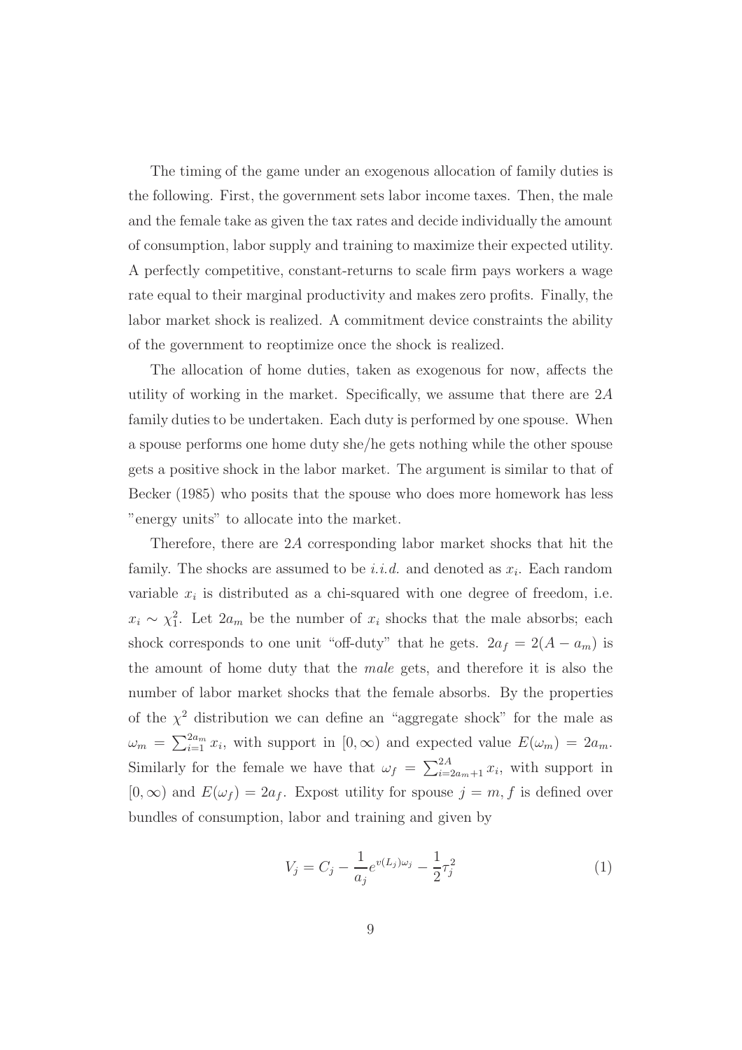The timing of the game under an exogenous allocation of family duties is the following. First, the government sets labor income taxes. Then, the male and the female take as given the tax rates and decide individually the amount of consumption, labor supply and training to maximize their expected utility. A perfectly competitive, constant-returns to scale firm pays workers a wage rate equal to their marginal productivity and makes zero profits. Finally, the labor market shock is realized. A commitment device constraints the ability of the government to reoptimize once the shock is realized.

The allocation of home duties, taken as exogenous for now, affects the utility of working in the market. Specifically, we assume that there are $2A$ family duties to be undertaken. Each duty is performed by one spouse. When a spouse performs one home duty she/he gets nothing while the other spouse gets a positive shock in the labor market. The argument is similar to that of Becker (1985) who posits that the spouse who does more homework has less "energy units" to allocate into the market.

Therefore, there are $2A$ corresponding labor market shocks that hit the family. The shocks are assumed to be *i.i.d.* and denoted as $x_i$. Each random variable $x_i$ is distributed as a chi-squared with one degree of freedom, i.e. $x_i \sim \chi_1^2$. Let $2a_m$ be the number of $x_i$ shocks that the male absorbs; each shock corresponds to one unit "off-duty" that he gets. $2a_f = 2(A - a_m)$ is the amount of home duty that the *male* gets, and therefore it is also the number of labor market shocks that the female absorbs. By the properties of the $\chi^2$ distribution we can define an "aggregate shock" for the male as $\omega_m = \sum_{i=1}^{2a_m} x_i$, with support in $[0, \infty)$ and expected value $E(\omega_m) = 2a_m$. Similarly for the female we have that $\omega_f = \sum_{i=2a_m+1}^{2A} x_i$, with support in $[0, \infty)$ and $E(\omega_f) = 2a_f$. Expost utility for spouse $j = m, f$ is defined over bundles of consumption, labor and training and given by

$$V_j = C_j - \frac{1}{a_j} e^{v(L_j)\omega_j} - \frac{1}{2}\tau_j^2 \tag{1}$$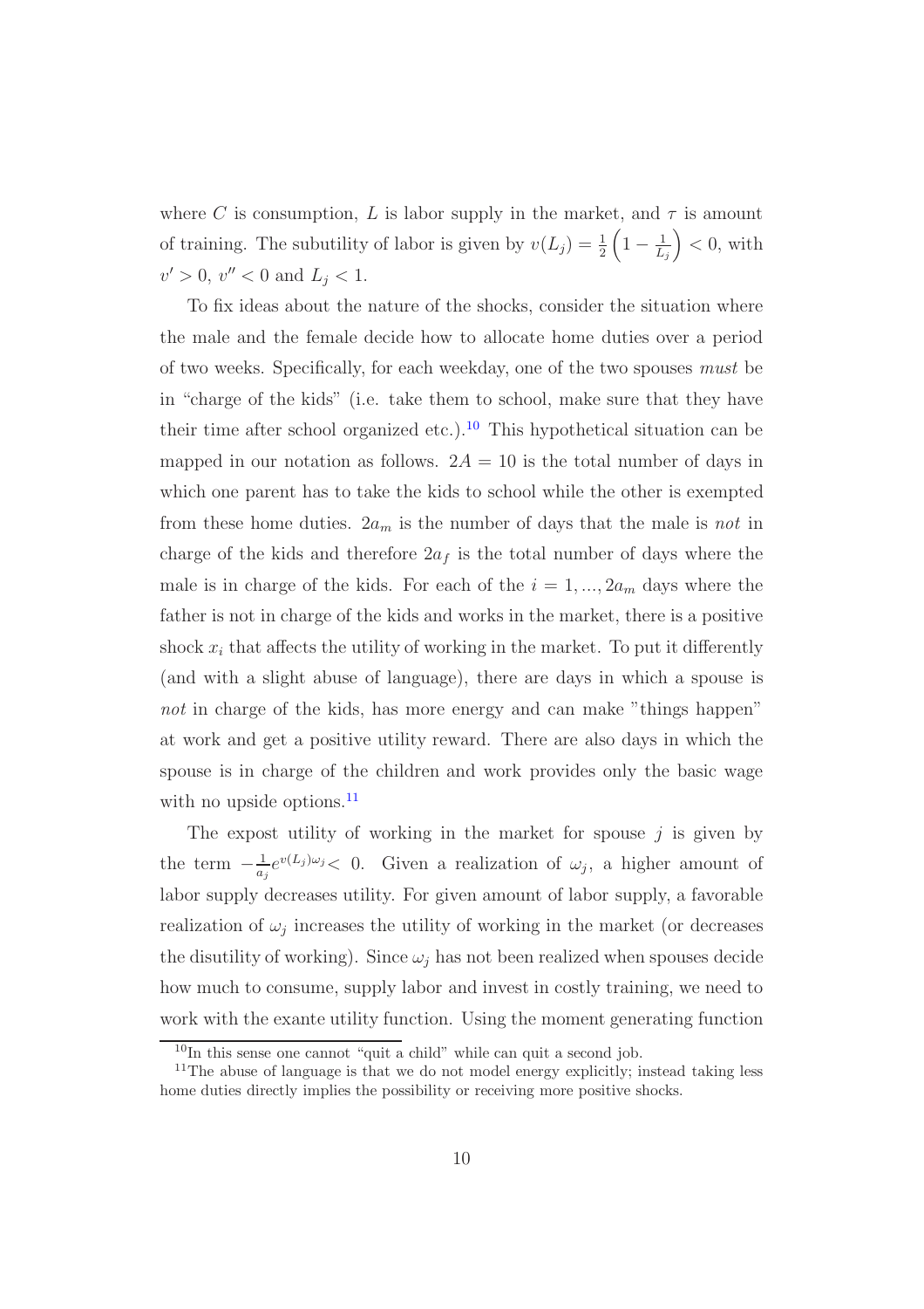where $C$ is consumption, $L$ is labor supply in the market, and $\tau$ is amount of training. The subutility of labor is given by $v(L_j) = \frac{1}{2}\left(1 - \frac{1}{L_j}\right) < 0$, with $v' > 0$, $v'' < 0$ and $L_j < 1$.

To fix ideas about the nature of the shocks, consider the situation where the male and the female decide how to allocate home duties over a period of two weeks. Specifically, for each weekday, one of the two spouses *must* be in "charge of the kids" (i.e. take them to school, make sure that they have their time after school organized etc.).[10] This hypothetical situation can be mapped in our notation as follows. $2A = 10$ is the total number of days in which one parent has to take the kids to school while the other is exempted from these home duties. $2a_m$ is the number of days that the male is *not* in charge of the kids and therefore $2a_f$ is the total number of days where the male is in charge of the kids. For each of the $i = 1, ..., 2a_m$ days where the father is not in charge of the kids and works in the market, there is a positive shock $x_i$ that affects the utility of working in the market. To put it differently (and with a slight abuse of language), there are days in which a spouse is *not* in charge of the kids, has more energy and can make "things happen" at work and get a positive utility reward. There are also days in which the spouse is in charge of the children and work provides only the basic wage with no upside options.[11]

The expost utility of working in the market for spouse $j$ is given by the term $-\frac{1}{a_j}e^{v(L_j)\omega_j} < 0$. Given a realization of $\omega_j$, a higher amount of labor supply decreases utility. For given amount of labor supply, a favorable realization of $\omega_j$ increases the utility of working in the market (or decreases the disutility of working). Since $\omega_j$ has not been realized when spouses decide how much to consume, supply labor and invest in costly training, we need to work with the exante utility function. Using the moment generating function

[10] In this sense one cannot "quit a child" while can quit a second job.

[11] The abuse of language is that we do not model energy explicitly; instead taking less home duties directly implies the possibility or receiving more positive shocks.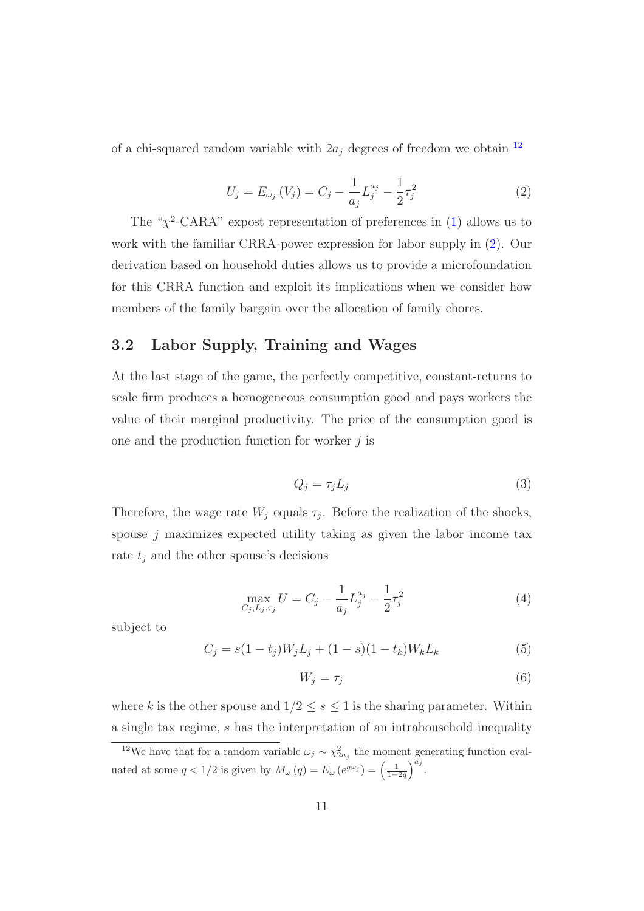of a chi-squared random variable with $2a_j$ degrees of freedom we obtain [12]

$$U_j = E_{\omega_j}(V_j) = C_j - \frac{1}{a_j} L_j^{a_j} - \frac{1}{2}\tau_j^2 \tag{2}$$

The "$\chi^2$-CARA" expost representation of preferences in (1) allows us to work with the familiar CRRA-power expression for labor supply in (2). Our derivation based on household duties allows us to provide a microfoundation for this CRRA function and exploit its implications when we consider how members of the family bargain over the allocation of family chores.

## 3.2 Labor Supply, Training and Wages

At the last stage of the game, the perfectly competitive, constant-returns to scale firm produces a homogeneous consumption good and pays workers the value of their marginal productivity. The price of the consumption good is one and the production function for worker $j$ is

$$Q_j = \tau_j L_j \tag{3}$$

Therefore, the wage rate $W_j$ equals $\tau_j$. Before the realization of the shocks, spouse $j$ maximizes expected utility taking as given the labor income tax rate $t_j$ and the other spouse's decisions

$$\max_{C_j, L_j, \tau_j} U = C_j - \frac{1}{a_j} L_j^{a_j} - \frac{1}{2}\tau_j^2 \tag{4}$$

subject to

$$C_j = s(1-t_j)W_j L_j + (1-s)(1-t_k)W_k L_k \tag{5}$$

$$W_j = \tau_j \tag{6}$$

where $k$ is the other spouse and $1/2 \leq s \leq 1$ is the sharing parameter. Within a single tax regime, $s$ has the interpretation of an intrahousehold inequality

[12] We have that for a random variable $\omega_j \sim \chi^2_{2a_j}$ the moment generating function evaluated at some $q < 1/2$ is given by $M_\omega(q) = E_\omega(e^{q\omega_j}) = \left(\frac{1}{1-2q}\right)^{a_j}$.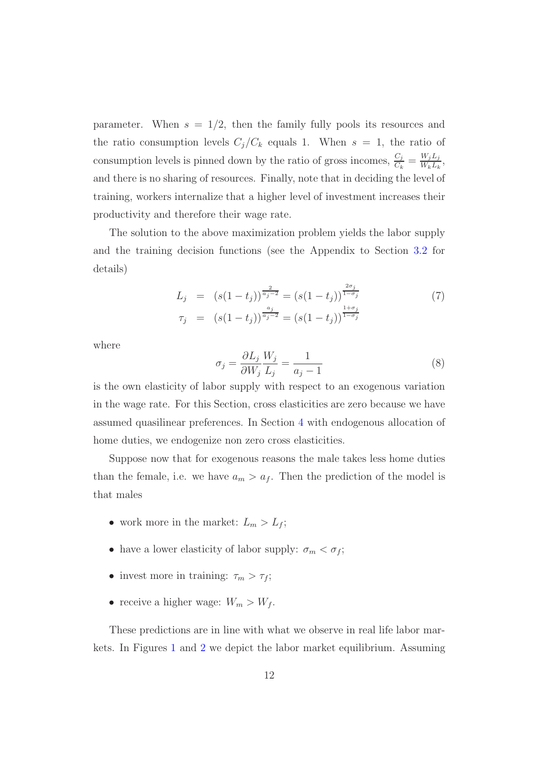parameter. When $s = 1/2$, then the family fully pools its resources and the ratio consumption levels $C_j/C_k$ equals 1. When $s = 1$, the ratio of consumption levels is pinned down by the ratio of gross incomes, $\frac{C_j}{C_k} = \frac{W_j L_j}{W_k L_k}$, and there is no sharing of resources. Finally, note that in deciding the level of training, workers internalize that a higher level of investment increases their productivity and therefore their wage rate.

The solution to the above maximization problem yields the labor supply and the training decision functions (see the Appendix to Section 3.2 for details)

$$
\begin{aligned}
L_j &= (s(1-t_j))^{\frac{2}{a_j-2}} = (s(1-t_j))^{\frac{2\sigma_j}{1-\sigma_j}} \\
\tau_j &= (s(1-t_j))^{\frac{a_j}{a_j-2}} = (s(1-t_j))^{\frac{1+\sigma_j}{1-\sigma_j}}
\end{aligned}
\tag{7}
$$

where

$$
\sigma_j = \frac{\partial L_j}{\partial W_j}\frac{W_j}{L_j} = \frac{1}{a_j - 1} \tag{8}
$$

is the own elasticity of labor supply with respect to an exogenous variation in the wage rate. For this Section, cross elasticities are zero because we have assumed quasilinear preferences. In Section 4 with endogenous allocation of home duties, we endogenize non zero cross elasticities.

Suppose now that for exogenous reasons the male takes less home duties than the female, i.e. we have $a_m > a_f$. Then the prediction of the model is that males

- work more in the market: $L_m > L_f$;
- have a lower elasticity of labor supply: $\sigma_m < \sigma_f$;
- invest more in training: $\tau_m > \tau_f$;
- receive a higher wage: $W_m > W_f$.

These predictions are in line with what we observe in real life labor markets. In Figures 1 and 2 we depict the labor market equilibrium. Assuming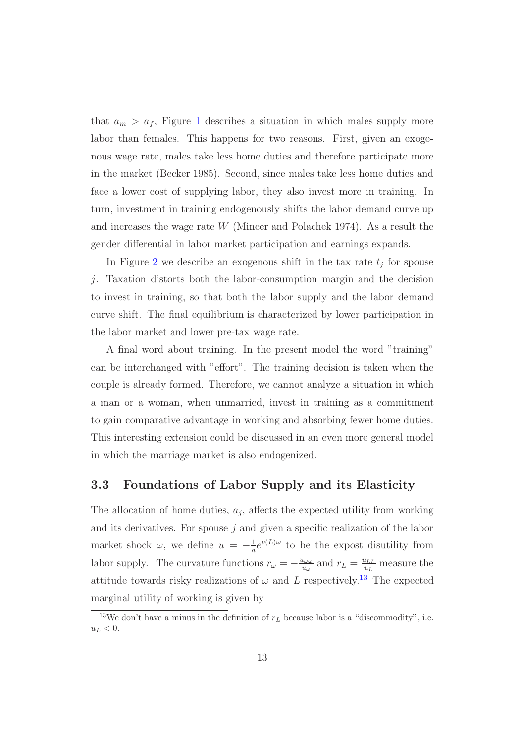that $a_m > a_f$, Figure 1 describes a situation in which males supply more labor than females. This happens for two reasons. First, given an exogenous wage rate, males take less home duties and therefore participate more in the market (Becker 1985). Second, since males take less home duties and face a lower cost of supplying labor, they also invest more in training. In turn, investment in training endogenously shifts the labor demand curve up and increases the wage rate $W$ (Mincer and Polachek 1974). As a result the gender differential in labor market participation and earnings expands.

In Figure 2 we describe an exogenous shift in the tax rate $t_j$ for spouse $j$. Taxation distorts both the labor-consumption margin and the decision to invest in training, so that both the labor supply and the labor demand curve shift. The final equilibrium is characterized by lower participation in the labor market and lower pre-tax wage rate.

A final word about training. In the present model the word "training" can be interchanged with "effort". The training decision is taken when the couple is already formed. Therefore, we cannot analyze a situation in which a man or a woman, when unmarried, invest in training as a commitment to gain comparative advantage in working and absorbing fewer home duties. This interesting extension could be discussed in an even more general model in which the marriage market is also endogenized.

## 3.3 Foundations of Labor Supply and its Elasticity

The allocation of home duties, $a_j$, affects the expected utility from working and its derivatives. For spouse $j$ and given a specific realization of the labor market shock $\omega$, we define $u = -\frac{1}{a}e^{v(L)\omega}$ to be the expost disutility from labor supply. The curvature functions $r_\omega = -\frac{u_{\omega\omega}}{u_\omega}$ and $r_L = \frac{u_{LL}}{u_L}$ measure the attitude towards risky realizations of $\omega$ and $L$ respectively.[13] The expected marginal utility of working is given by

[13] We don't have a minus in the definition of $r_L$ because labor is a "discommodity", i.e. $u_L < 0$.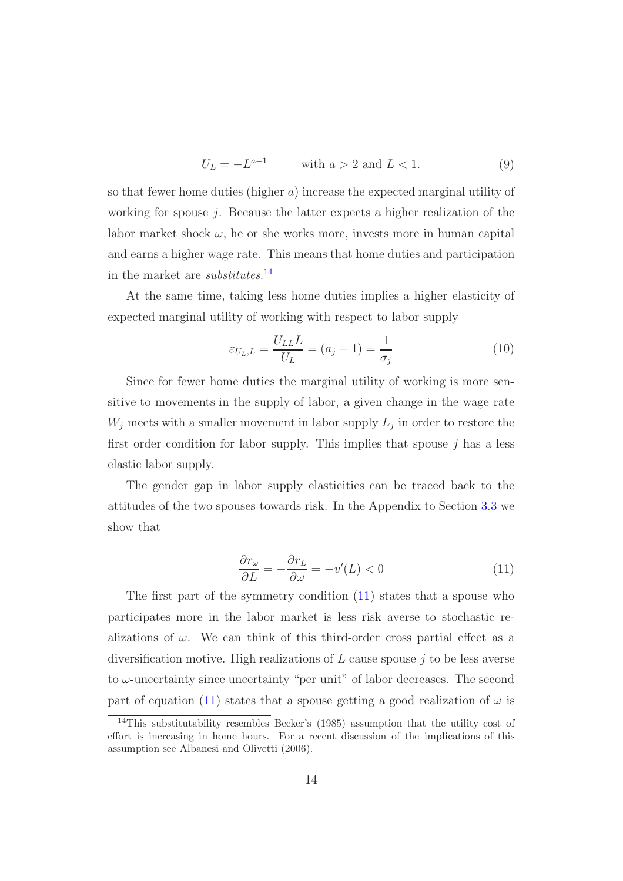$$U_L = -L^{a-1} \qquad \text{with } a > 2 \text{ and } L < 1. \tag{9}$$

so that fewer home duties (higher $a$) increase the expected marginal utility of working for spouse $j$. Because the latter expects a higher realization of the labor market shock $\omega$, he or she works more, invests more in human capital and earns a higher wage rate. This means that home duties and participation in the market are *substitutes*.[14]

At the same time, taking less home duties implies a higher elasticity of expected marginal utility of working with respect to labor supply

$$\varepsilon_{U_L,L} = \frac{U_{LL}L}{U_L} = (a_j - 1) = \frac{1}{\sigma_j} \tag{10}$$

Since for fewer home duties the marginal utility of working is more sensitive to movements in the supply of labor, a given change in the wage rate $W_j$ meets with a smaller movement in labor supply $L_j$ in order to restore the first order condition for labor supply. This implies that spouse $j$ has a less elastic labor supply.

The gender gap in labor supply elasticities can be traced back to the attitudes of the two spouses towards risk. In the Appendix to Section 3.3 we show that

$$\frac{\partial r_\omega}{\partial L} = -\frac{\partial r_L}{\partial \omega} = -v'(L) < 0 \tag{11}$$

The first part of the symmetry condition (11) states that a spouse who participates more in the labor market is less risk averse to stochastic realizations of $\omega$. We can think of this third-order cross partial effect as a diversification motive. High realizations of $L$ cause spouse $j$ to be less averse to $\omega$-uncertainty since uncertainty "per unit" of labor decreases. The second part of equation (11) states that a spouse getting a good realization of $\omega$ is

[14] This substitutability resembles Becker's (1985) assumption that the utility cost of effort is increasing in home hours. For a recent discussion of the implications of this assumption see Albanesi and Olivetti (2006).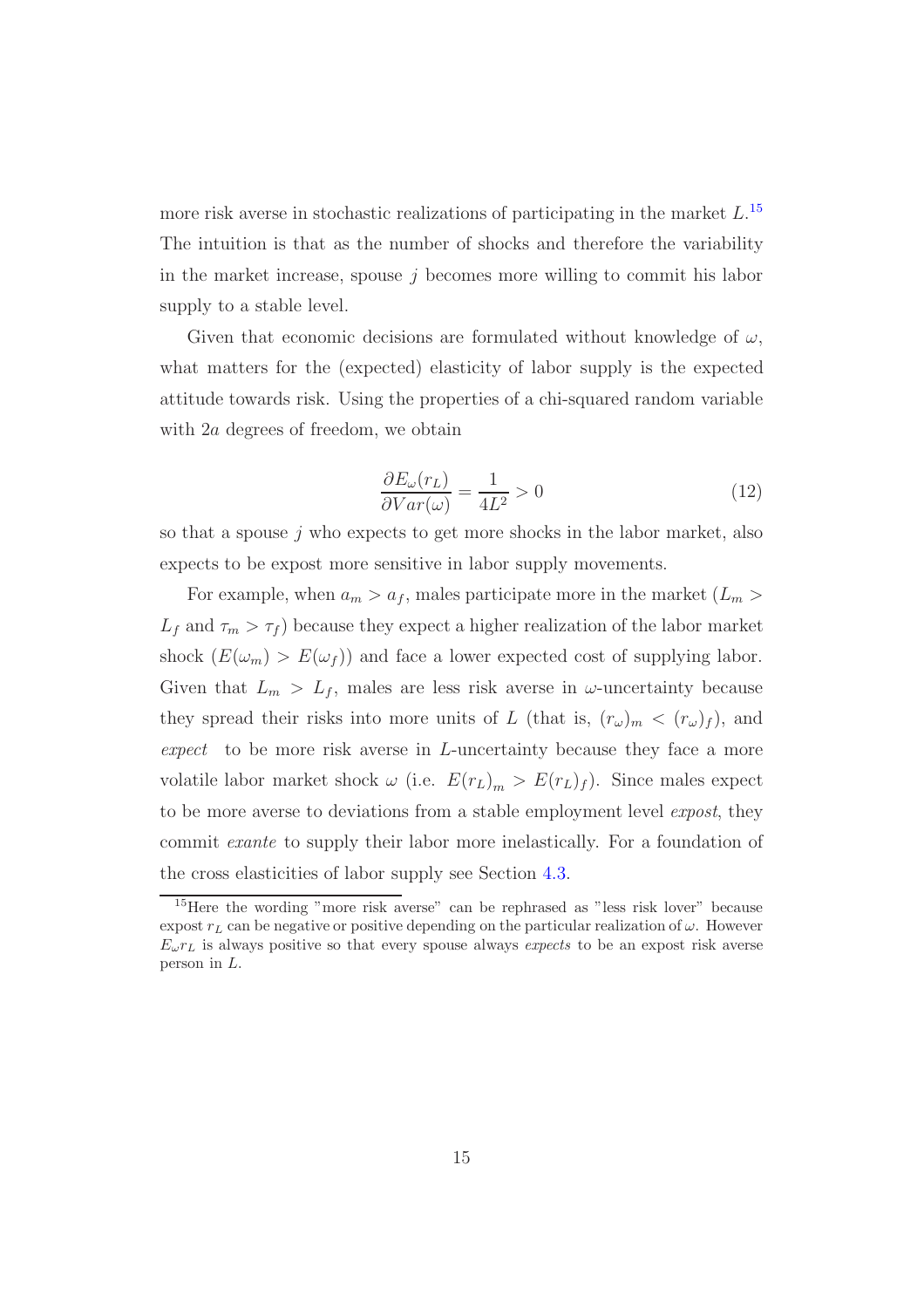more risk averse in stochastic realizations of participating in the market $L$.[15] The intuition is that as the number of shocks and therefore the variability in the market increase, spouse $j$ becomes more willing to commit his labor supply to a stable level.

Given that economic decisions are formulated without knowledge of $\omega$, what matters for the (expected) elasticity of labor supply is the expected attitude towards risk. Using the properties of a chi-squared random variable with $2a$ degrees of freedom, we obtain

$$\frac{\partial E_{\omega}(r_L)}{\partial Var(\omega)} = \frac{1}{4L^2} > 0 \tag{12}$$

so that a spouse $j$ who expects to get more shocks in the labor market, also expects to be expost more sensitive in labor supply movements.

For example, when $a_m > a_f$, males participate more in the market ($L_m > L_f$ and $\tau_m > \tau_f$) because they expect a higher realization of the labor market shock ($E(\omega_m) > E(\omega_f)$) and face a lower expected cost of supplying labor. Given that $L_m > L_f$, males are less risk averse in $\omega$-uncertainty because they spread their risks into more units of $L$ (that is, $(r_\omega)_m < (r_\omega)_f$), and *expect* to be more risk averse in $L$-uncertainty because they face a more volatile labor market shock $\omega$ (i.e. $E(r_L)_m > E(r_L)_f$). Since males expect to be more averse to deviations from a stable employment level *expost*, they commit *exante* to supply their labor more inelastically. For a foundation of the cross elasticities of labor supply see Section 4.3.

[15] Here the wording "more risk averse" can be rephrased as "less risk lover" because expost $r_L$ can be negative or positive depending on the particular realization of $\omega$. However $E_\omega r_L$ is always positive so that every spouse always *expects* to be an expost risk averse person in $L$.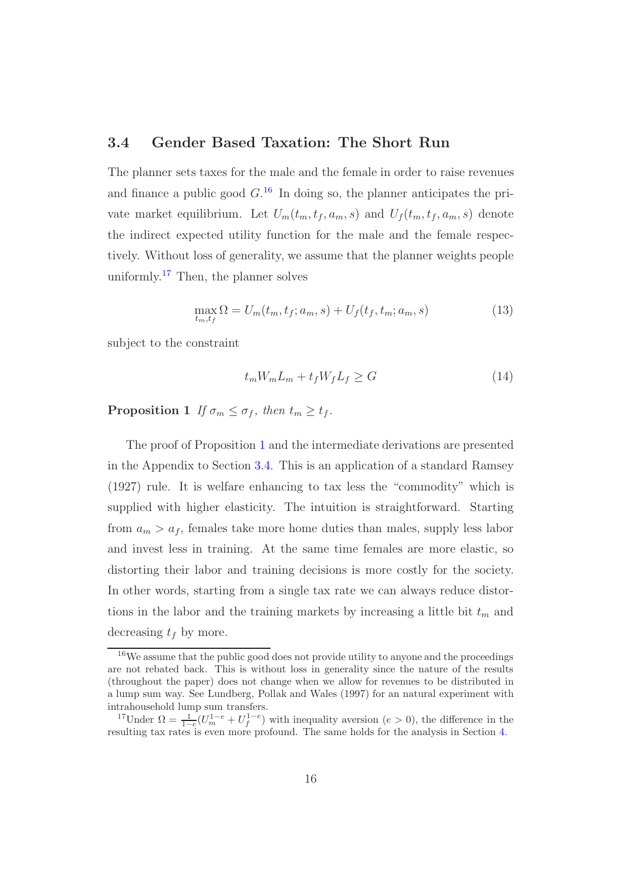### 3.4 Gender Based Taxation: The Short Run

The planner sets taxes for the male and the female in order to raise revenues and finance a public good $G$.[16] In doing so, the planner anticipates the private market equilibrium. Let $U_m(t_m, t_f, a_m, s)$ and $U_f(t_m, t_f, a_m, s)$ denote the indirect expected utility function for the male and the female respectively. Without loss of generality, we assume that the planner weights people uniformly.[17] Then, the planner solves

$$\max_{t_m, t_f} \Omega = U_m(t_m, t_f; a_m, s) + U_f(t_f, t_m; a_m, s) \tag{13}$$

subject to the constraint

$$t_m W_m L_m + t_f W_f L_f \geq G \tag{14}$$

**Proposition 1** *If $\sigma_m \leq \sigma_f$, then $t_m \geq t_f$.*

The proof of Proposition 1 and the intermediate derivations are presented in the Appendix to Section 3.4. This is an application of a standard Ramsey (1927) rule. It is welfare enhancing to tax less the "commodity" which is supplied with higher elasticity. The intuition is straightforward. Starting from $a_m > a_f$, females take more home duties than males, supply less labor and invest less in training. At the same time females are more elastic, so distorting their labor and training decisions is more costly for the society. In other words, starting from a single tax rate we can always reduce distortions in the labor and the training markets by increasing a little bit $t_m$ and decreasing $t_f$ by more.

[16] We assume that the public good does not provide utility to anyone and the proceedings are not rebated back. This is without loss in generality since the nature of the results (throughout the paper) does not change when we allow for revenues to be distributed in a lump sum way. See Lundberg, Pollak and Wales (1997) for an natural experiment with intrahousehold lump sum transfers.

[17] Under $\Omega = \frac{1}{1-e}(U_m^{1-e} + U_f^{1-e})$ with inequality aversion ($e > 0$), the difference in the resulting tax rates is even more profound. The same holds for the analysis in Section 4.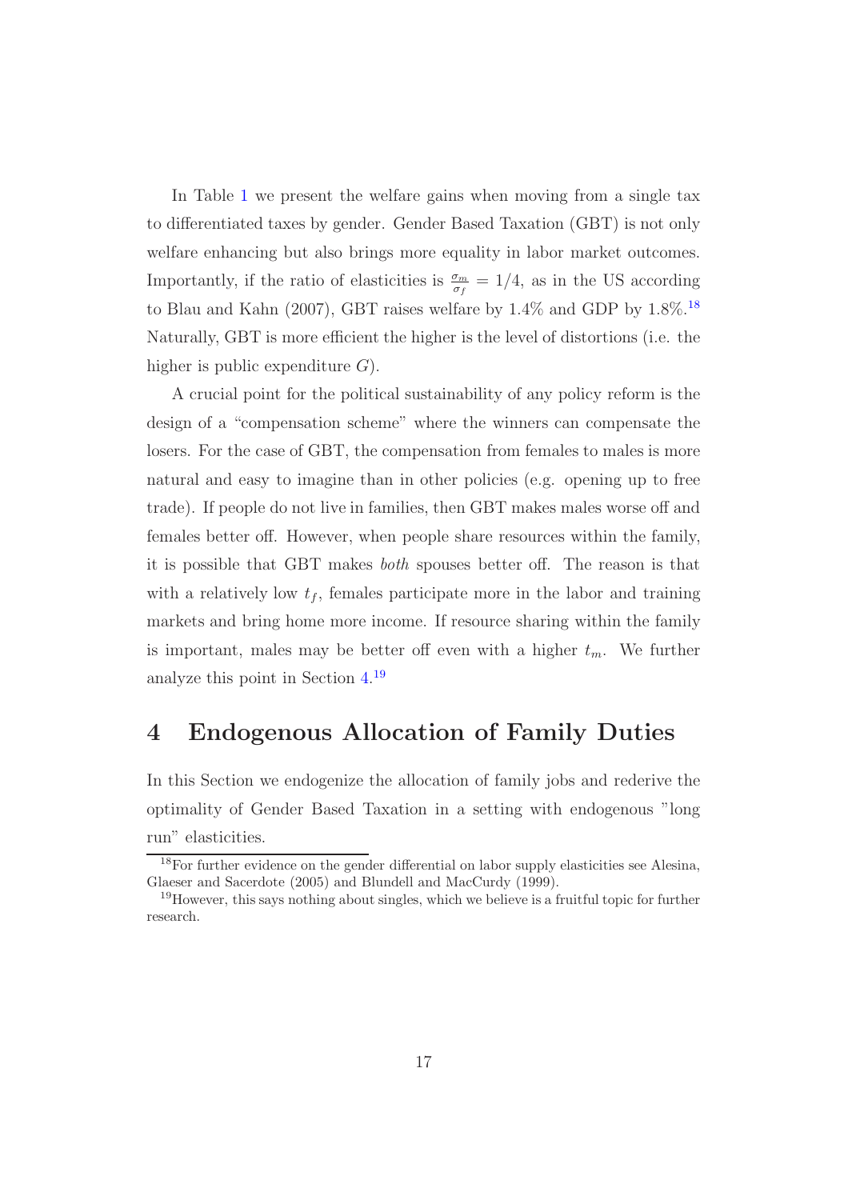In Table 1 we present the welfare gains when moving from a single tax to differentiated taxes by gender. Gender Based Taxation (GBT) is not only welfare enhancing but also brings more equality in labor market outcomes. Importantly, if the ratio of elasticities is $\frac{\sigma_m}{\sigma_f} = 1/4$, as in the US according to Blau and Kahn (2007), GBT raises welfare by 1.4% and GDP by 1.8%.[18] Naturally, GBT is more efficient the higher is the level of distortions (i.e. the higher is public expenditure $G$).

A crucial point for the political sustainability of any policy reform is the design of a "compensation scheme" where the winners can compensate the losers. For the case of GBT, the compensation from females to males is more natural and easy to imagine than in other policies (e.g. opening up to free trade). If people do not live in families, then GBT makes males worse off and females better off. However, when people share resources within the family, it is possible that GBT makes *both* spouses better off. The reason is that with a relatively low $t_f$, females participate more in the labor and training markets and bring home more income. If resource sharing within the family is important, males may be better off even with a higher $t_m$. We further analyze this point in Section 4.[19]

# 4 Endogenous Allocation of Family Duties

In this Section we endogenize the allocation of family jobs and rederive the optimality of Gender Based Taxation in a setting with endogenous "long run" elasticities.

[18] For further evidence on the gender differential on labor supply elasticities see Alesina, Glaeser and Sacerdote (2005) and Blundell and MacCurdy (1999).

[19] However, this says nothing about singles, which we believe is a fruitful topic for further research.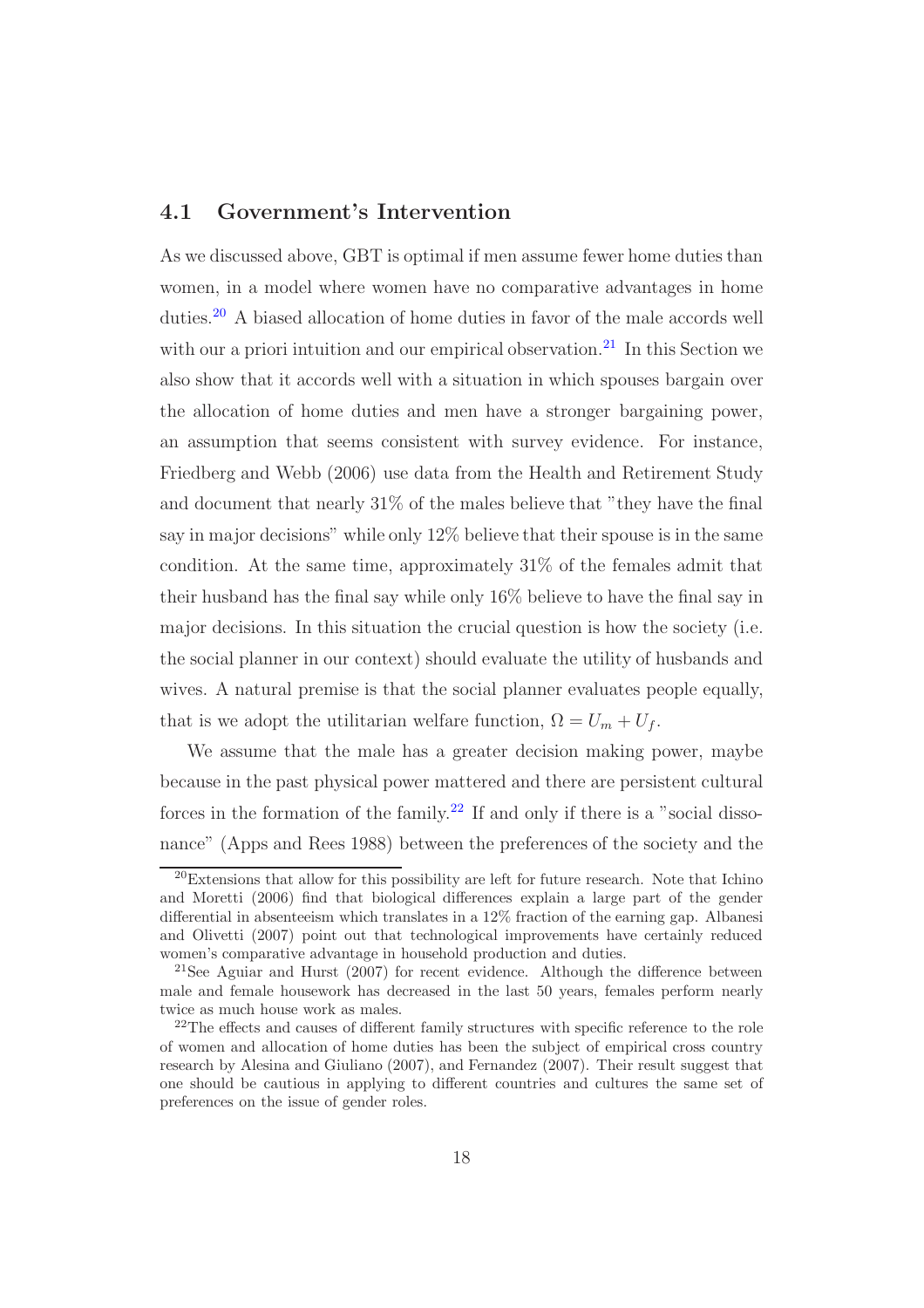## 4.1 Government's Intervention

As we discussed above, GBT is optimal if men assume fewer home duties than women, in a model where women have no comparative advantages in home duties.[20] A biased allocation of home duties in favor of the male accords well with our a priori intuition and our empirical observation.[21] In this Section we also show that it accords well with a situation in which spouses bargain over the allocation of home duties and men have a stronger bargaining power, an assumption that seems consistent with survey evidence. For instance, Friedberg and Webb (2006) use data from the Health and Retirement Study and document that nearly 31% of the males believe that "they have the final say in major decisions" while only 12% believe that their spouse is in the same condition. At the same time, approximately 31% of the females admit that their husband has the final say while only 16% believe to have the final say in major decisions. In this situation the crucial question is how the society (i.e. the social planner in our context) should evaluate the utility of husbands and wives. A natural premise is that the social planner evaluates people equally, that is we adopt the utilitarian welfare function, $\Omega = U_m + U_f$.

We assume that the male has a greater decision making power, maybe because in the past physical power mattered and there are persistent cultural forces in the formation of the family.[22] If and only if there is a "social dissonance" (Apps and Rees 1988) between the preferences of the society and the

[20] Extensions that allow for this possibility are left for future research. Note that Ichino and Moretti (2006) find that biological differences explain a large part of the gender differential in absenteeism which translates in a 12% fraction of the earning gap. Albanesi and Olivetti (2007) point out that technological improvements have certainly reduced women's comparative advantage in household production and duties.

[21] See Aguiar and Hurst (2007) for recent evidence. Although the difference between male and female housework has decreased in the last 50 years, females perform nearly twice as much house work as males.

[22] The effects and causes of different family structures with specific reference to the role of women and allocation of home duties has been the subject of empirical cross country research by Alesina and Giuliano (2007), and Fernandez (2007). Their result suggest that one should be cautious in applying to different countries and cultures the same set of preferences on the issue of gender roles.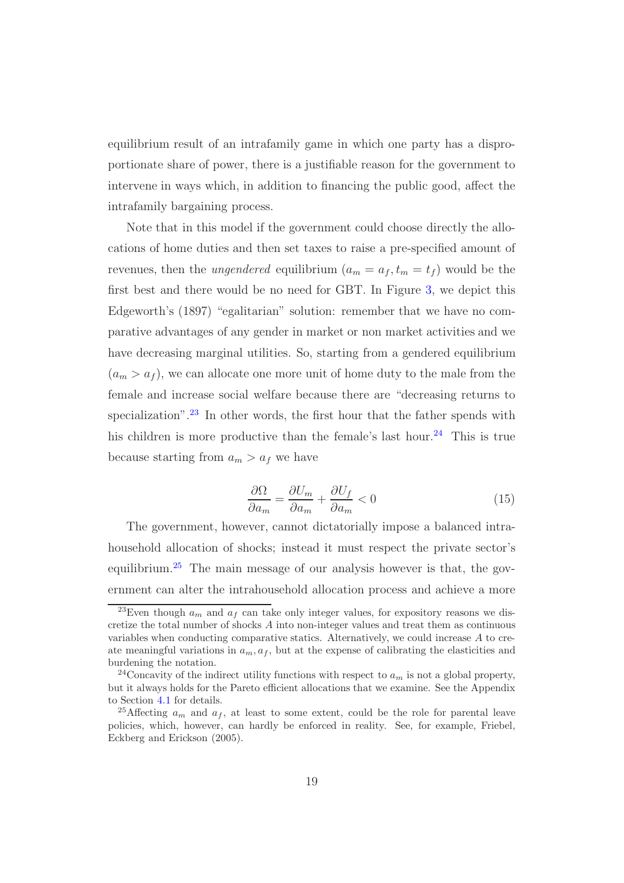equilibrium result of an intrafamily game in which one party has a disproportionate share of power, there is a justifiable reason for the government to intervene in ways which, in addition to financing the public good, affect the intrafamily bargaining process.

Note that in this model if the government could choose directly the allocations of home duties and then set taxes to raise a pre-specified amount of revenues, then the *ungendered* equilibrium ($a_m = a_f, t_m = t_f$) would be the first best and there would be no need for GBT. In Figure 3, we depict this Edgeworth's (1897) "egalitarian" solution: remember that we have no comparative advantages of any gender in market or non market activities and we have decreasing marginal utilities. So, starting from a gendered equilibrium ($a_m > a_f$), we can allocate one more unit of home duty to the male from the female and increase social welfare because there are "decreasing returns to specialization".[23] In other words, the first hour that the father spends with his children is more productive than the female's last hour.[24] This is true because starting from $a_m > a_f$ we have

$$\frac{\partial \Omega}{\partial a_m} = \frac{\partial U_m}{\partial a_m} + \frac{\partial U_f}{\partial a_m} < 0 \tag{15}$$

The government, however, cannot dictatorially impose a balanced intrahousehold allocation of shocks; instead it must respect the private sector's equilibrium.[25] The main message of our analysis however is that, the government can alter the intrahousehold allocation process and achieve a more

[23] Even though $a_m$ and $a_f$ can take only integer values, for expository reasons we discretize the total number of shocks $A$ into non-integer values and treat them as continuous variables when conducting comparative statics. Alternatively, we could increase $A$ to create meaningful variations in $a_m, a_f$, but at the expense of calibrating the elasticities and burdening the notation.

[24] Concavity of the indirect utility functions with respect to $a_m$ is not a global property, but it always holds for the Pareto efficient allocations that we examine. See the Appendix to Section 4.1 for details.

[25] Affecting $a_m$ and $a_f$, at least to some extent, could be the role for parental leave policies, which, however, can hardly be enforced in reality. See, for example, Friebel, Eckberg and Erickson (2005).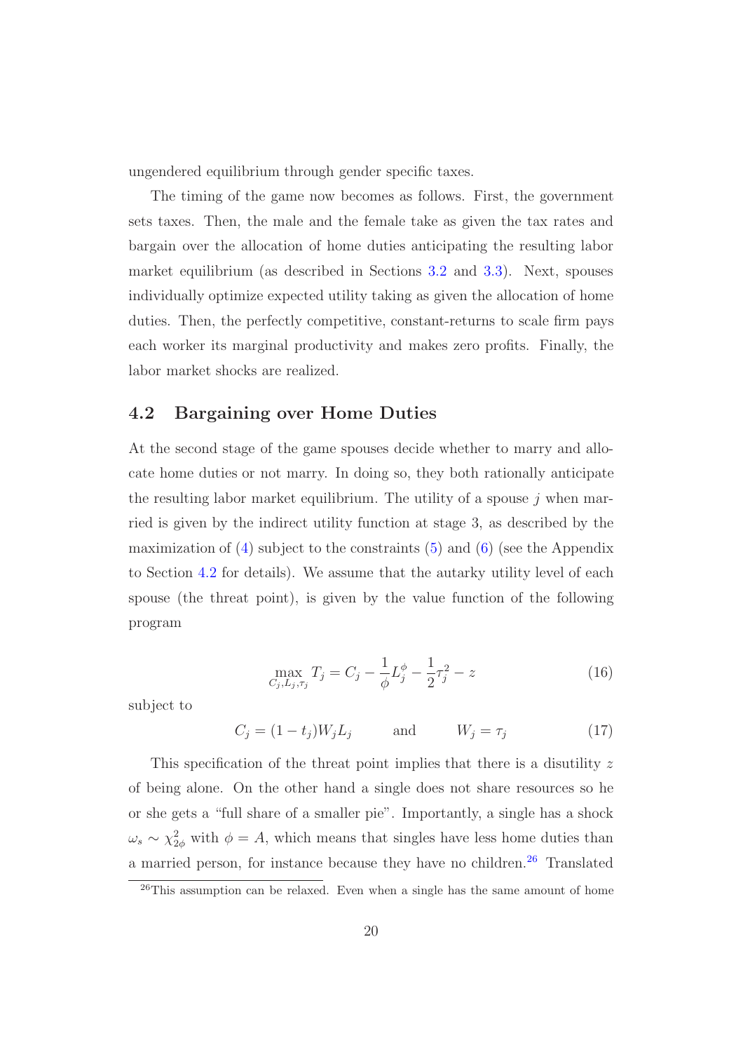ungendered equilibrium through gender specific taxes.

The timing of the game now becomes as follows. First, the government sets taxes. Then, the male and the female take as given the tax rates and bargain over the allocation of home duties anticipating the resulting labor market equilibrium (as described in Sections 3.2 and 3.3). Next, spouses individually optimize expected utility taking as given the allocation of home duties. Then, the perfectly competitive, constant-returns to scale firm pays each worker its marginal productivity and makes zero profits. Finally, the labor market shocks are realized.

## 4.2 Bargaining over Home Duties

At the second stage of the game spouses decide whether to marry and allocate home duties or not marry. In doing so, they both rationally anticipate the resulting labor market equilibrium. The utility of a spouse $j$ when married is given by the indirect utility function at stage 3, as described by the maximization of (4) subject to the constraints (5) and (6) (see the Appendix to Section 4.2 for details). We assume that the autarky utility level of each spouse (the threat point), is given by the value function of the following program

$$\max_{C_j, L_j, \tau_j} T_j = C_j - \frac{1}{\phi} L_j^{\phi} - \frac{1}{2} \tau_j^2 - z \tag{16}$$

subject to

$$C_j = (1 - t_j) W_j L_j \qquad \text{and} \qquad W_j = \tau_j \tag{17}$$

This specification of the threat point implies that there is a disutility $z$ of being alone. On the other hand a single does not share resources so he or she gets a "full share of a smaller pie". Importantly, a single has a shock $\omega_s \sim \chi^2_{2\phi}$ with $\phi = A$, which means that singles have less home duties than a married person, for instance because they have no children.[26] Translated

[26] This assumption can be relaxed. Even when a single has the same amount of home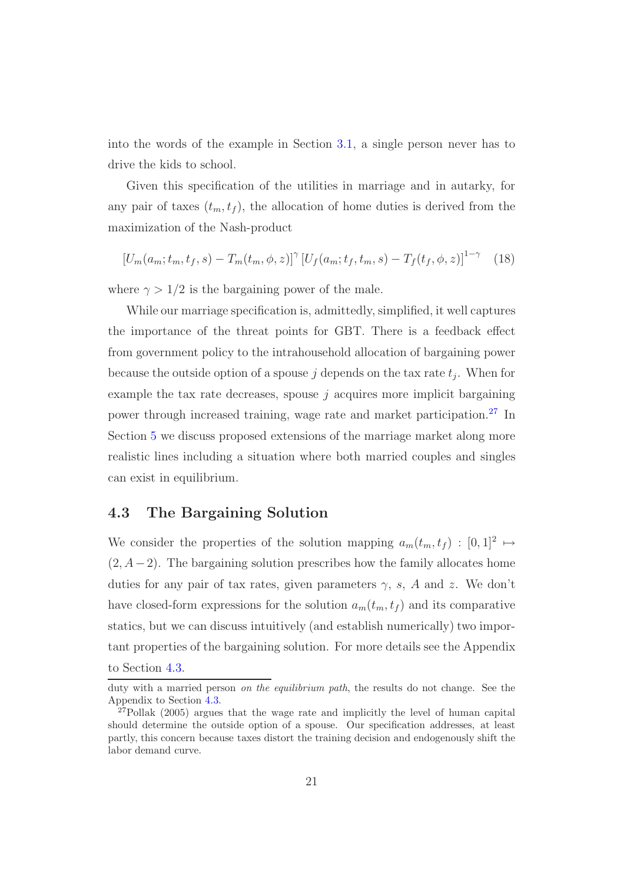into the words of the example in Section 3.1, a single person never has to drive the kids to school.

Given this specification of the utilities in marriage and in autarky, for any pair of taxes $(t_m, t_f)$, the allocation of home duties is derived from the maximization of the Nash-product

$$[U_m(a_m; t_m, t_f, s) - T_m(t_m, \phi, z)]^{\gamma} [U_f(a_m; t_f, t_m, s) - T_f(t_f, \phi, z)]^{1-\gamma} \quad (18)$$

where $\gamma > 1/2$ is the bargaining power of the male.

While our marriage specification is, admittedly, simplified, it well captures the importance of the threat points for GBT. There is a feedback effect from government policy to the intrahousehold allocation of bargaining power because the outside option of a spouse $j$ depends on the tax rate $t_j$. When for example the tax rate decreases, spouse $j$ acquires more implicit bargaining power through increased training, wage rate and market participation.[27] In Section 5 we discuss proposed extensions of the marriage market along more realistic lines including a situation where both married couples and singles can exist in equilibrium.

## 4.3 The Bargaining Solution

We consider the properties of the solution mapping $a_m(t_m, t_f) : [0,1]^2 \mapsto (2, A-2)$. The bargaining solution prescribes how the family allocates home duties for any pair of tax rates, given parameters $\gamma$, $s$, $A$ and $z$. We don't have closed-form expressions for the solution $a_m(t_m, t_f)$ and its comparative statics, but we can discuss intuitively (and establish numerically) two important properties of the bargaining solution. For more details see the Appendix to Section 4.3.

duty with a married person *on the equilibrium path*, the results do not change. See the Appendix to Section 4.3.

[27] Pollak (2005) argues that the wage rate and implicitly the level of human capital should determine the outside option of a spouse. Our specification addresses, at least partly, this concern because taxes distort the training decision and endogenously shift the labor demand curve.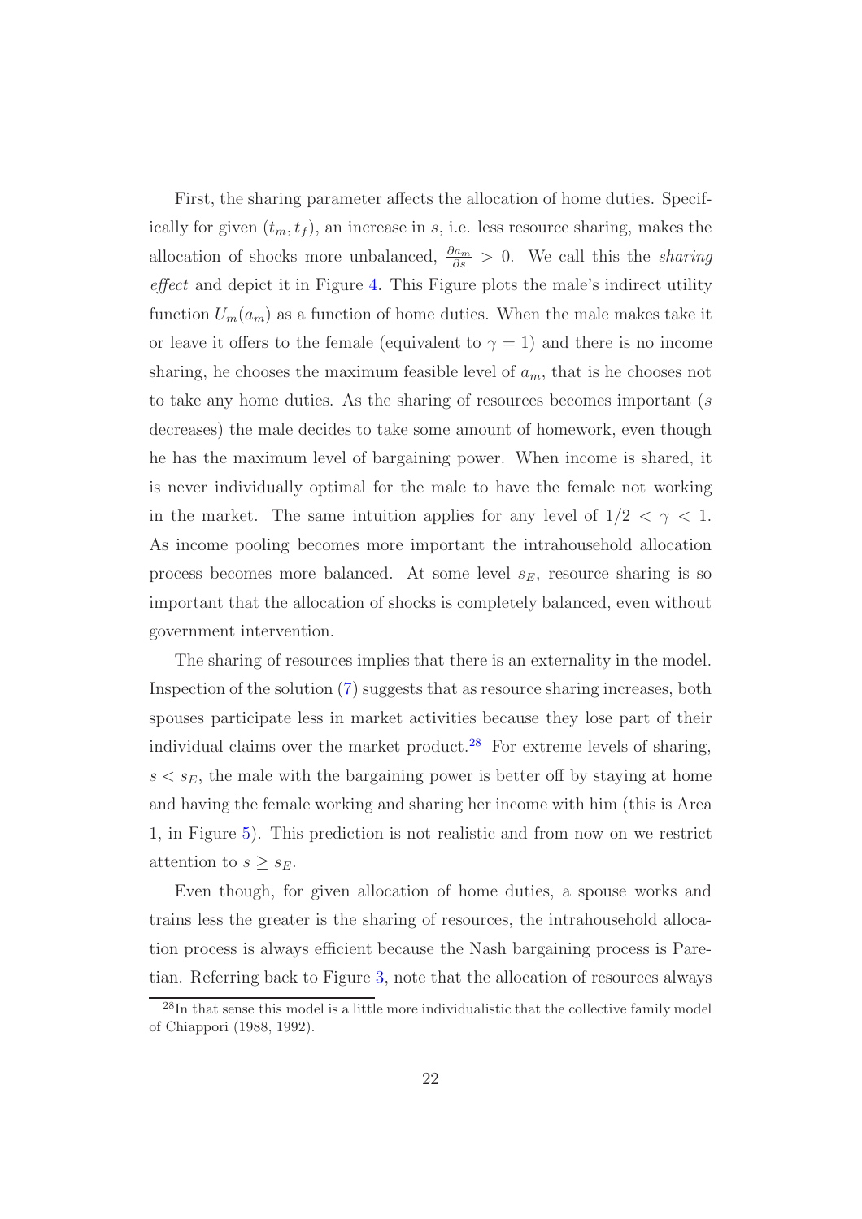First, the sharing parameter affects the allocation of home duties. Specifically for given $(t_m, t_f)$, an increase in $s$, i.e. less resource sharing, makes the allocation of shocks more unbalanced, $\frac{\partial a_m}{\partial s} > 0$. We call this the *sharing effect* and depict it in Figure 4. This Figure plots the male's indirect utility function $U_m(a_m)$ as a function of home duties. When the male makes take it or leave it offers to the female (equivalent to $\gamma = 1$) and there is no income sharing, he chooses the maximum feasible level of $a_m$, that is he chooses not to take any home duties. As the sharing of resources becomes important ($s$ decreases) the male decides to take some amount of homework, even though he has the maximum level of bargaining power. When income is shared, it is never individually optimal for the male to have the female not working in the market. The same intuition applies for any level of $1/2 < \gamma < 1$. As income pooling becomes more important the intrahousehold allocation process becomes more balanced. At some level $s_E$, resource sharing is so important that the allocation of shocks is completely balanced, even without government intervention.

The sharing of resources implies that there is an externality in the model. Inspection of the solution (7) suggests that as resource sharing increases, both spouses participate less in market activities because they lose part of their individual claims over the market product.[28] For extreme levels of sharing, $s < s_E$, the male with the bargaining power is better off by staying at home and having the female working and sharing her income with him (this is Area 1, in Figure 5). This prediction is not realistic and from now on we restrict attention to $s \geq s_E$.

Even though, for given allocation of home duties, a spouse works and trains less the greater is the sharing of resources, the intrahousehold allocation process is always efficient because the Nash bargaining process is Paretian. Referring back to Figure 3, note that the allocation of resources always

[28] In that sense this model is a little more individualistic that the collective family model of Chiappori (1988, 1992).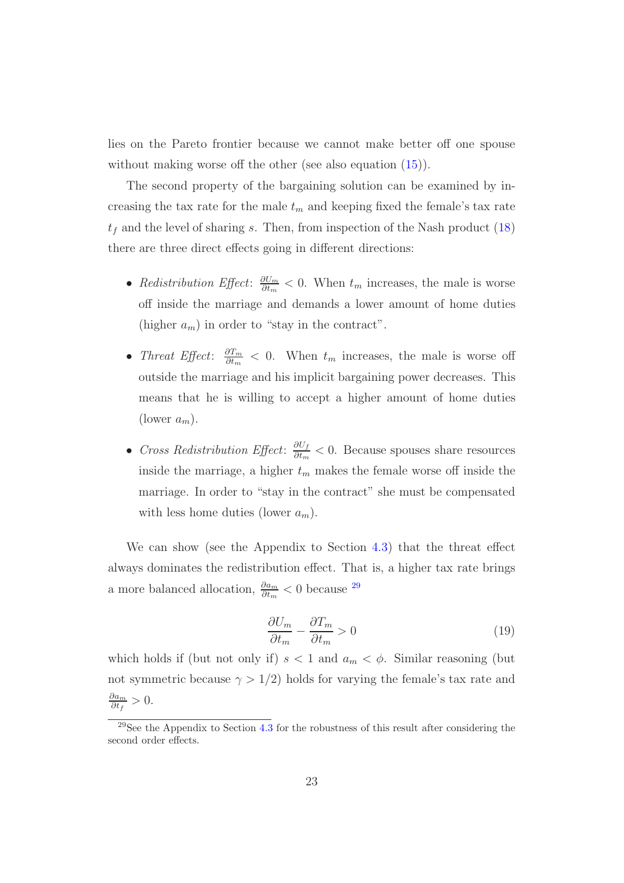lies on the Pareto frontier because we cannot make better off one spouse without making worse off the other (see also equation (15)).

The second property of the bargaining solution can be examined by increasing the tax rate for the male $t_m$ and keeping fixed the female's tax rate $t_f$ and the level of sharing $s$. Then, from inspection of the Nash product (18) there are three direct effects going in different directions:

- *Redistribution Effect*: $\frac{\partial U_m}{\partial t_m} < 0$. When $t_m$ increases, the male is worse off inside the marriage and demands a lower amount of home duties (higher $a_m$) in order to "stay in the contract".
- *Threat Effect*: $\frac{\partial T_m}{\partial t_m} < 0$. When $t_m$ increases, the male is worse off outside the marriage and his implicit bargaining power decreases. This means that he is willing to accept a higher amount of home duties (lower $a_m$).
- *Cross Redistribution Effect*: $\frac{\partial U_f}{\partial t_m} < 0$. Because spouses share resources inside the marriage, a higher $t_m$ makes the female worse off inside the marriage. In order to "stay in the contract" she must be compensated with less home duties (lower $a_m$).

We can show (see the Appendix to Section 4.3) that the threat effect always dominates the redistribution effect. That is, a higher tax rate brings a more balanced allocation, $\frac{\partial a_m}{\partial t_m} < 0$ because [29]

$$\frac{\partial U_m}{\partial t_m} - \frac{\partial T_m}{\partial t_m} > 0 \tag{19}$$

which holds if (but not only if) $s < 1$ and $a_m < \phi$. Similar reasoning (but not symmetric because $\gamma > 1/2$) holds for varying the female's tax rate and $\frac{\partial a_m}{\partial t_f} > 0$.

[29] See the Appendix to Section 4.3 for the robustness of this result after considering the second order effects.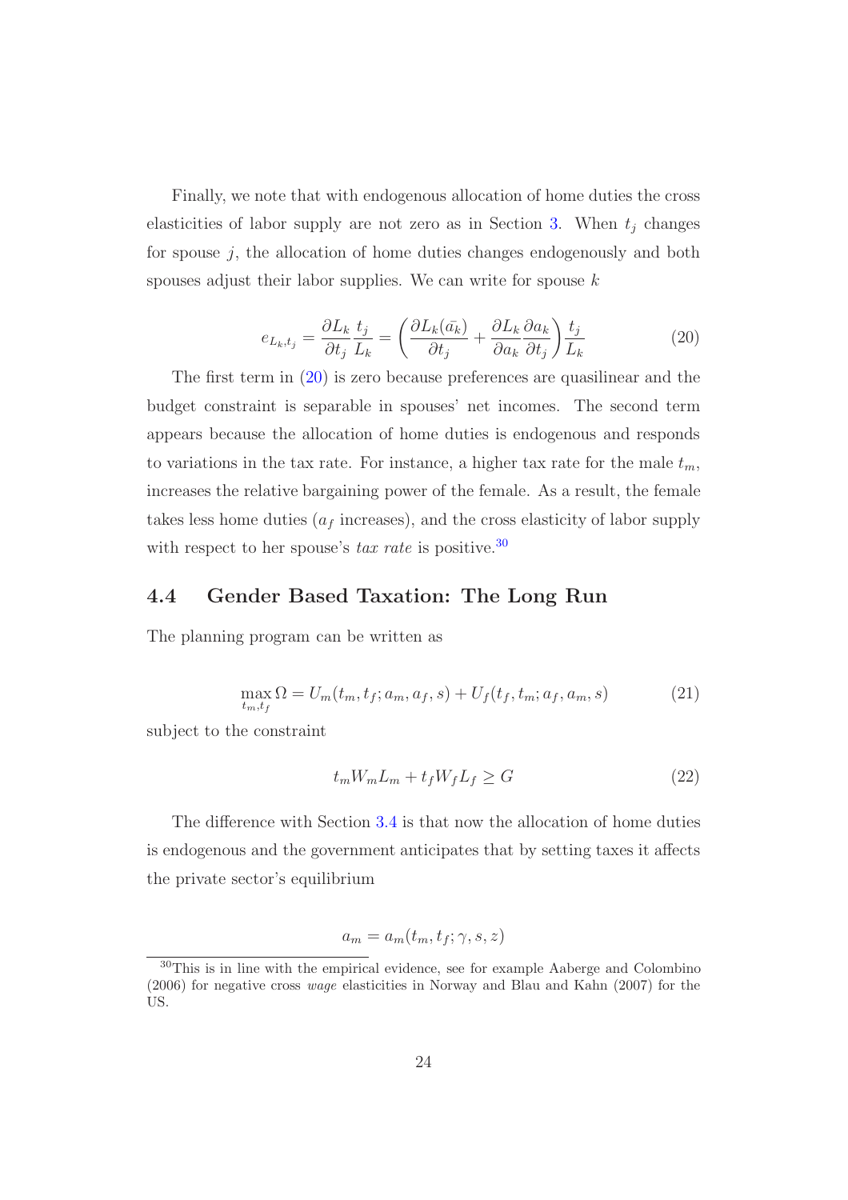Finally, we note that with endogenous allocation of home duties the cross elasticities of labor supply are not zero as in Section 3. When $t_j$ changes for spouse $j$, the allocation of home duties changes endogenously and both spouses adjust their labor supplies. We can write for spouse $k$

$$e_{L_k,t_j} = \frac{\partial L_k}{\partial t_j}\frac{t_j}{L_k} = \left(\frac{\partial L_k(\bar{a_k})}{\partial t_j} + \frac{\partial L_k}{\partial a_k}\frac{\partial a_k}{\partial t_j}\right)\frac{t_j}{L_k} \tag{20}$$

The first term in (20) is zero because preferences are quasilinear and the budget constraint is separable in spouses' net incomes. The second term appears because the allocation of home duties is endogenous and responds to variations in the tax rate. For instance, a higher tax rate for the male $t_m$, increases the relative bargaining power of the female. As a result, the female takes less home duties ($a_f$ increases), and the cross elasticity of labor supply with respect to her spouse's *tax rate* is positive.[30]

## 4.4 Gender Based Taxation: The Long Run

The planning program can be written as

$$\max_{t_m,t_f} \Omega = U_m(t_m, t_f; a_m, a_f, s) + U_f(t_f, t_m; a_f, a_m, s) \tag{21}$$

subject to the constraint

$$t_m W_m L_m + t_f W_f L_f \geq G \tag{22}$$

The difference with Section 3.4 is that now the allocation of home duties is endogenous and the government anticipates that by setting taxes it affects the private sector's equilibrium

$$a_m = a_m(t_m, t_f; \gamma, s, z)$$

[30] This is in line with the empirical evidence, see for example Aaberge and Colombino (2006) for negative cross *wage* elasticities in Norway and Blau and Kahn (2007) for the US.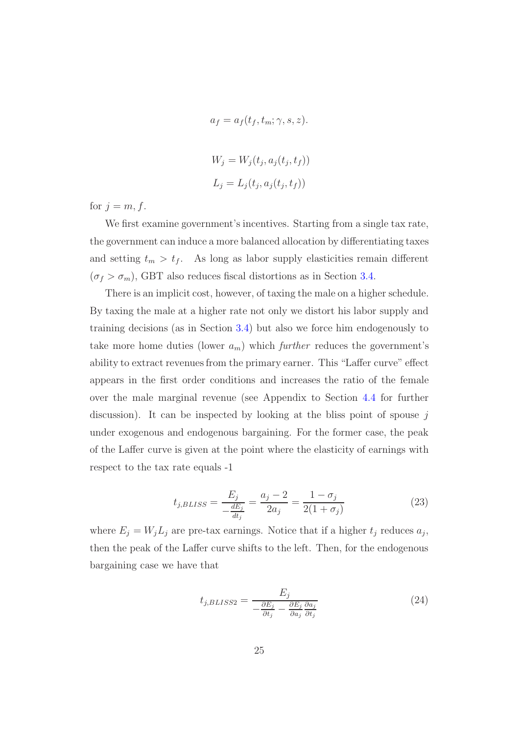$$a_f = a_f(t_f, t_m; \gamma, s, z).$$

$$W_j = W_j(t_j, a_j(t_j, t_f))$$
$$L_j = L_j(t_j, a_j(t_j, t_f))$$

for $j = m, f$.

We first examine government's incentives. Starting from a single tax rate, the government can induce a more balanced allocation by differentiating taxes and setting $t_m > t_f$. As long as labor supply elasticities remain different ($\sigma_f > \sigma_m$), GBT also reduces fiscal distortions as in Section 3.4.

There is an implicit cost, however, of taxing the male on a higher schedule. By taxing the male at a higher rate not only we distort his labor supply and training decisions (as in Section 3.4) but also we force him endogenously to take more home duties (lower $a_m$) which *further* reduces the government's ability to extract revenues from the primary earner. This "Laffer curve" effect appears in the first order conditions and increases the ratio of the female over the male marginal revenue (see Appendix to Section 4.4 for further discussion). It can be inspected by looking at the bliss point of spouse $j$ under exogenous and endogenous bargaining. For the former case, the peak of the Laffer curve is given at the point where the elasticity of earnings with respect to the tax rate equals -1

$$t_{j,BLISS} = \frac{E_j}{-\frac{dE_j}{dt_j}} = \frac{a_j - 2}{2a_j} = \frac{1 - \sigma_j}{2(1 + \sigma_j)} \tag{23}$$

where $E_j = W_j L_j$ are pre-tax earnings. Notice that if a higher $t_j$ reduces $a_j$, then the peak of the Laffer curve shifts to the left. Then, for the endogenous bargaining case we have that

$$t_{j,BLISS2} = \frac{E_j}{-\frac{\partial E_j}{\partial t_j} - \frac{\partial E_j}{\partial a_j}\frac{\partial a_j}{\partial t_j}} \tag{24}$$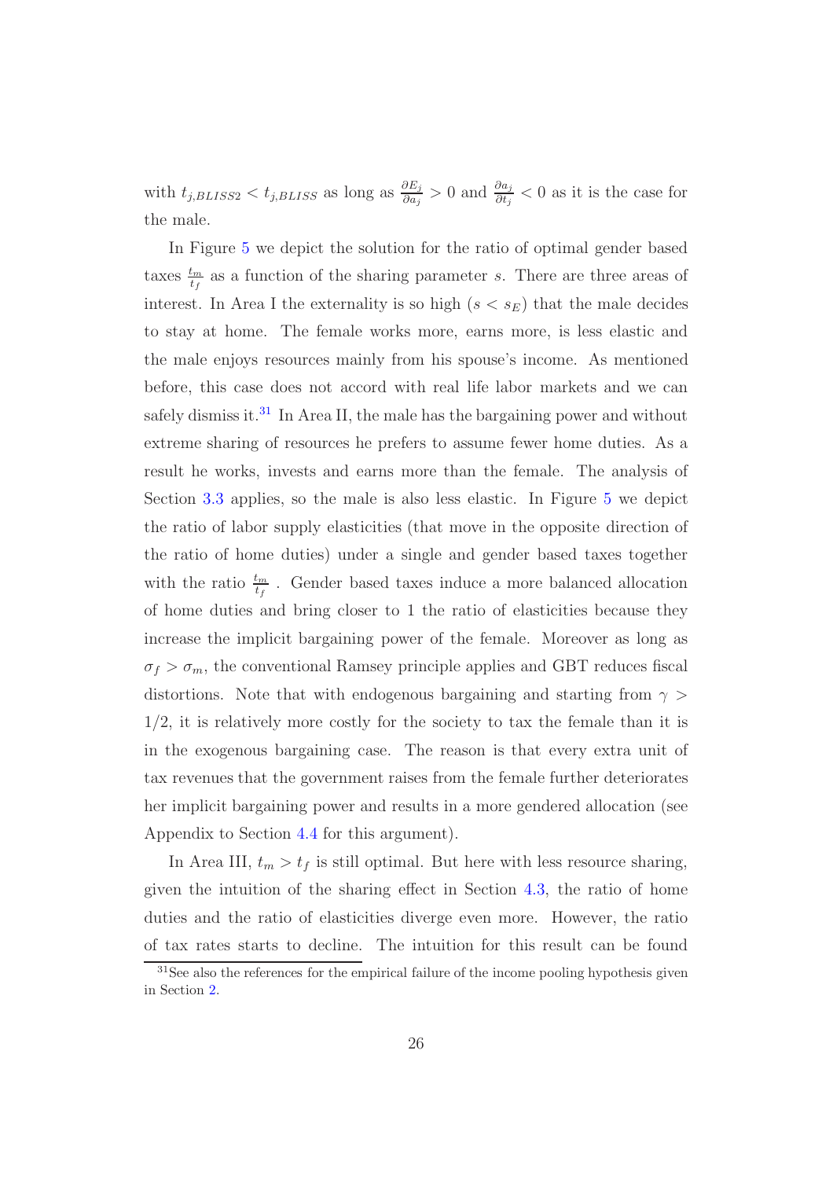with $t_{j,BLISS2} < t_{j,BLISS}$ as long as $\frac{\partial E_j}{\partial a_j} > 0$ and $\frac{\partial a_j}{\partial t_j} < 0$ as it is the case for the male.

In Figure 5 we depict the solution for the ratio of optimal gender based taxes $\frac{t_m}{t_f}$ as a function of the sharing parameter $s$. There are three areas of interest. In Area I the externality is so high ($s < s_E$) that the male decides to stay at home. The female works more, earns more, is less elastic and the male enjoys resources mainly from his spouse's income. As mentioned before, this case does not accord with real life labor markets and we can safely dismiss it.[31] In Area II, the male has the bargaining power and without extreme sharing of resources he prefers to assume fewer home duties. As a result he works, invests and earns more than the female. The analysis of Section 3.3 applies, so the male is also less elastic. In Figure 5 we depict the ratio of labor supply elasticities (that move in the opposite direction of the ratio of home duties) under a single and gender based taxes together with the ratio $\frac{t_m}{t_f}$ . Gender based taxes induce a more balanced allocation of home duties and bring closer to 1 the ratio of elasticities because they increase the implicit bargaining power of the female. Moreover as long as $\sigma_f > \sigma_m$, the conventional Ramsey principle applies and GBT reduces fiscal distortions. Note that with endogenous bargaining and starting from $\gamma > 1/2$, it is relatively more costly for the society to tax the female than it is in the exogenous bargaining case. The reason is that every extra unit of tax revenues that the government raises from the female further deteriorates her implicit bargaining power and results in a more gendered allocation (see Appendix to Section 4.4 for this argument).

In Area III, $t_m > t_f$ is still optimal. But here with less resource sharing, given the intuition of the sharing effect in Section 4.3, the ratio of home duties and the ratio of elasticities diverge even more. However, the ratio of tax rates starts to decline. The intuition for this result can be found

[31] See also the references for the empirical failure of the income pooling hypothesis given in Section 2.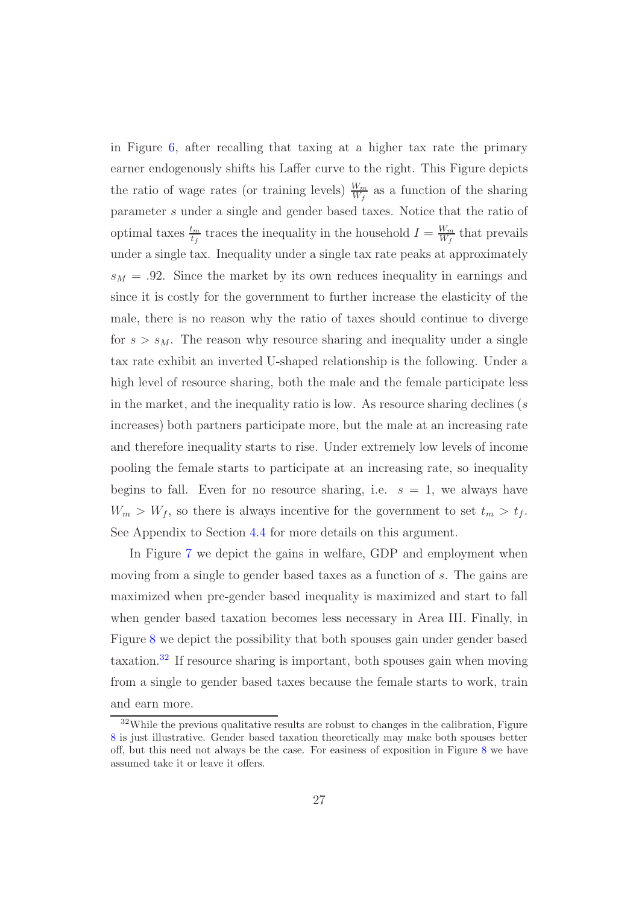in Figure 6, after recalling that taxing at a higher tax rate the primary earner endogenously shifts his Laffer curve to the right. This Figure depicts the ratio of wage rates (or training levels) $\frac{W_m}{W_f}$ as a function of the sharing parameter $s$ under a single and gender based taxes. Notice that the ratio of optimal taxes $\frac{t_m}{t_f}$ traces the inequality in the household $I = \frac{W_m}{W_f}$ that prevails under a single tax. Inequality under a single tax rate peaks at approximately $s_M = .92$. Since the market by its own reduces inequality in earnings and since it is costly for the government to further increase the elasticity of the male, there is no reason why the ratio of taxes should continue to diverge for $s > s_M$. The reason why resource sharing and inequality under a single tax rate exhibit an inverted U-shaped relationship is the following. Under a high level of resource sharing, both the male and the female participate less in the market, and the inequality ratio is low. As resource sharing declines ($s$ increases) both partners participate more, but the male at an increasing rate and therefore inequality starts to rise. Under extremely low levels of income pooling the female starts to participate at an increasing rate, so inequality begins to fall. Even for no resource sharing, i.e. $s = 1$, we always have $W_m > W_f$, so there is always incentive for the government to set $t_m > t_f$. See Appendix to Section 4.4 for more details on this argument.

In Figure 7 we depict the gains in welfare, GDP and employment when moving from a single to gender based taxes as a function of $s$. The gains are maximized when pre-gender based inequality is maximized and start to fall when gender based taxation becomes less necessary in Area III. Finally, in Figure 8 we depict the possibility that both spouses gain under gender based taxation.[32] If resource sharing is important, both spouses gain when moving from a single to gender based taxes because the female starts to work, train and earn more.

[32] While the previous qualitative results are robust to changes in the calibration, Figure 8 is just illustrative. Gender based taxation theoretically may make both spouses better off, but this need not always be the case. For easiness of exposition in Figure 8 we have assumed take it or leave it offers.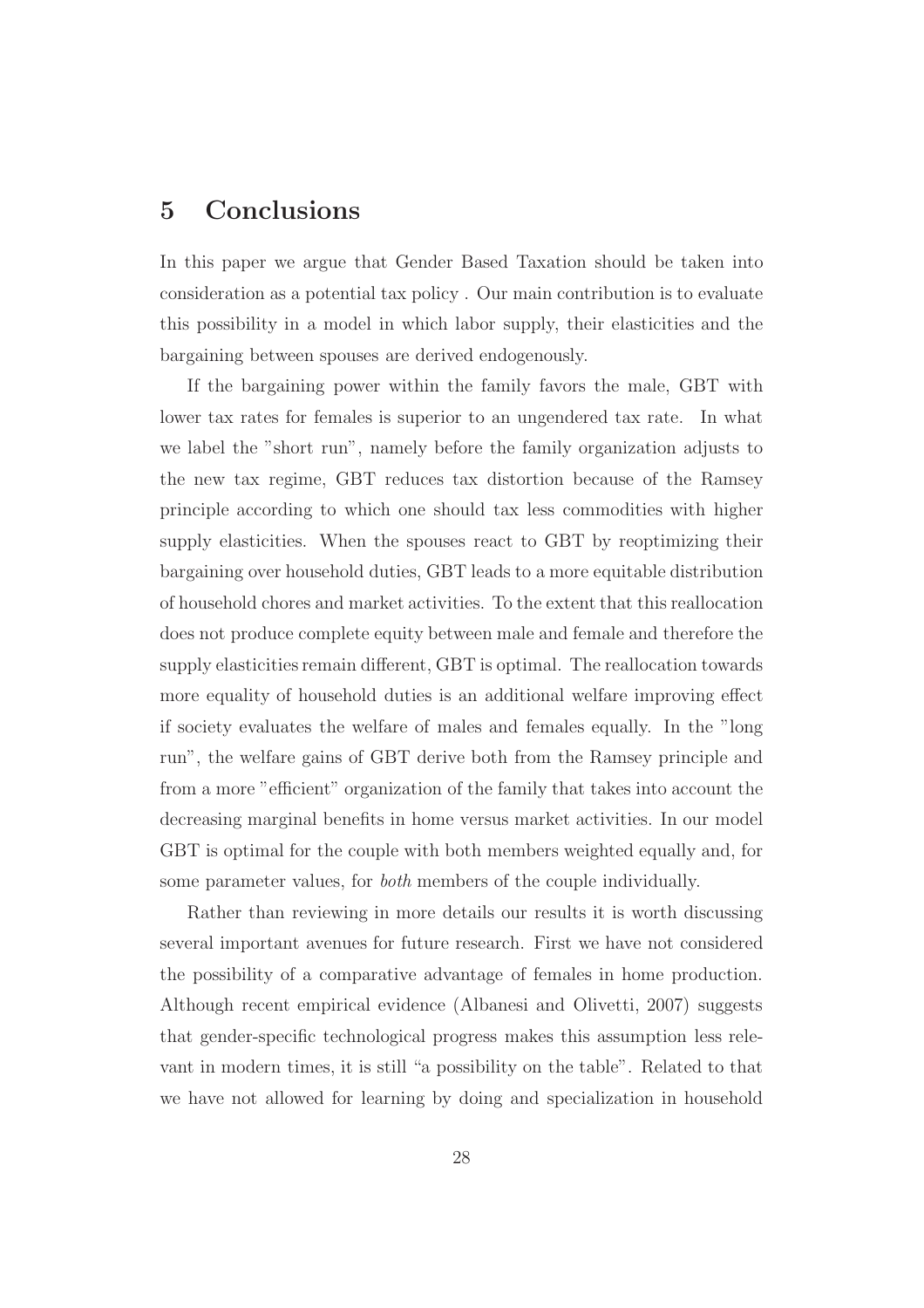## 5 Conclusions

In this paper we argue that Gender Based Taxation should be taken into consideration as a potential tax policy . Our main contribution is to evaluate this possibility in a model in which labor supply, their elasticities and the bargaining between spouses are derived endogenously.

If the bargaining power within the family favors the male, GBT with lower tax rates for females is superior to an ungendered tax rate. In what we label the "short run", namely before the family organization adjusts to the new tax regime, GBT reduces tax distortion because of the Ramsey principle according to which one should tax less commodities with higher supply elasticities. When the spouses react to GBT by reoptimizing their bargaining over household duties, GBT leads to a more equitable distribution of household chores and market activities. To the extent that this reallocation does not produce complete equity between male and female and therefore the supply elasticities remain different, GBT is optimal. The reallocation towards more equality of household duties is an additional welfare improving effect if society evaluates the welfare of males and females equally. In the "long run", the welfare gains of GBT derive both from the Ramsey principle and from a more "efficient" organization of the family that takes into account the decreasing marginal benefits in home versus market activities. In our model GBT is optimal for the couple with both members weighted equally and, for some parameter values, for *both* members of the couple individually.

Rather than reviewing in more details our results it is worth discussing several important avenues for future research. First we have not considered the possibility of a comparative advantage of females in home production. Although recent empirical evidence (Albanesi and Olivetti, 2007) suggests that gender-specific technological progress makes this assumption less relevant in modern times, it is still "a possibility on the table". Related to that we have not allowed for learning by doing and specialization in household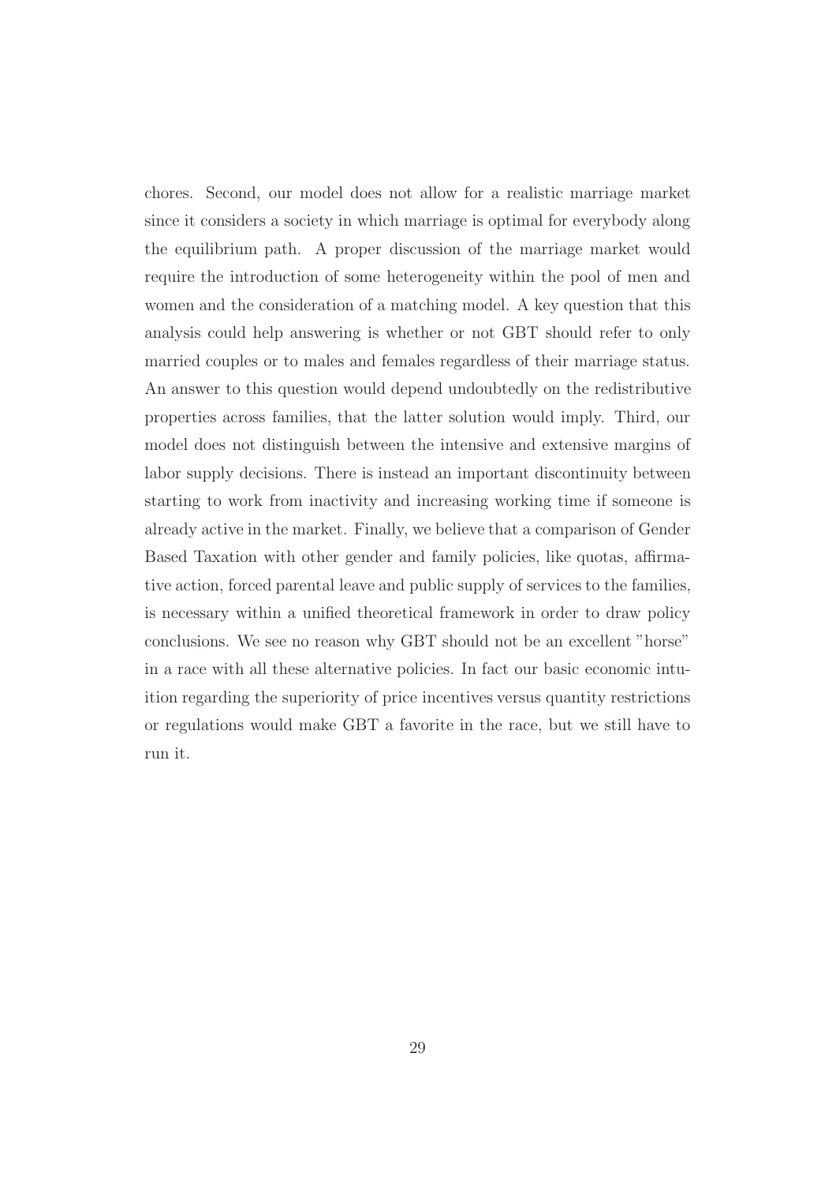chores. Second, our model does not allow for a realistic marriage market since it considers a society in which marriage is optimal for everybody along the equilibrium path. A proper discussion of the marriage market would require the introduction of some heterogeneity within the pool of men and women and the consideration of a matching model. A key question that this analysis could help answering is whether or not GBT should refer to only married couples or to males and females regardless of their marriage status. An answer to this question would depend undoubtedly on the redistributive properties across families, that the latter solution would imply. Third, our model does not distinguish between the intensive and extensive margins of labor supply decisions. There is instead an important discontinuity between starting to work from inactivity and increasing working time if someone is already active in the market. Finally, we believe that a comparison of Gender Based Taxation with other gender and family policies, like quotas, affirmative action, forced parental leave and public supply of services to the families, is necessary within a unified theoretical framework in order to draw policy conclusions. We see no reason why GBT should not be an excellent "horse" in a race with all these alternative policies. In fact our basic economic intuition regarding the superiority of price incentives versus quantity restrictions or regulations would make GBT a favorite in the race, but we still have to run it.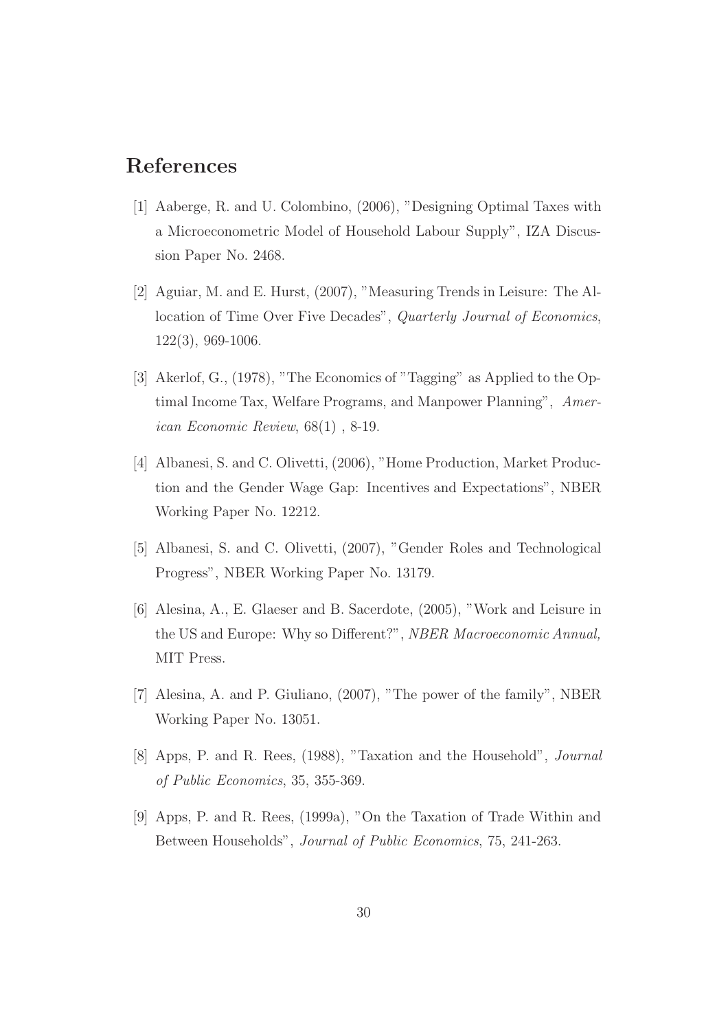# References

[1] Aaberge, R. and U. Colombino, (2006), "Designing Optimal Taxes with a Microeconometric Model of Household Labour Supply", IZA Discussion Paper No. 2468.

[2] Aguiar, M. and E. Hurst, (2007), "Measuring Trends in Leisure: The Allocation of Time Over Five Decades", *Quarterly Journal of Economics*, 122(3), 969-1006.

[3] Akerlof, G., (1978), "The Economics of "Tagging" as Applied to the Optimal Income Tax, Welfare Programs, and Manpower Planning", *American Economic Review*, 68(1) , 8-19.

[4] Albanesi, S. and C. Olivetti, (2006), "Home Production, Market Production and the Gender Wage Gap: Incentives and Expectations", NBER Working Paper No. 12212.

[5] Albanesi, S. and C. Olivetti, (2007), "Gender Roles and Technological Progress", NBER Working Paper No. 13179.

[6] Alesina, A., E. Glaeser and B. Sacerdote, (2005), "Work and Leisure in the US and Europe: Why so Different?", *NBER Macroeconomic Annual,* MIT Press.

[7] Alesina, A. and P. Giuliano, (2007), "The power of the family", NBER Working Paper No. 13051.

[8] Apps, P. and R. Rees, (1988), "Taxation and the Household", *Journal of Public Economics*, 35, 355-369.

[9] Apps, P. and R. Rees, (1999a), "On the Taxation of Trade Within and Between Households", *Journal of Public Economics*, 75, 241-263.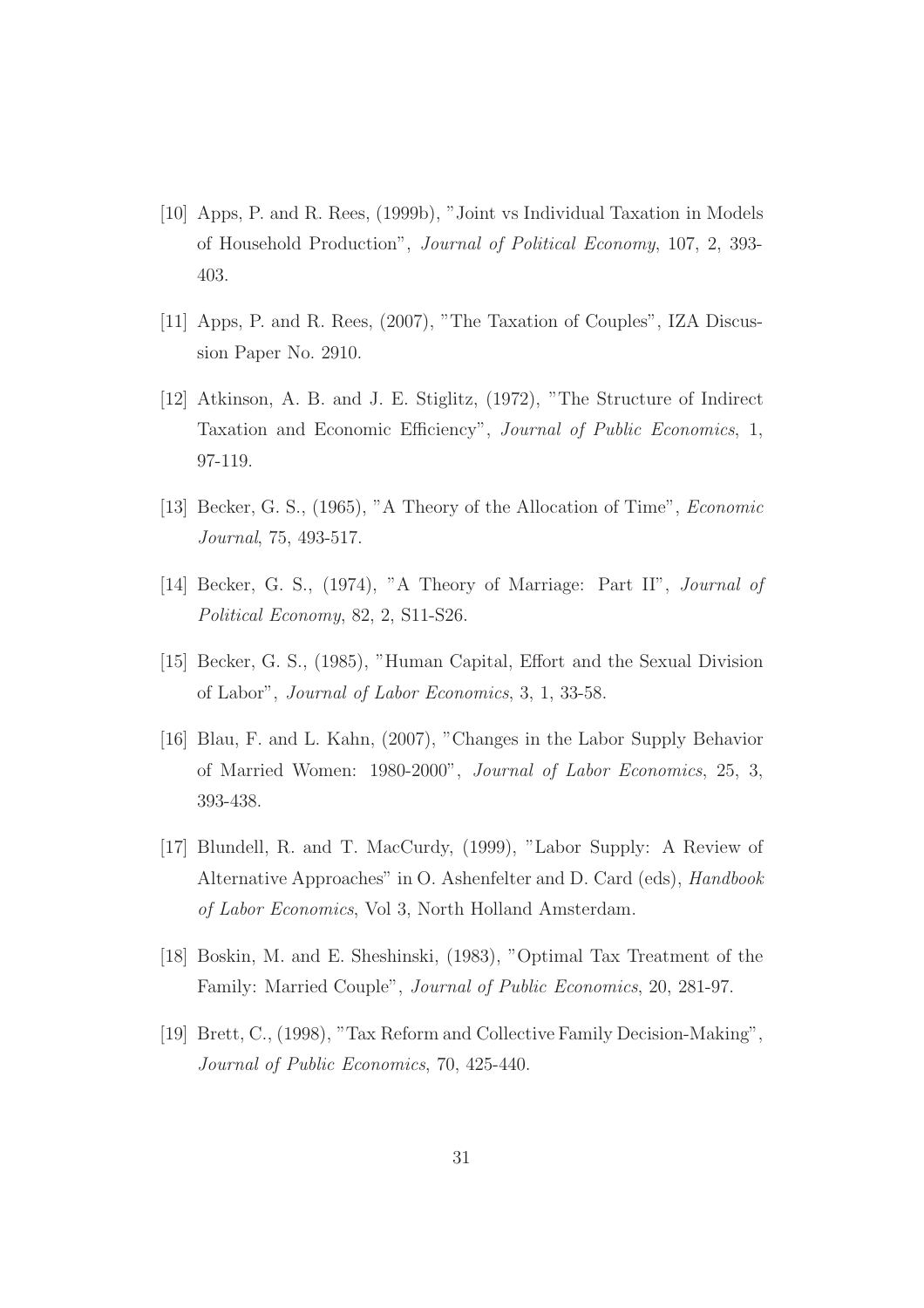[10] Apps, P. and R. Rees, (1999b), "Joint vs Individual Taxation in Models of Household Production", *Journal of Political Economy*, 107, 2, 393-403.

[11] Apps, P. and R. Rees, (2007), "The Taxation of Couples", IZA Discussion Paper No. 2910.

[12] Atkinson, A. B. and J. E. Stiglitz, (1972), "The Structure of Indirect Taxation and Economic Efficiency", *Journal of Public Economics*, 1, 97-119.

[13] Becker, G. S., (1965), "A Theory of the Allocation of Time", *Economic Journal*, 75, 493-517.

[14] Becker, G. S., (1974), "A Theory of Marriage: Part II", *Journal of Political Economy*, 82, 2, S11-S26.

[15] Becker, G. S., (1985), "Human Capital, Effort and the Sexual Division of Labor", *Journal of Labor Economics*, 3, 1, 33-58.

[16] Blau, F. and L. Kahn, (2007), "Changes in the Labor Supply Behavior of Married Women: 1980-2000", *Journal of Labor Economics*, 25, 3, 393-438.

[17] Blundell, R. and T. MacCurdy, (1999), "Labor Supply: A Review of Alternative Approaches" in O. Ashenfelter and D. Card (eds), *Handbook of Labor Economics*, Vol 3, North Holland Amsterdam.

[18] Boskin, M. and E. Sheshinski, (1983), "Optimal Tax Treatment of the Family: Married Couple", *Journal of Public Economics*, 20, 281-97.

[19] Brett, C., (1998), "Tax Reform and Collective Family Decision-Making", *Journal of Public Economics*, 70, 425-440.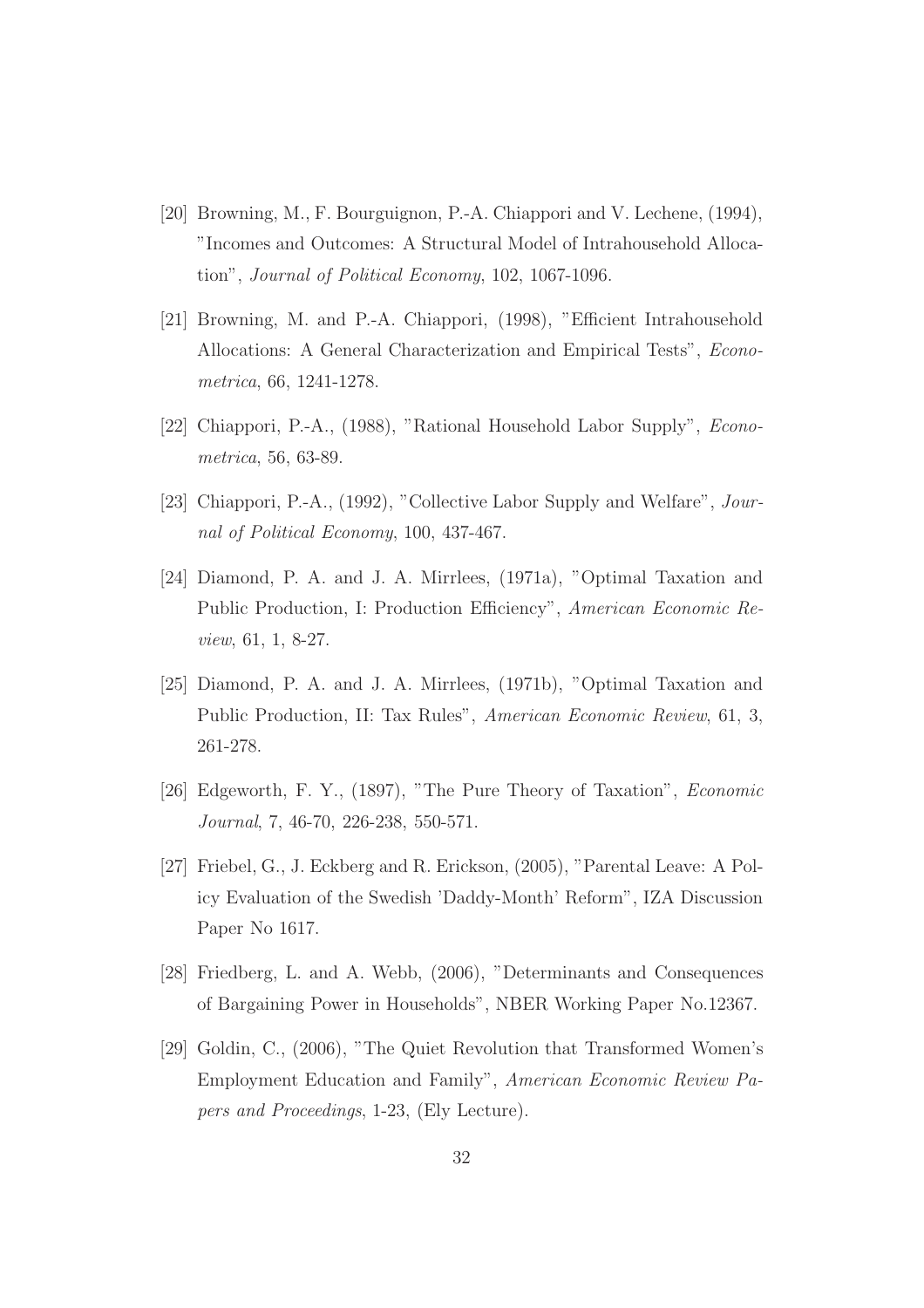[20] Browning, M., F. Bourguignon, P.-A. Chiappori and V. Lechene, (1994), "Incomes and Outcomes: A Structural Model of Intrahousehold Allocation", *Journal of Political Economy*, 102, 1067-1096.

[21] Browning, M. and P.-A. Chiappori, (1998), "Efficient Intrahousehold Allocations: A General Characterization and Empirical Tests", *Econometrica*, 66, 1241-1278.

[22] Chiappori, P.-A., (1988), "Rational Household Labor Supply", *Econometrica*, 56, 63-89.

[23] Chiappori, P.-A., (1992), "Collective Labor Supply and Welfare", *Journal of Political Economy*, 100, 437-467.

[24] Diamond, P. A. and J. A. Mirrlees, (1971a), "Optimal Taxation and Public Production, I: Production Efficiency", *American Economic Review*, 61, 1, 8-27.

[25] Diamond, P. A. and J. A. Mirrlees, (1971b), "Optimal Taxation and Public Production, II: Tax Rules", *American Economic Review*, 61, 3, 261-278.

[26] Edgeworth, F. Y., (1897), "The Pure Theory of Taxation", *Economic Journal*, 7, 46-70, 226-238, 550-571.

[27] Friebel, G., J. Eckberg and R. Erickson, (2005), "Parental Leave: A Policy Evaluation of the Swedish 'Daddy-Month' Reform", IZA Discussion Paper No 1617.

[28] Friedberg, L. and A. Webb, (2006), "Determinants and Consequences of Bargaining Power in Households", NBER Working Paper No.12367.

[29] Goldin, C., (2006), "The Quiet Revolution that Transformed Women's Employment Education and Family", *American Economic Review Papers and Proceedings*, 1-23, (Ely Lecture).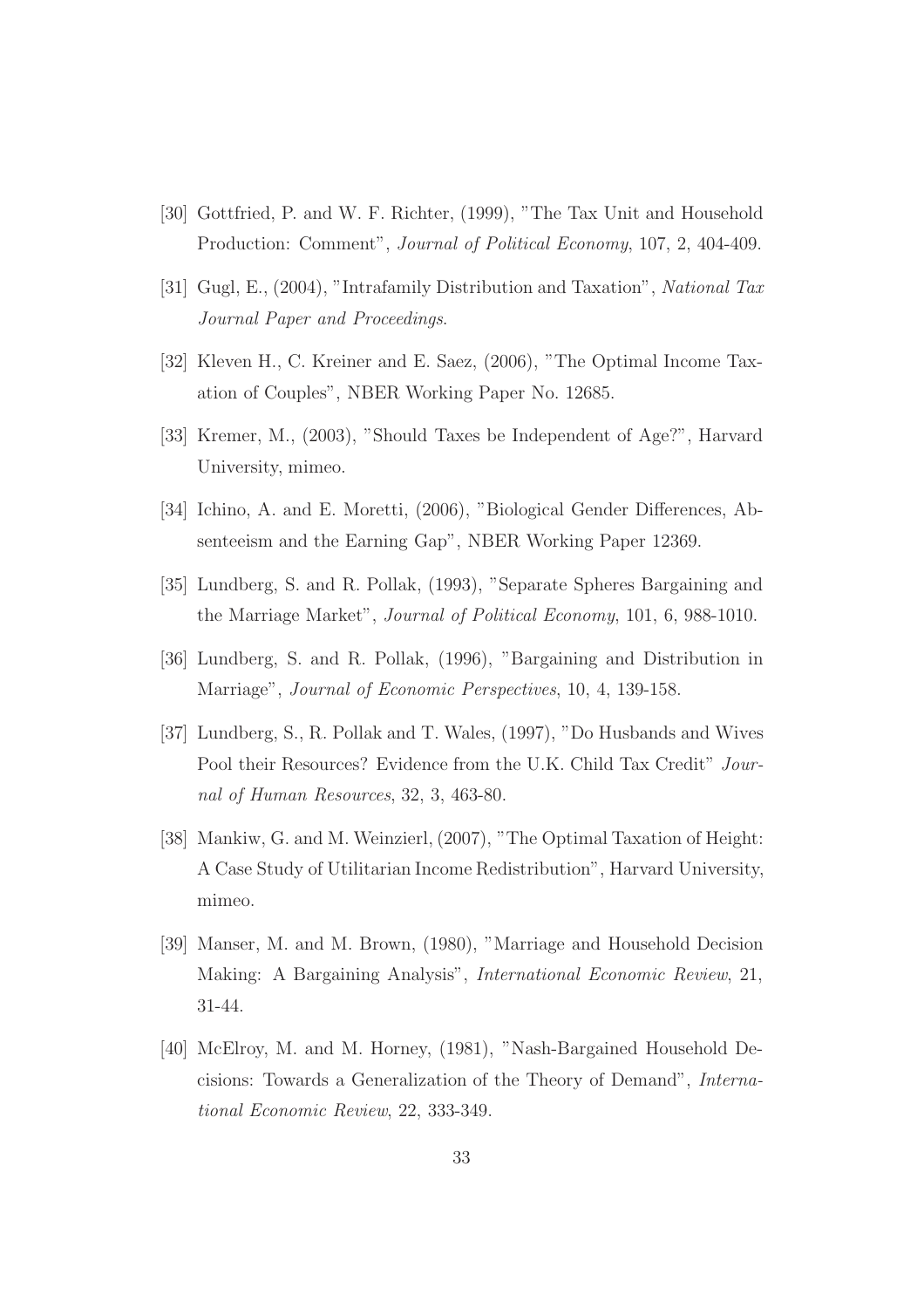[30] Gottfried, P. and W. F. Richter, (1999), "The Tax Unit and Household Production: Comment", *Journal of Political Economy*, 107, 2, 404-409.

[31] Gugl, E., (2004), "Intrafamily Distribution and Taxation", *National Tax Journal Paper and Proceedings*.

[32] Kleven H., C. Kreiner and E. Saez, (2006), "The Optimal Income Taxation of Couples", NBER Working Paper No. 12685.

[33] Kremer, M., (2003), "Should Taxes be Independent of Age?", Harvard University, mimeo.

[34] Ichino, A. and E. Moretti, (2006), "Biological Gender Differences, Absenteeism and the Earning Gap", NBER Working Paper 12369.

[35] Lundberg, S. and R. Pollak, (1993), "Separate Spheres Bargaining and the Marriage Market", *Journal of Political Economy*, 101, 6, 988-1010.

[36] Lundberg, S. and R. Pollak, (1996), "Bargaining and Distribution in Marriage", *Journal of Economic Perspectives*, 10, 4, 139-158.

[37] Lundberg, S., R. Pollak and T. Wales, (1997), "Do Husbands and Wives Pool their Resources? Evidence from the U.K. Child Tax Credit" *Journal of Human Resources*, 32, 3, 463-80.

[38] Mankiw, G. and M. Weinzierl, (2007), "The Optimal Taxation of Height: A Case Study of Utilitarian Income Redistribution", Harvard University, mimeo.

[39] Manser, M. and M. Brown, (1980), "Marriage and Household Decision Making: A Bargaining Analysis", *International Economic Review*, 21, 31-44.

[40] McElroy, M. and M. Horney, (1981), "Nash-Bargained Household Decisions: Towards a Generalization of the Theory of Demand", *International Economic Review*, 22, 333-349.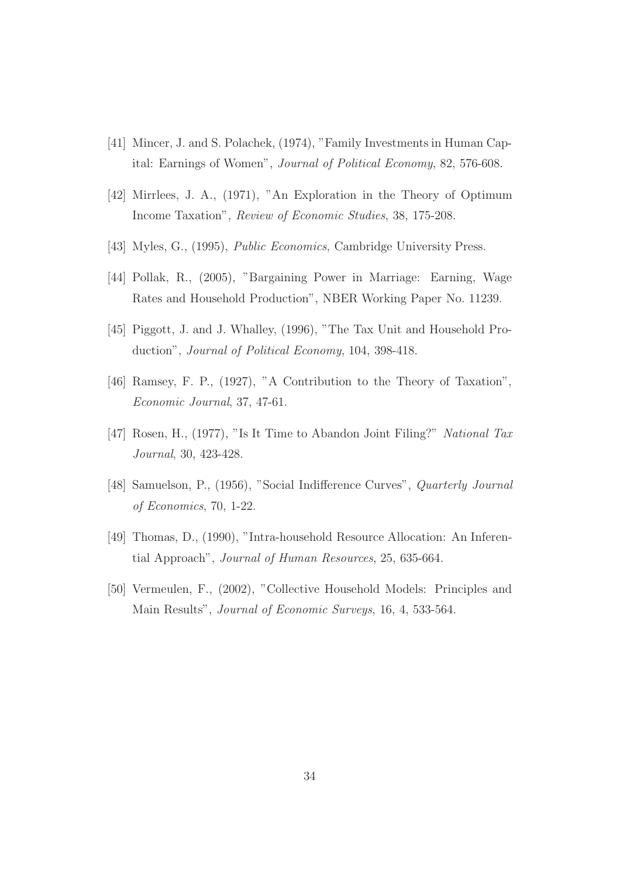[41] Mincer, J. and S. Polachek, (1974), "Family Investments in Human Capital: Earnings of Women", *Journal of Political Economy*, 82, 576-608.

[42] Mirrlees, J. A., (1971), "An Exploration in the Theory of Optimum Income Taxation", *Review of Economic Studies*, 38, 175-208.

[43] Myles, G., (1995), *Public Economics*, Cambridge University Press.

[44] Pollak, R., (2005), "Bargaining Power in Marriage: Earning, Wage Rates and Household Production", NBER Working Paper No. 11239.

[45] Piggott, J. and J. Whalley, (1996), "The Tax Unit and Household Production", *Journal of Political Economy*, 104, 398-418.

[46] Ramsey, F. P., (1927), "A Contribution to the Theory of Taxation", *Economic Journal*, 37, 47-61.

[47] Rosen, H., (1977), "Is It Time to Abandon Joint Filing?" *National Tax Journal*, 30, 423-428.

[48] Samuelson, P., (1956), "Social Indifference Curves", *Quarterly Journal of Economics*, 70, 1-22.

[49] Thomas, D., (1990), "Intra-household Resource Allocation: An Inferential Approach", *Journal of Human Resources*, 25, 635-664.

[50] Vermeulen, F., (2002), "Collective Household Models: Principles and Main Results", *Journal of Economic Surveys*, 16, 4, 533-564.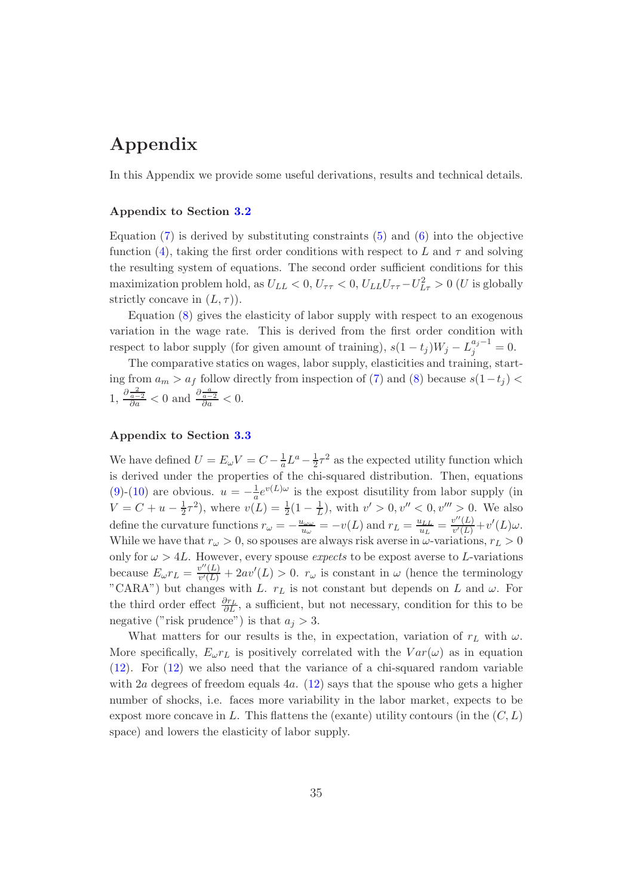# Appendix

In this Appendix we provide some useful derivations, results and technical details.

### Appendix to Section 3.2

Equation (7) is derived by substituting constraints (5) and (6) into the objective function (4), taking the first order conditions with respect to $L$ and $\tau$ and solving the resulting system of equations. The second order sufficient conditions for this maximization problem hold, as $U_{LL} < 0$, $U_{\tau\tau} < 0$, $U_{LL}U_{\tau\tau} - U_{L\tau}^2 > 0$ ($U$ is globally strictly concave in $(L, \tau)$).

Equation (8) gives the elasticity of labor supply with respect to an exogenous variation in the wage rate. This is derived from the first order condition with respect to labor supply (for given amount of training), $s(1-t_j)W_j - L_j^{a_j-1} = 0$.

The comparative statics on wages, labor supply, elasticities and training, starting from $a_m > a_f$ follow directly from inspection of (7) and (8) because $s(1-t_j) < 1$, $\frac{\partial \frac{2}{a-2}}{\partial a} < 0$ and $\frac{\partial \frac{a}{a-2}}{\partial a} < 0$.

### Appendix to Section 3.3

We have defined $U = E_\omega V = C - \frac{1}{a}L^a - \frac{1}{2}\tau^2$ as the expected utility function which is derived under the properties of the chi-squared distribution. Then, equations (9)-(10) are obvious. $u = -\frac{1}{a}e^{v(L)\omega}$ is the expost disutility from labor supply (in $V = C + u - \frac{1}{2}\tau^2$), where $v(L) = \frac{1}{2}(1 - \frac{1}{L})$, with $v' > 0, v'' < 0, v''' > 0$. We also define the curvature functions $r_\omega = -\frac{u_{\omega\omega}}{u_\omega} = -v(L)$ and $r_L = \frac{u_{LL}}{u_L} = \frac{v''(L)}{v'(L)} + v'(L)\omega$. While we have that $r_\omega > 0$, so spouses are always risk averse in $\omega$-variations, $r_L > 0$ only for $\omega > 4L$. However, every spouse *expects* to be expost averse to $L$-variations because $E_\omega r_L = \frac{v''(L)}{v'(L)} + 2av'(L) > 0$. $r_\omega$ is constant in $\omega$ (hence the terminology "CARA") but changes with $L$. $r_L$ is not constant but depends on $L$ and $\omega$. For the third order effect $\frac{\partial r_L}{\partial L}$, a sufficient, but not necessary, condition for this to be negative ("risk prudence") is that $a_j > 3$.

What matters for our results is the, in expectation, variation of $r_L$ with $\omega$. More specifically, $E_\omega r_L$ is positively correlated with the $Var(\omega)$ as in equation (12). For (12) we also need that the variance of a chi-squared random variable with $2a$ degrees of freedom equals $4a$. (12) says that the spouse who gets a higher number of shocks, i.e. faces more variability in the labor market, expects to be expost more concave in $L$. This flattens the (exante) utility contours (in the $(C, L)$ space) and lowers the elasticity of labor supply.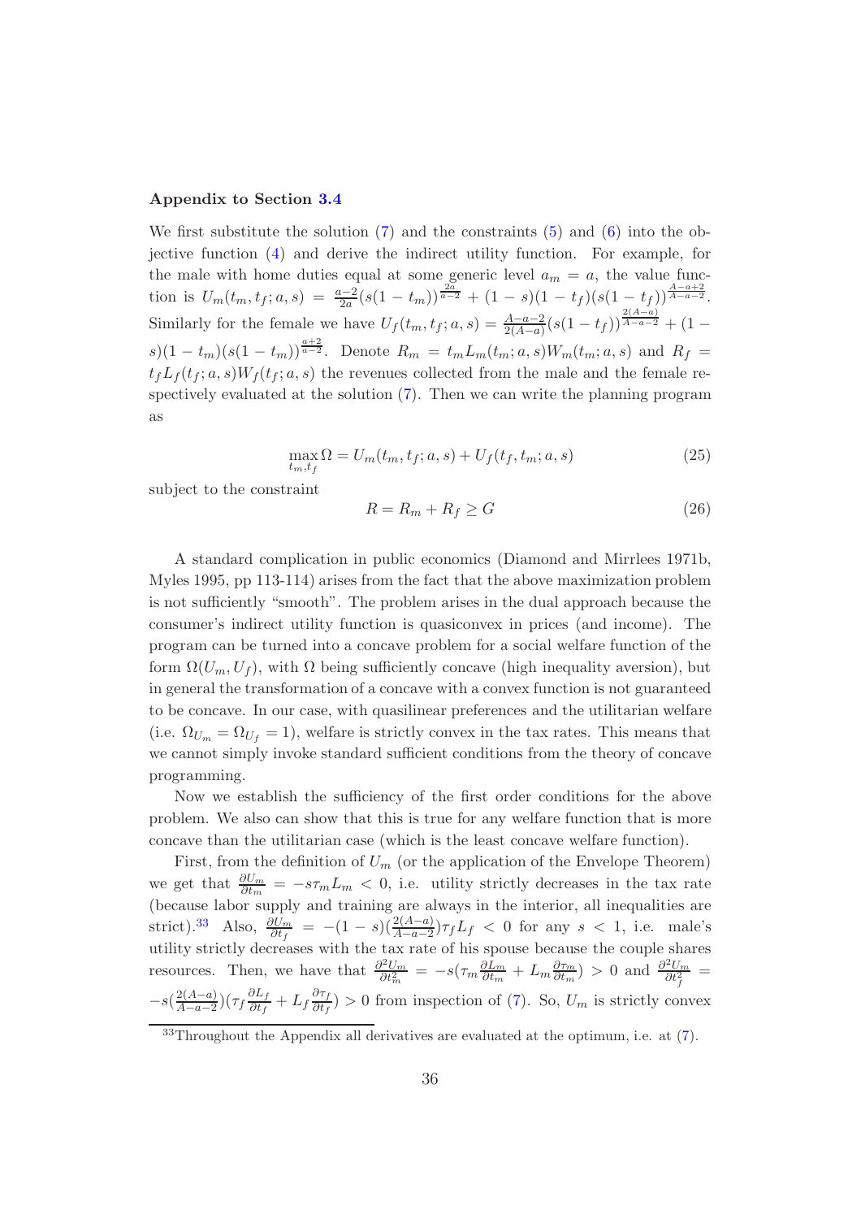**Appendix to Section 3.4**

We first substitute the solution (7) and the constraints (5) and (6) into the objective function (4) and derive the indirect utility function. For example, for the male with home duties equal at some generic level $a_m = a$, the value function is $U_m(t_m, t_f; a, s) = \frac{a-2}{2a}(s(1-t_m))^{\frac{2a}{a-2}} + (1-s)(1-t_f)(s(1-t_f))^{\frac{A-a+2}{A-a-2}}$. Similarly for the female we have $U_f(t_m, t_f; a, s) = \frac{A-a-2}{2(A-a)}(s(1-t_f))^{\frac{2(A-a)}{A-a-2}} + (1-s)(1-t_m)(s(1-t_m))^{\frac{a+2}{a-2}}$. Denote $R_m = t_m L_m(t_m; a, s) W_m(t_m; a, s)$ and $R_f = t_f L_f(t_f; a, s) W_f(t_f; a, s)$ the revenues collected from the male and the female respectively evaluated at the solution (7). Then we can write the planning program as

$$\max_{t_m, t_f} \Omega = U_m(t_m, t_f; a, s) + U_f(t_f, t_m; a, s) \tag{25}$$

subject to the constraint

$$R = R_m + R_f \geq G \tag{26}$$

A standard complication in public economics (Diamond and Mirrlees 1971b, Myles 1995, pp 113-114) arises from the fact that the above maximization problem is not sufficiently "smooth". The problem arises in the dual approach because the consumer's indirect utility function is quasiconvex in prices (and income). The program can be turned into a concave problem for a social welfare function of the form $\Omega(U_m, U_f)$, with $\Omega$ being sufficiently concave (high inequality aversion), but in general the transformation of a concave with a convex function is not guaranteed to be concave. In our case, with quasilinear preferences and the utilitarian welfare (i.e. $\Omega_{U_m} = \Omega_{U_f} = 1$), welfare is strictly convex in the tax rates. This means that we cannot simply invoke standard sufficient conditions from the theory of concave programming.

Now we establish the sufficiency of the first order conditions for the above problem. We also can show that this is true for any welfare function that is more concave than the utilitarian case (which is the least concave welfare function).

First, from the definition of $U_m$ (or the application of the Envelope Theorem) we get that $\frac{\partial U_m}{\partial t_m} = -s\tau_m L_m < 0$, i.e. utility strictly decreases in the tax rate (because labor supply and training are always in the interior, all inequalities are strict).[33] Also, $\frac{\partial U_m}{\partial t_f} = -(1-s)(\frac{2(A-a)}{A-a-2})\tau_f L_f < 0$ for any $s < 1$, i.e. male's utility strictly decreases with the tax rate of his spouse because the couple shares resources. Then, we have that $\frac{\partial^2 U_m}{\partial t_m^2} = -s(\tau_m \frac{\partial L_m}{\partial t_m} + L_m \frac{\partial \tau_m}{\partial t_m}) > 0$ and $\frac{\partial^2 U_m}{\partial t_f^2} = -s(\frac{2(A-a)}{A-a-2})(\tau_f \frac{\partial L_f}{\partial t_f} + L_f \frac{\partial \tau_f}{\partial t_f}) > 0$ from inspection of (7). So, $U_m$ is strictly convex

[33] Throughout the Appendix all derivatives are evaluated at the optimum, i.e. at (7).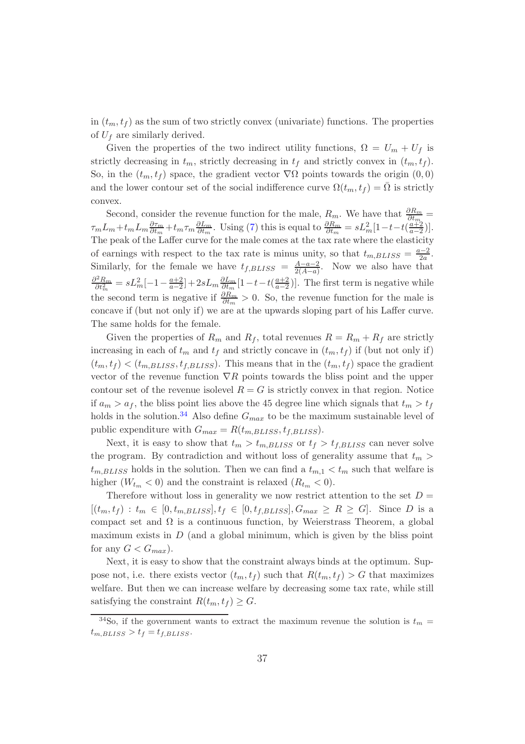in $(t_m, t_f)$ as the sum of two strictly convex (univariate) functions. The properties of $U_f$ are similarly derived.

Given the properties of the two indirect utility functions, $\Omega = U_m + U_f$ is strictly decreasing in $t_m$, strictly decreasing in $t_f$ and strictly convex in $(t_m, t_f)$. So, in the $(t_m, t_f)$ space, the gradient vector $\nabla\Omega$ points towards the origin $(0, 0)$ and the lower contour set of the social indifference curve $\Omega(t_m, t_f) = \bar{\Omega}$ is strictly convex.

Second, consider the revenue function for the male, $R_m$. We have that $\frac{\partial R_m}{\partial t_m} = \tau_m L_m + t_m L_m \frac{\partial \tau_m}{\partial t_m} + t_m \tau_m \frac{\partial L_m}{\partial t_m}$. Using (7) this is equal to $\frac{\partial R_m}{\partial t_m} = sL_m^2[1 - t - t(\frac{a+2}{a-2})]$. The peak of the Laffer curve for the male comes at the tax rate where the elasticity of earnings with respect to the tax rate is minus unity, so that $t_{m,BLISS} = \frac{a-2}{2a}$. Similarly, for the female we have $t_{f,BLISS} = \frac{A-a-2}{2(A-a)}$. Now we also have that $\frac{\partial^2 R_m}{\partial t_m^2} = sL_m^2[-1 - \frac{a+2}{a-2}] + 2sL_m \frac{\partial L_m}{\partial t_m}[1 - t - t(\frac{a+2}{a-2})]$. The first term is negative while the second term is negative if $\frac{\partial R_m}{\partial t_m} > 0$. So, the revenue function for the male is concave if (but not only if) we are at the upwards sloping part of his Laffer curve. The same holds for the female.

Given the properties of $R_m$ and $R_f$, total revenues $R = R_m + R_f$ are strictly increasing in each of $t_m$ and $t_f$ and strictly concave in $(t_m, t_f)$ if (but not only if) $(t_m, t_f) < (t_{m,BLISS}, t_{f,BLISS})$. This means that in the $(t_m, t_f)$ space the gradient vector of the revenue function $\nabla R$ points towards the bliss point and the upper contour set of the revenue isolevel $R = G$ is strictly convex in that region. Notice if $a_m > a_f$, the bliss point lies above the 45 degree line which signals that $t_m > t_f$ holds in the solution.[34] Also define $G_{max}$ to be the maximum sustainable level of public expenditure with $G_{max} = R(t_{m,BLISS}, t_{f,BLISS})$.

Next, it is easy to show that $t_m > t_{m,BLISS}$ or $t_f > t_{f,BLISS}$ can never solve the program. By contradiction and without loss of generality assume that $t_m > t_{m,BLISS}$ holds in the solution. Then we can find a $t_{m,1} < t_m$ such that welfare is higher ($W_{t_m} < 0$) and the constraint is relaxed ($R_{t_m} < 0$).

Therefore without loss in generality we now restrict attention to the set $D = [(t_m, t_f) : t_m \in [0, t_{m,BLISS}], t_f \in [0, t_{f,BLISS}], G_{max} \geq R \geq G]$. Since $D$ is a compact set and $\Omega$ is a continuous function, by Weierstrass Theorem, a global maximum exists in $D$ (and a global minimum, which is given by the bliss point for any $G < G_{max}$).

Next, it is easy to show that the constraint always binds at the optimum. Suppose not, i.e. there exists vector $(t_m, t_f)$ such that $R(t_m, t_f) > G$ that maximizes welfare. But then we can increase welfare by decreasing some tax rate, while still satisfying the constraint $R(t_m, t_f) \geq G$.

[34] So, if the government wants to extract the maximum revenue the solution is $t_m = t_{m,BLISS} > t_f = t_{f,BLISS}$.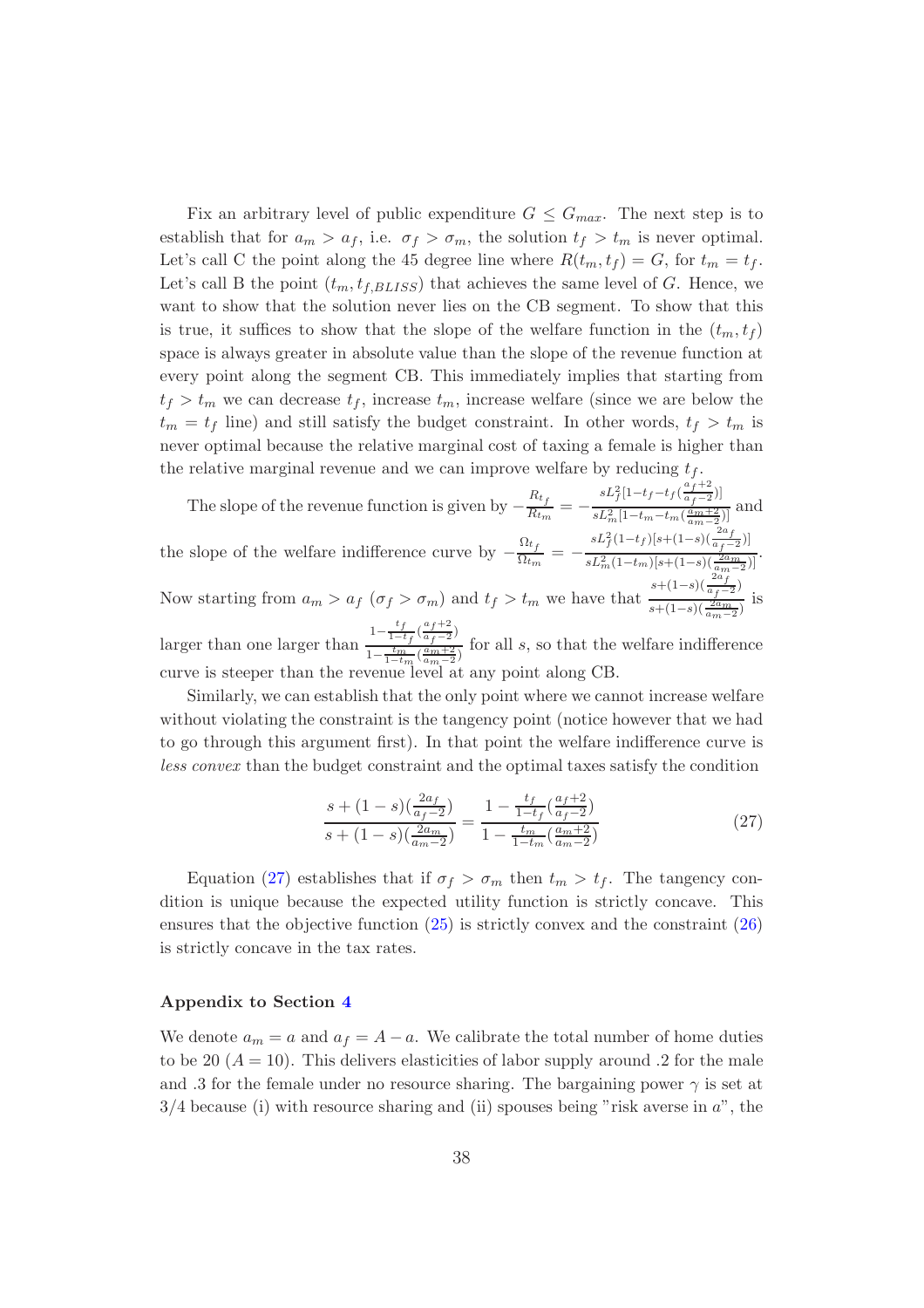Fix an arbitrary level of public expenditure $G \leq G_{max}$. The next step is to establish that for $a_m > a_f$, i.e. $\sigma_f > \sigma_m$, the solution $t_f > t_m$ is never optimal. Let's call C the point along the 45 degree line where $R(t_m, t_f) = G$, for $t_m = t_f$. Let's call B the point $(t_m, t_{f,BLISS})$ that achieves the same level of $G$. Hence, we want to show that the solution never lies on the CB segment. To show that this is true, it suffices to show that the slope of the welfare function in the $(t_m, t_f)$ space is always greater in absolute value than the slope of the revenue function at every point along the segment CB. This immediately implies that starting from $t_f > t_m$ we can decrease $t_f$, increase $t_m$, increase welfare (since we are below the $t_m = t_f$ line) and still satisfy the budget constraint. In other words, $t_f > t_m$ is never optimal because the relative marginal cost of taxing a female is higher than the relative marginal revenue and we can improve welfare by reducing $t_f$.

The slope of the revenue function is given by $-\frac{R_{t_f}}{R_{t_m}} = -\frac{sL_f^2[1-t_f-t_f(\frac{a_f+2}{a_f-2})]}{sL_m^2[1-t_m-t_m(\frac{a_m+2}{a_m-2})]}$ and the slope of the welfare indifference curve by $-\frac{\Omega_{t_f}}{\Omega_{t_m}} = -\frac{sL_f^2(1-t_f)[s+(1-s)(\frac{2a_f}{a_f-2})]}{sL_m^2(1-t_m)[s+(1-s)(\frac{2a_m}{a_m-2})]}$. Now starting from $a_m > a_f$ ($\sigma_f > \sigma_m$) and $t_f > t_m$ we have that $\frac{s+(1-s)(\frac{2a_f}{a_f-2})}{s+(1-s)(\frac{2a_m}{a_m-2})}$ is larger than one larger than $\frac{1-\frac{t_f}{1-t_f}(\frac{a_f+2}{a_f-2})}{1-\frac{t_m}{1-t_m}(\frac{a_m+2}{a_m-2})}$ for all $s$, so that the welfare indifference curve is steeper than the revenue level at any point along CB.

Similarly, we can establish that the only point where we cannot increase welfare without violating the constraint is the tangency point (notice however that we had to go through this argument first). In that point the welfare indifference curve is *less convex* than the budget constraint and the optimal taxes satisfy the condition

$$\frac{s+(1-s)(\frac{2a_f}{a_f-2})}{s+(1-s)(\frac{2a_m}{a_m-2})} = \frac{1-\frac{t_f}{1-t_f}(\frac{a_f+2}{a_f-2})}{1-\frac{t_m}{1-t_m}(\frac{a_m+2}{a_m-2})} \tag{27}$$

Equation (27) establishes that if $\sigma_f > \sigma_m$ then $t_m > t_f$. The tangency condition is unique because the expected utility function is strictly concave. This ensures that the objective function (25) is strictly convex and the constraint (26) is strictly concave in the tax rates.

**Appendix to Section 4**

We denote $a_m = a$ and $a_f = A - a$. We calibrate the total number of home duties to be 20 ($A = 10$). This delivers elasticities of labor supply around .2 for the male and .3 for the female under no resource sharing. The bargaining power $\gamma$ is set at $3/4$ because (i) with resource sharing and (ii) spouses being "risk averse in $a$", the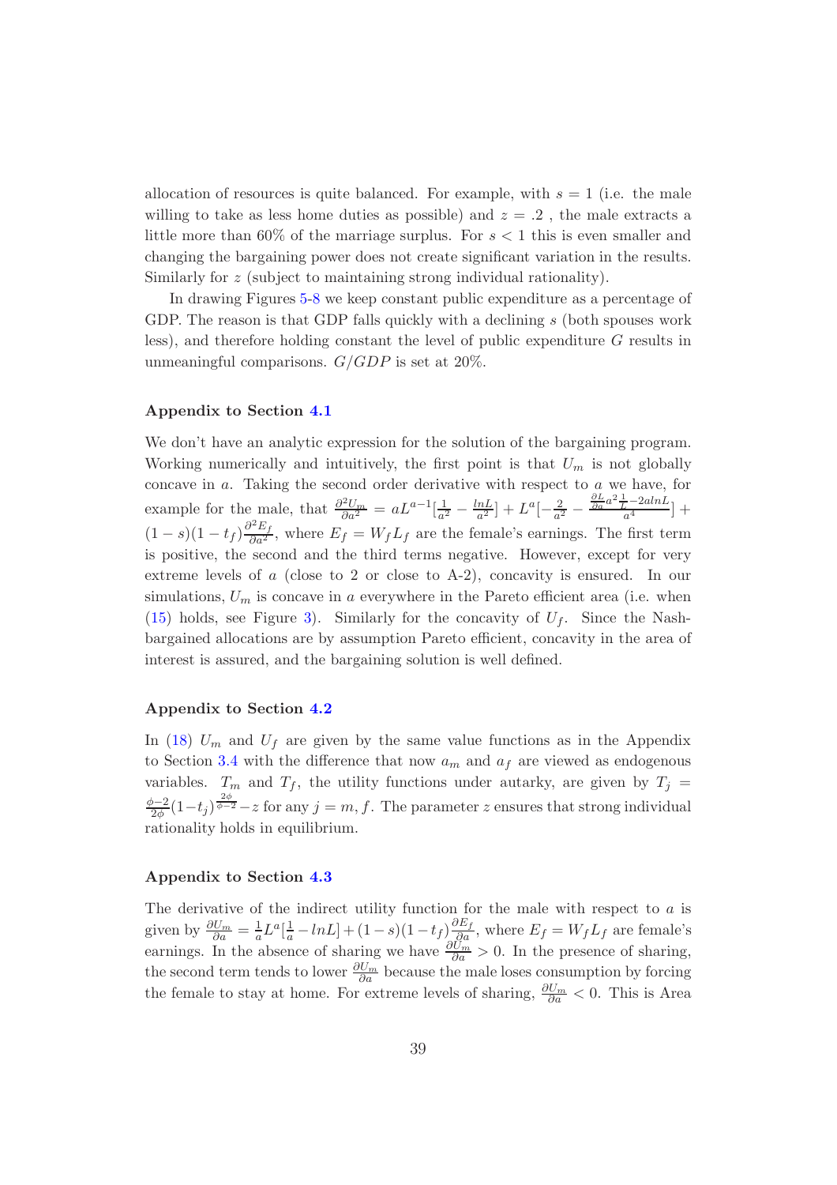allocation of resources is quite balanced. For example, with $s = 1$ (i.e. the male willing to take as less home duties as possible) and $z = .2$ , the male extracts a little more than 60% of the marriage surplus. For $s < 1$ this is even smaller and changing the bargaining power does not create significant variation in the results. Similarly for $z$ (subject to maintaining strong individual rationality).

In drawing Figures 5-8 we keep constant public expenditure as a percentage of GDP. The reason is that GDP falls quickly with a declining $s$ (both spouses work less), and therefore holding constant the level of public expenditure $G$ results in unmeaningful comparisons. $G/GDP$ is set at 20%.

### Appendix to Section 4.1

We don't have an analytic expression for the solution of the bargaining program. Working numerically and intuitively, the first point is that $U_m$ is not globally concave in $a$. Taking the second order derivative with respect to $a$ we have, for example for the male, that $\frac{\partial^2 U_m}{\partial a^2} = aL^{a-1}[\frac{1}{a^2} - \frac{lnL}{a^2}] + L^a[-\frac{2}{a^2} - \frac{\frac{\partial L}{\partial a} a^2 \frac{1}{L} - 2alnL}{a^4}] + (1-s)(1-t_f)\frac{\partial^2 E_f}{\partial a^2}$, where $E_f = W_f L_f$ are the female's earnings. The first term is positive, the second and the third terms negative. However, except for very extreme levels of $a$ (close to 2 or close to A-2), concavity is ensured. In our simulations, $U_m$ is concave in $a$ everywhere in the Pareto efficient area (i.e. when (15) holds, see Figure 3). Similarly for the concavity of $U_f$. Since the Nash-bargained allocations are by assumption Pareto efficient, concavity in the area of interest is assured, and the bargaining solution is well defined.

### Appendix to Section 4.2

In (18) $U_m$ and $U_f$ are given by the same value functions as in the Appendix to Section 3.4 with the difference that now $a_m$ and $a_f$ are viewed as endogenous variables. $T_m$ and $T_f$, the utility functions under autarky, are given by $T_j = \frac{\phi-2}{2\phi}(1-t_j)^{\frac{2\phi}{\phi-2}} - z$ for any $j = m, f$. The parameter $z$ ensures that strong individual rationality holds in equilibrium.

### Appendix to Section 4.3

The derivative of the indirect utility function for the male with respect to $a$ is given by $\frac{\partial U_m}{\partial a} = \frac{1}{a}L^a[\frac{1}{a} - lnL] + (1-s)(1-t_f)\frac{\partial E_f}{\partial a}$, where $E_f = W_f L_f$ are female's earnings. In the absence of sharing we have $\frac{\partial U_m}{\partial a} > 0$. In the presence of sharing, the second term tends to lower $\frac{\partial U_m}{\partial a}$ because the male loses consumption by forcing the female to stay at home. For extreme levels of sharing, $\frac{\partial U_m}{\partial a} < 0$. This is Area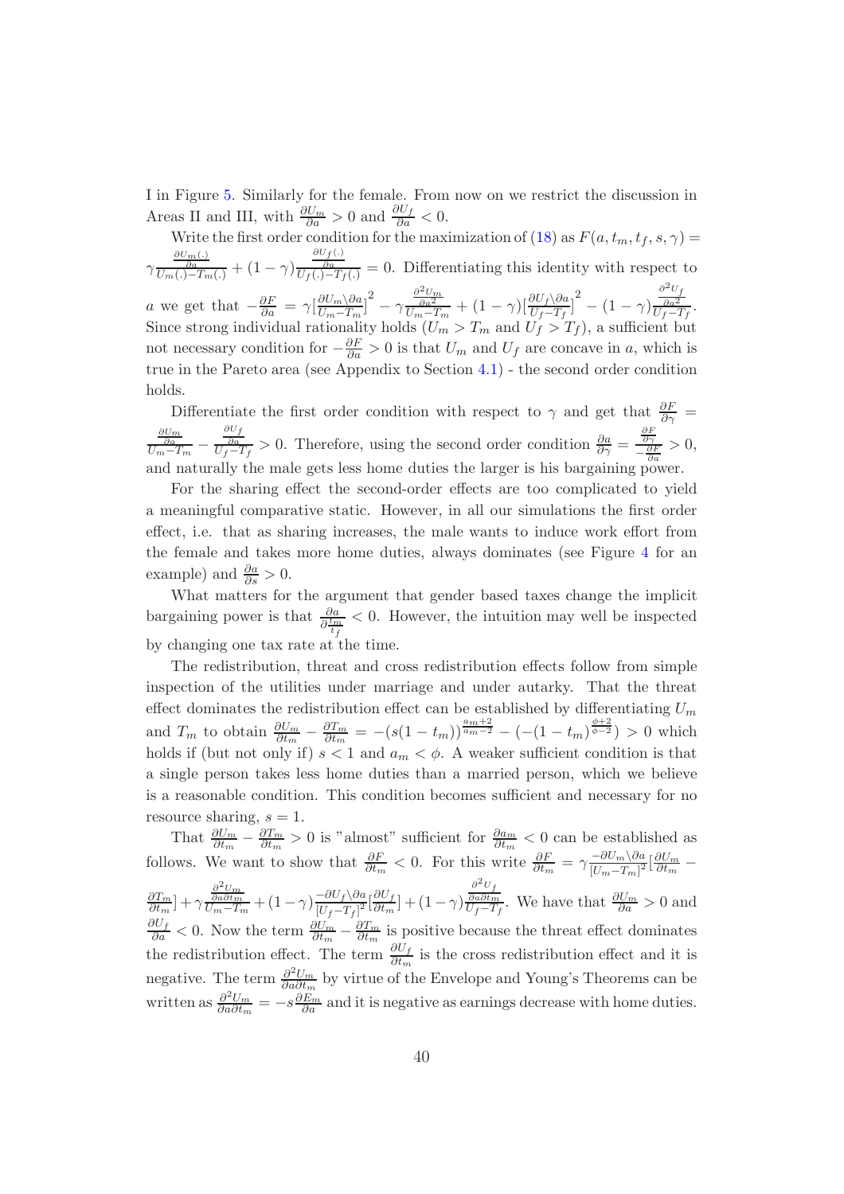I in Figure 5. Similarly for the female. From now on we restrict the discussion in Areas II and III, with $\frac{\partial U_m}{\partial a} > 0$ and $\frac{\partial U_f}{\partial a} < 0$.

Write the first order condition for the maximization of (18) as $F(a, t_m, t_f, s, \gamma) = \gamma \frac{\frac{\partial U_m(.)}{\partial a}}{U_m(.) - T_m(.)} + (1-\gamma)\frac{\frac{\partial U_f(.)}{\partial a}}{U_f(.) - T_f(.)} = 0$. Differentiating this identity with respect to $a$ we get that $-\frac{\partial F}{\partial a} = \gamma[\frac{\partial U_m \backslash \partial a}{U_m - T_m}]^2 - \gamma\frac{\frac{\partial^2 U_m}{\partial a^2}}{U_m - T_m} + (1-\gamma)[\frac{\partial U_f \backslash \partial a}{U_f - T_f}]^2 - (1-\gamma)\frac{\frac{\partial^2 U_f}{\partial a^2}}{U_f - T_f}$. Since strong individual rationality holds ($U_m > T_m$ and $U_f > T_f$), a sufficient but not necessary condition for $-\frac{\partial F}{\partial a} > 0$ is that $U_m$ and $U_f$ are concave in $a$, which is true in the Pareto area (see Appendix to Section 4.1) - the second order condition holds.

Differentiate the first order condition with respect to $\gamma$ and get that $\frac{\partial F}{\partial \gamma} = \frac{\frac{\partial U_m}{\partial a}}{U_m - T_m} - \frac{\frac{\partial U_f}{\partial a}}{U_f - T_f} > 0$. Therefore, using the second order condition $\frac{\partial a}{\partial \gamma} = \frac{\frac{\partial F}{\partial \gamma}}{-\frac{\partial F}{\partial a}} > 0$, and naturally the male gets less home duties the larger is his bargaining power.

For the sharing effect the second-order effects are too complicated to yield a meaningful comparative static. However, in all our simulations the first order effect, i.e. that as sharing increases, the male wants to induce work effort from the female and takes more home duties, always dominates (see Figure 4 for an example) and $\frac{\partial a}{\partial s} > 0$.

What matters for the argument that gender based taxes change the implicit bargaining power is that $\frac{\partial a}{\partial \frac{t_m}{t_f}} < 0$. However, the intuition may well be inspected by changing one tax rate at the time.

The redistribution, threat and cross redistribution effects follow from simple inspection of the utilities under marriage and under autarky. That the threat effect dominates the redistribution effect can be established by differentiating $U_m$ and $T_m$ to obtain $\frac{\partial U_m}{\partial t_m} - \frac{\partial T_m}{\partial t_m} = -(s(1-t_m))^{\frac{a_m+2}{a_m-2}} - (-(1-t_m)^{\frac{\phi+2}{\phi-2}}) > 0$ which holds if (but not only if) $s < 1$ and $a_m < \phi$. A weaker sufficient condition is that a single person takes less home duties than a married person, which we believe is a reasonable condition. This condition becomes sufficient and necessary for no resource sharing, $s = 1$.

That $\frac{\partial U_m}{\partial t_m} - \frac{\partial T_m}{\partial t_m} > 0$ is "almost" sufficient for $\frac{\partial a_m}{\partial t_m} < 0$ can be established as follows. We want to show that $\frac{\partial F}{\partial t_m} < 0$. For this write $\frac{\partial F}{\partial t_m} = \gamma\frac{-\partial U_m \backslash \partial a}{[U_m - T_m]^2}[\frac{\partial U_m}{\partial t_m} - \frac{\partial T_m}{\partial t_m}] + \gamma\frac{\frac{\partial^2 U_m}{\partial a \partial t_m}}{U_m - T_m} + (1-\gamma)\frac{-\partial U_f \backslash \partial a}{[U_f - T_f]^2}[\frac{\partial U_f}{\partial t_m}] + (1-\gamma)\frac{\frac{\partial^2 U_f}{\partial a \partial t_m}}{U_f - T_f}$. We have that $\frac{\partial U_m}{\partial a} > 0$ and $\frac{\partial U_f}{\partial a} < 0$. Now the term $\frac{\partial U_m}{\partial t_m} - \frac{\partial T_m}{\partial t_m}$ is positive because the threat effect dominates the redistribution effect. The term $\frac{\partial U_f}{\partial t_m}$ is the cross redistribution effect and it is negative. The term $\frac{\partial^2 U_m}{\partial a \partial t_m}$ by virtue of the Envelope and Young's Theorems can be written as $\frac{\partial^2 U_m}{\partial a \partial t_m} = -s\frac{\partial E_m}{\partial a}$ and it is negative as earnings decrease with home duties.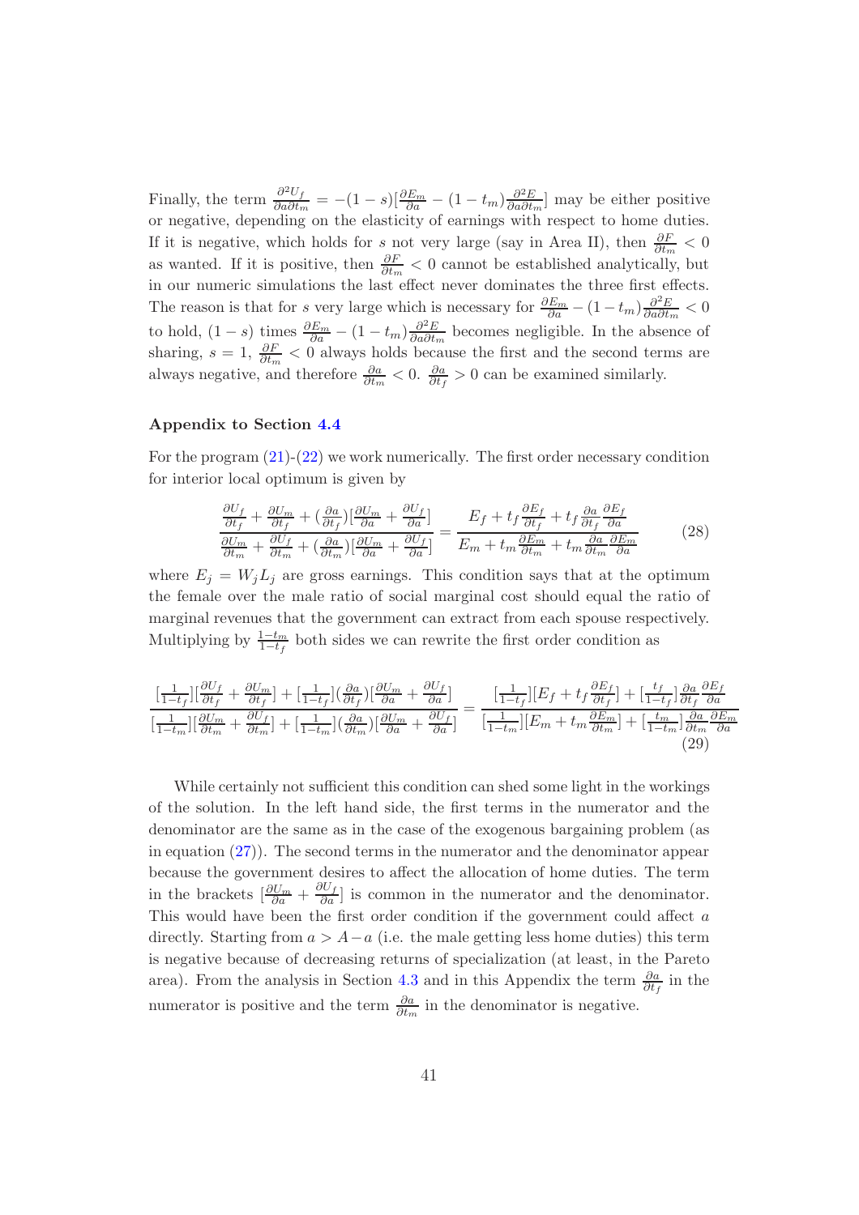Finally, the term $\frac{\partial^2 U_f}{\partial a \partial t_m} = -(1-s)[\frac{\partial E_m}{\partial a} - (1-t_m)\frac{\partial^2 E}{\partial a \partial t_m}]$ may be either positive or negative, depending on the elasticity of earnings with respect to home duties. If it is negative, which holds for $s$ not very large (say in Area II), then $\frac{\partial F}{\partial t_m} < 0$ as wanted. If it is positive, then $\frac{\partial F}{\partial t_m} < 0$ cannot be established analytically, but in our numeric simulations the last effect never dominates the three first effects. The reason is that for $s$ very large which is necessary for $\frac{\partial E_m}{\partial a} - (1-t_m)\frac{\partial^2 E}{\partial a \partial t_m} < 0$ to hold, $(1-s)$ times $\frac{\partial E_m}{\partial a} - (1-t_m)\frac{\partial^2 E}{\partial a \partial t_m}$ becomes negligible. In the absence of sharing, $s = 1$, $\frac{\partial F}{\partial t_m} < 0$ always holds because the first and the second terms are always negative, and therefore $\frac{\partial a}{\partial t_m} < 0$. $\frac{\partial a}{\partial t_f} > 0$ can be examined similarly.

### Appendix to Section 4.4

For the program (21)-(22) we work numerically. The first order necessary condition for interior local optimum is given by

$$\frac{\frac{\partial U_f}{\partial t_f} + \frac{\partial U_m}{\partial t_f} + (\frac{\partial a}{\partial t_f})[\frac{\partial U_m}{\partial a} + \frac{\partial U_f}{\partial a}]}{\frac{\partial U_m}{\partial t_m} + \frac{\partial U_f}{\partial t_m} + (\frac{\partial a}{\partial t_m})[\frac{\partial U_m}{\partial a} + \frac{\partial U_f}{\partial a}]} = \frac{E_f + t_f \frac{\partial E_f}{\partial t_f} + t_f \frac{\partial a}{\partial t_f}\frac{\partial E_f}{\partial a}}{E_m + t_m \frac{\partial E_m}{\partial t_m} + t_m \frac{\partial a}{\partial t_m}\frac{\partial E_m}{\partial a}} \tag{28}$$

where $E_j = W_j L_j$ are gross earnings. This condition says that at the optimum the female over the male ratio of social marginal cost should equal the ratio of marginal revenues that the government can extract from each spouse respectively. Multiplying by $\frac{1-t_m}{1-t_f}$ both sides we can rewrite the first order condition as

$$\frac{[\frac{1}{1-t_f}][\frac{\partial U_f}{\partial t_f} + \frac{\partial U_m}{\partial t_f}] + [\frac{1}{1-t_f}](\frac{\partial a}{\partial t_f})[\frac{\partial U_m}{\partial a} + \frac{\partial U_f}{\partial a}]}{[\frac{1}{1-t_m}][\frac{\partial U_m}{\partial t_m} + \frac{\partial U_f}{\partial t_m}] + [\frac{1}{1-t_m}](\frac{\partial a}{\partial t_m})[\frac{\partial U_m}{\partial a} + \frac{\partial U_f}{\partial a}]} = \frac{[\frac{1}{1-t_f}][E_f + t_f \frac{\partial E_f}{\partial t_f}] + [\frac{t_f}{1-t_f}]\frac{\partial a}{\partial t_f}\frac{\partial E_f}{\partial a}}{[\frac{1}{1-t_m}][E_m + t_m \frac{\partial E_m}{\partial t_m}] + [\frac{t_m}{1-t_m}]\frac{\partial a}{\partial t_m}\frac{\partial E_m}{\partial a}} \tag{29}$$

While certainly not sufficient this condition can shed some light in the workings of the solution. In the left hand side, the first terms in the numerator and the denominator are the same as in the case of the exogenous bargaining problem (as in equation (27)). The second terms in the numerator and the denominator appear because the government desires to affect the allocation of home duties. The term in the brackets $[\frac{\partial U_m}{\partial a} + \frac{\partial U_f}{\partial a}]$ is common in the numerator and the denominator. This would have been the first order condition if the government could affect $a$ directly. Starting from $a > A - a$ (i.e. the male getting less home duties) this term is negative because of decreasing returns of specialization (at least, in the Pareto area). From the analysis in Section 4.3 and in this Appendix the term $\frac{\partial a}{\partial t_f}$ in the numerator is positive and the term $\frac{\partial a}{\partial t_m}$ in the denominator is negative.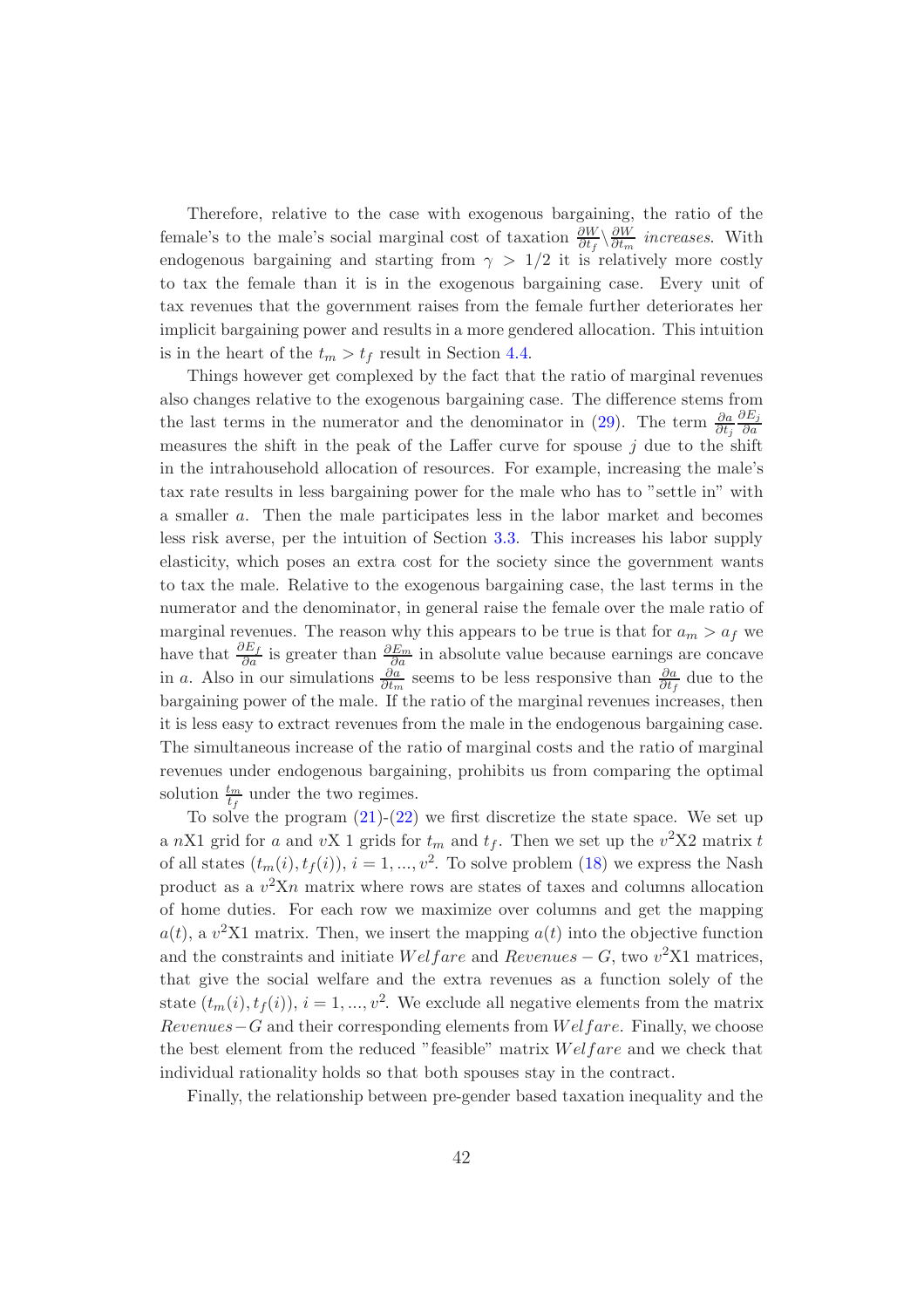Therefore, relative to the case with exogenous bargaining, the ratio of the female's to the male's social marginal cost of taxation $\frac{\partial W}{\partial t_f} \backslash \frac{\partial W}{\partial t_m}$ *increases*. With endogenous bargaining and starting from $\gamma > 1/2$ it is relatively more costly to tax the female than it is in the exogenous bargaining case. Every unit of tax revenues that the government raises from the female further deteriorates her implicit bargaining power and results in a more gendered allocation. This intuition is in the heart of the $t_m > t_f$ result in Section 4.4.

Things however get complexed by the fact that the ratio of marginal revenues also changes relative to the exogenous bargaining case. The difference stems from the last terms in the numerator and the denominator in (29). The term $\frac{\partial a}{\partial t_j} \frac{\partial E_j}{\partial a}$ measures the shift in the peak of the Laffer curve for spouse $j$ due to the shift in the intrahousehold allocation of resources. For example, increasing the male's tax rate results in less bargaining power for the male who has to "settle in" with a smaller $a$. Then the male participates less in the labor market and becomes less risk averse, per the intuition of Section 3.3. This increases his labor supply elasticity, which poses an extra cost for the society since the government wants to tax the male. Relative to the exogenous bargaining case, the last terms in the numerator and the denominator, in general raise the female over the male ratio of marginal revenues. The reason why this appears to be true is that for $a_m > a_f$ we have that $\frac{\partial E_f}{\partial a}$ is greater than $\frac{\partial E_m}{\partial a}$ in absolute value because earnings are concave in $a$. Also in our simulations $\frac{\partial a}{\partial t_m}$ seems to be less responsive than $\frac{\partial a}{\partial t_f}$ due to the bargaining power of the male. If the ratio of the marginal revenues increases, then it is less easy to extract revenues from the male in the endogenous bargaining case. The simultaneous increase of the ratio of marginal costs and the ratio of marginal revenues under endogenous bargaining, prohibits us from comparing the optimal solution $\frac{t_m}{t_f}$ under the two regimes.

To solve the program (21)-(22) we first discretize the state space. We set up a $n$X1 grid for $a$ and $v$X 1 grids for $t_m$ and $t_f$. Then we set up the $v^2$X2 matrix $t$ of all states $(t_m(i), t_f(i))$, $i = 1, ..., v^2$. To solve problem (18) we express the Nash product as a $v^2$X$n$ matrix where rows are states of taxes and columns allocation of home duties. For each row we maximize over columns and get the mapping $a(t)$, a $v^2$X1 matrix. Then, we insert the mapping $a(t)$ into the objective function and the constraints and initiate $Welfare$ and $Revenues - G$, two $v^2$X1 matrices, that give the social welfare and the extra revenues as a function solely of the state $(t_m(i), t_f(i))$, $i = 1, ..., v^2$. We exclude all negative elements from the matrix $Revenues - G$ and their corresponding elements from $Welfare$. Finally, we choose the best element from the reduced "feasible" matrix $Welfare$ and we check that individual rationality holds so that both spouses stay in the contract.

Finally, the relationship between pre-gender based taxation inequality and the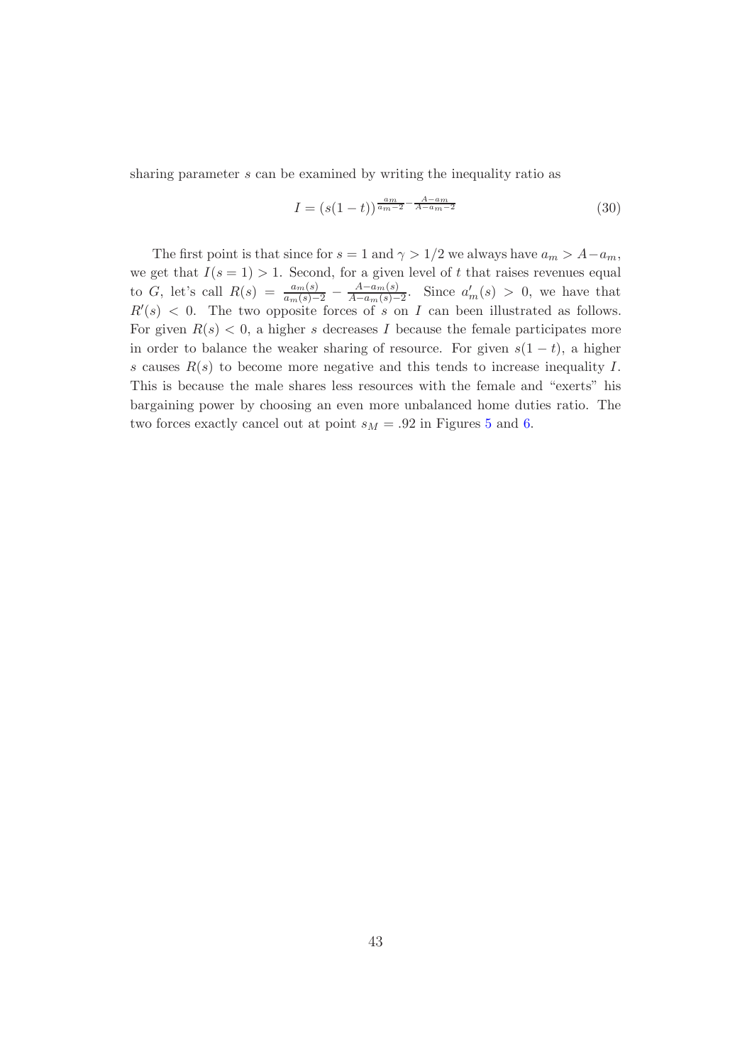sharing parameter $s$ can be examined by writing the inequality ratio as

$$I = (s(1-t))^{\frac{a_m}{a_m-2} - \frac{A-a_m}{A-a_m-2}} \tag{30}$$

The first point is that since for $s = 1$ and $\gamma > 1/2$ we always have $a_m > A - a_m$, we get that $I(s = 1) > 1$. Second, for a given level of $t$ that raises revenues equal to $G$, let's call $R(s) = \frac{a_m(s)}{a_m(s)-2} - \frac{A-a_m(s)}{A-a_m(s)-2}$. Since $a'_m(s) > 0$, we have that $R'(s) < 0$. The two opposite forces of $s$ on $I$ can been illustrated as follows. For given $R(s) < 0$, a higher $s$ decreases $I$ because the female participates more in order to balance the weaker sharing of resource. For given $s(1-t)$, a higher $s$ causes $R(s)$ to become more negative and this tends to increase inequality $I$. This is because the male shares less resources with the female and "exerts" his bargaining power by choosing an even more unbalanced home duties ratio. The two forces exactly cancel out at point $s_M = .92$ in Figures 5 and 6.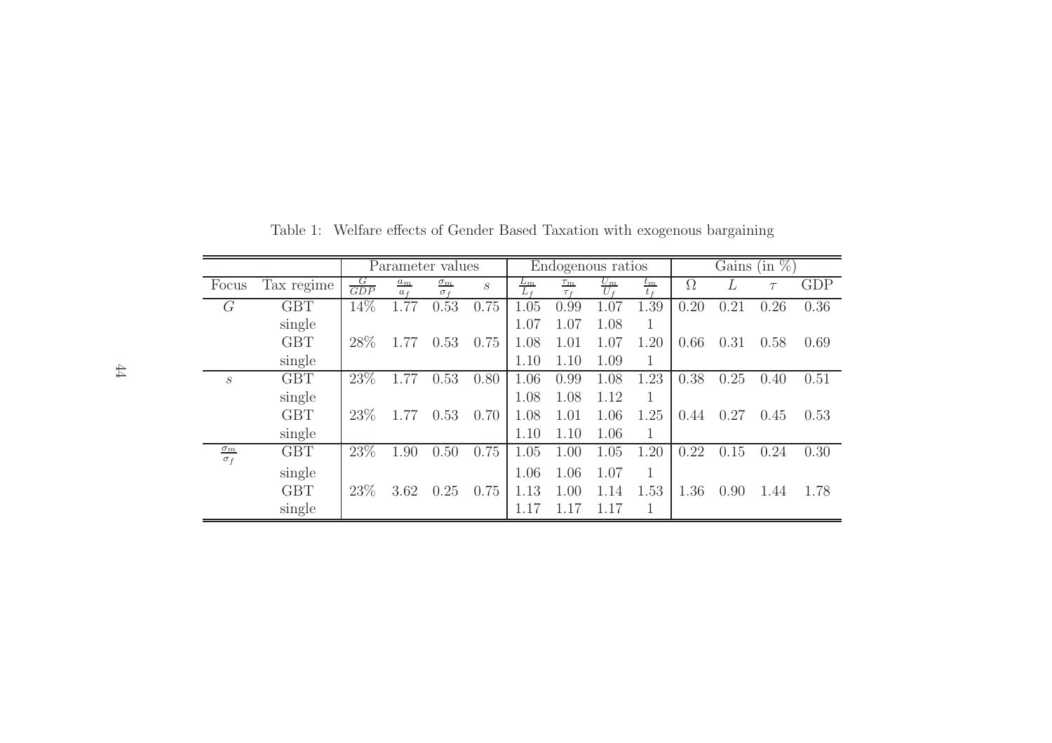Table 1: Welfare effects of Gender Based Taxation with exogenous bargaining

| | | Parameter values | | | | Endogenous ratios | | | | Gains (in %) | | | |
|---|---|---|---|---|---|---|---|---|---|---|---|---|---|
| Focus | Tax regime | $\frac{G}{GDP}$ | $\frac{a_m}{a_f}$ | $\frac{\sigma_m}{\sigma_f}$ | $s$ | $\frac{L_m}{L_f}$ | $\frac{\tau_m}{\tau_f}$ | $\frac{U_m}{U_f}$ | $\frac{t_m}{t_f}$ | $\Omega$ | $L$ | $\tau$ | GDP |
| $G$ | GBT | 14% | 1.77 | 0.53 | 0.75 | 1.05 | 0.99 | 1.07 | 1.39 | 0.20 | 0.21 | 0.26 | 0.36 |
| | single | | | | | 1.07 | 1.07 | 1.08 | 1 | | | | |
| | GBT | 28% | 1.77 | 0.53 | 0.75 | 1.08 | 1.01 | 1.07 | 1.20 | 0.66 | 0.31 | 0.58 | 0.69 |
| | single | | | | | 1.10 | 1.10 | 1.09 | 1 | | | | |
| $s$ | GBT | 23% | 1.77 | 0.53 | 0.80 | 1.06 | 0.99 | 1.08 | 1.23 | 0.38 | 0.25 | 0.40 | 0.51 |
| | single | | | | | 1.08 | 1.08 | 1.12 | 1 | | | | |
| | GBT | 23% | 1.77 | 0.53 | 0.70 | 1.08 | 1.01 | 1.06 | 1.25 | 0.44 | 0.27 | 0.45 | 0.53 |
| | single | | | | | 1.10 | 1.10 | 1.06 | 1 | | | | |
| $\frac{\sigma_m}{\sigma_f}$ | GBT | 23% | 1.90 | 0.50 | 0.75 | 1.05 | 1.00 | 1.05 | 1.20 | 0.22 | 0.15 | 0.24 | 0.30 |
| | single | | | | | 1.06 | 1.06 | 1.07 | 1 | | | | |
| | GBT | 23% | 3.62 | 0.25 | 0.75 | 1.13 | 1.00 | 1.14 | 1.53 | 1.36 | 0.90 | 1.44 | 1.78 |
| | single | | | | | 1.17 | 1.17 | 1.17 | 1 | | | | |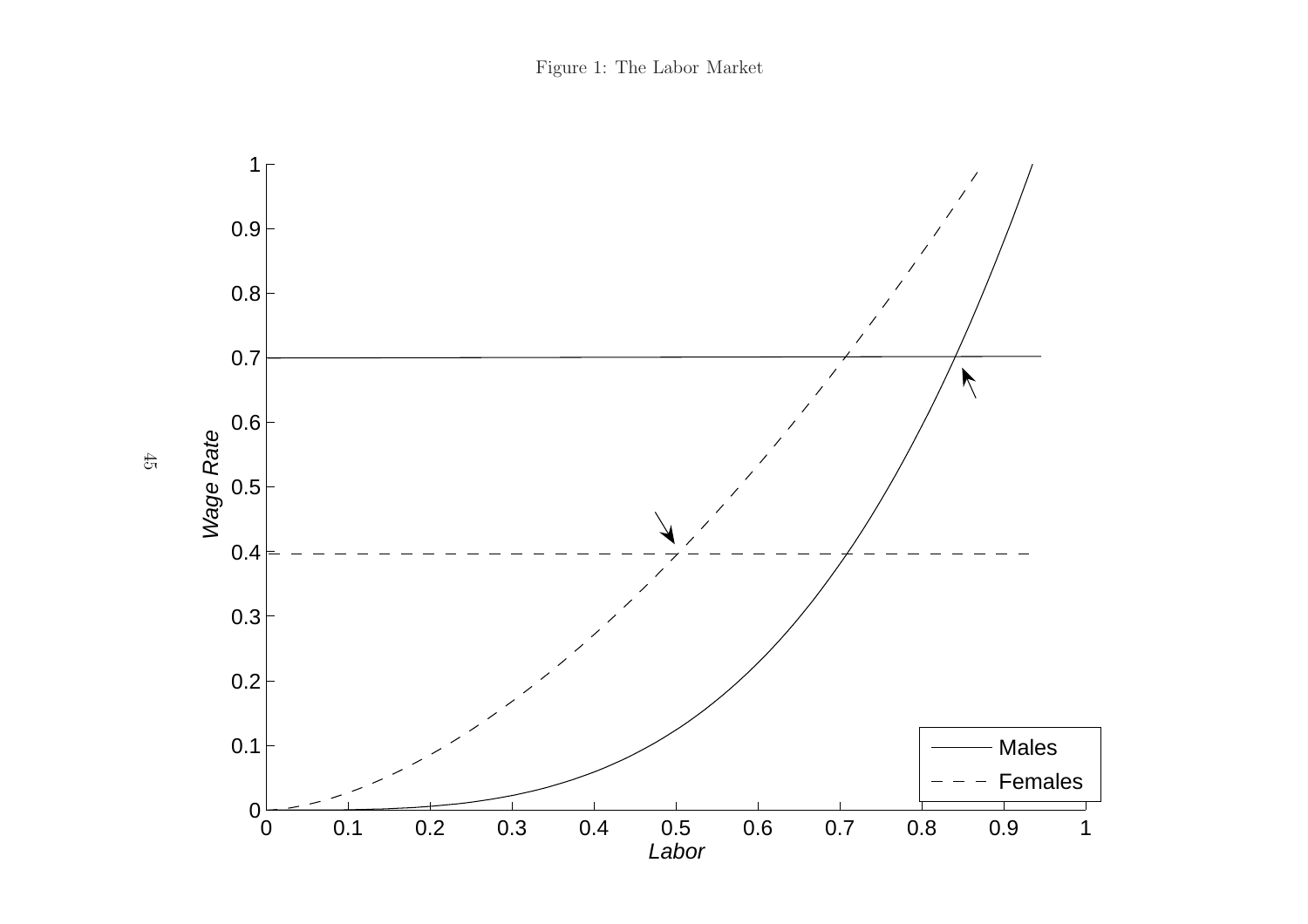Figure 1: The Labor Market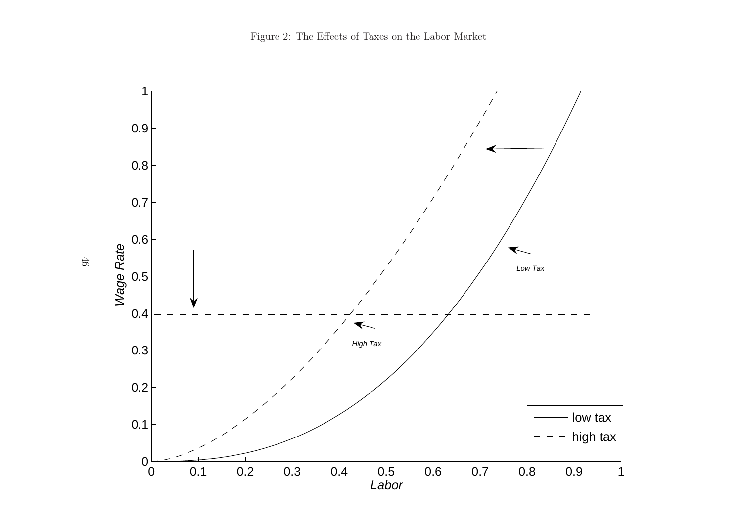Figure 2: The Effects of Taxes on the Labor Market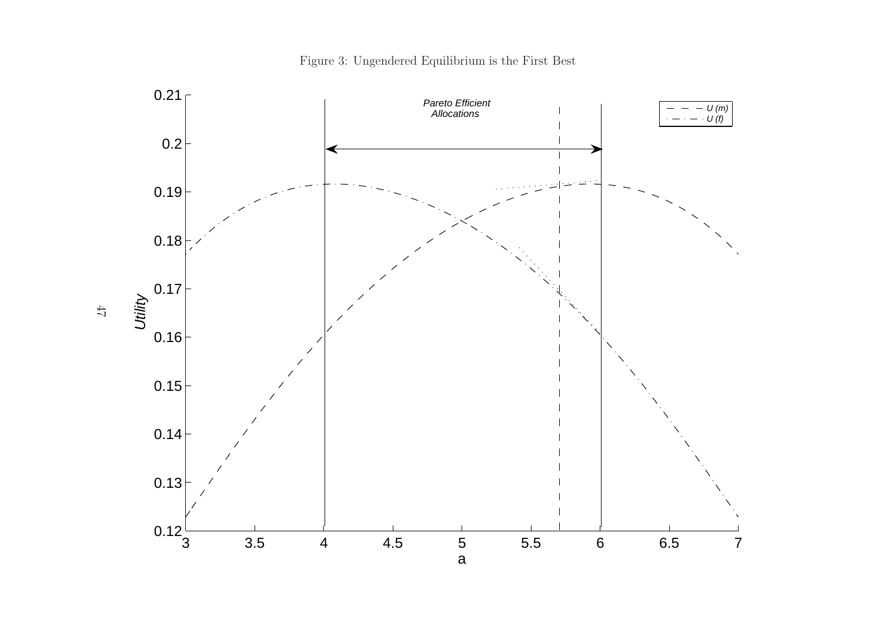Figure 3: Ungendered Equilibrium is the First Best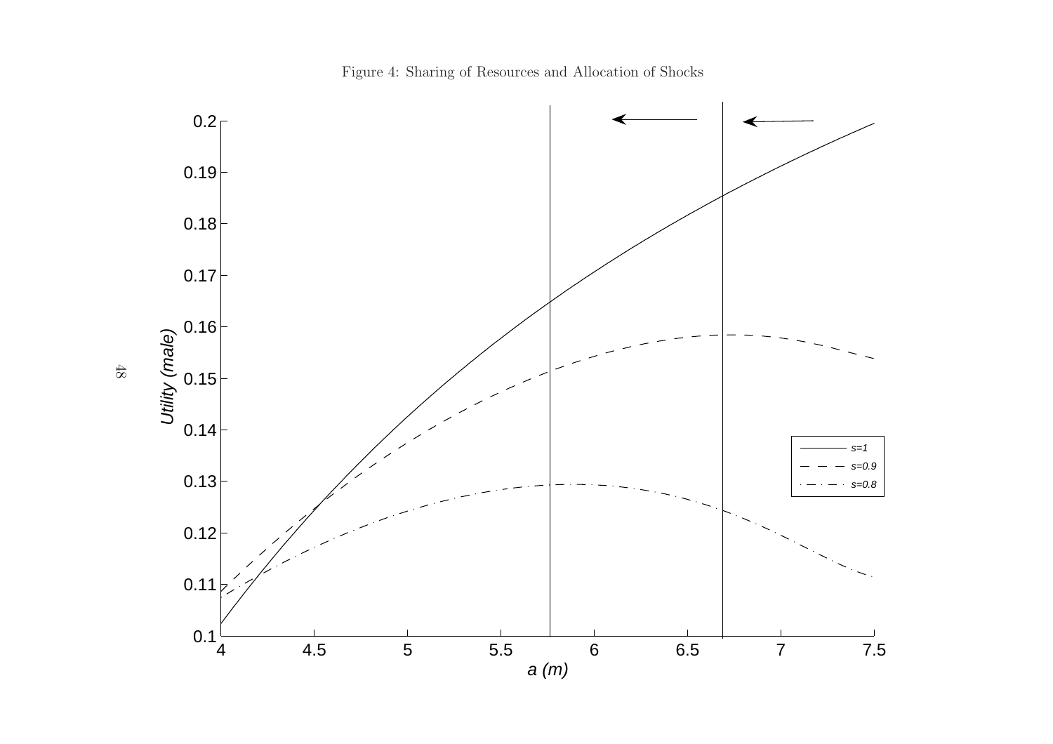Figure 4: Sharing of Resources and Allocation of Shocks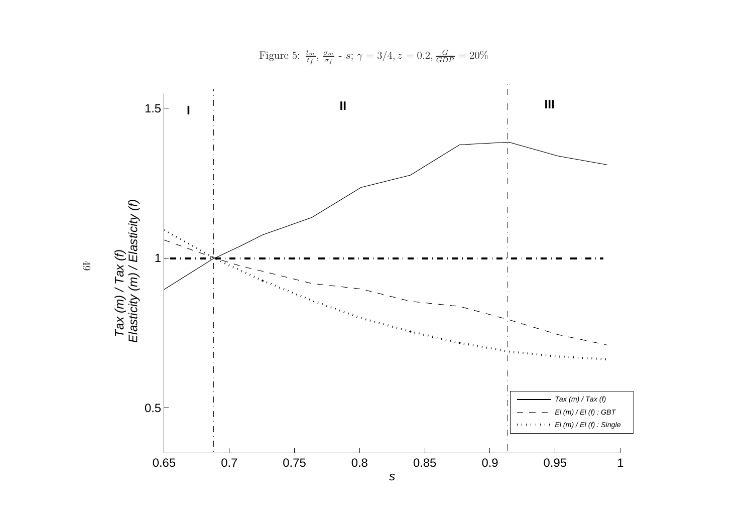Figure 5: $\frac{t_m}{t_f}$, $\frac{\sigma_m}{\sigma_f}$ - $s$; $\gamma = 3/4, z = 0.2, \frac{G}{GDP} = 20\%$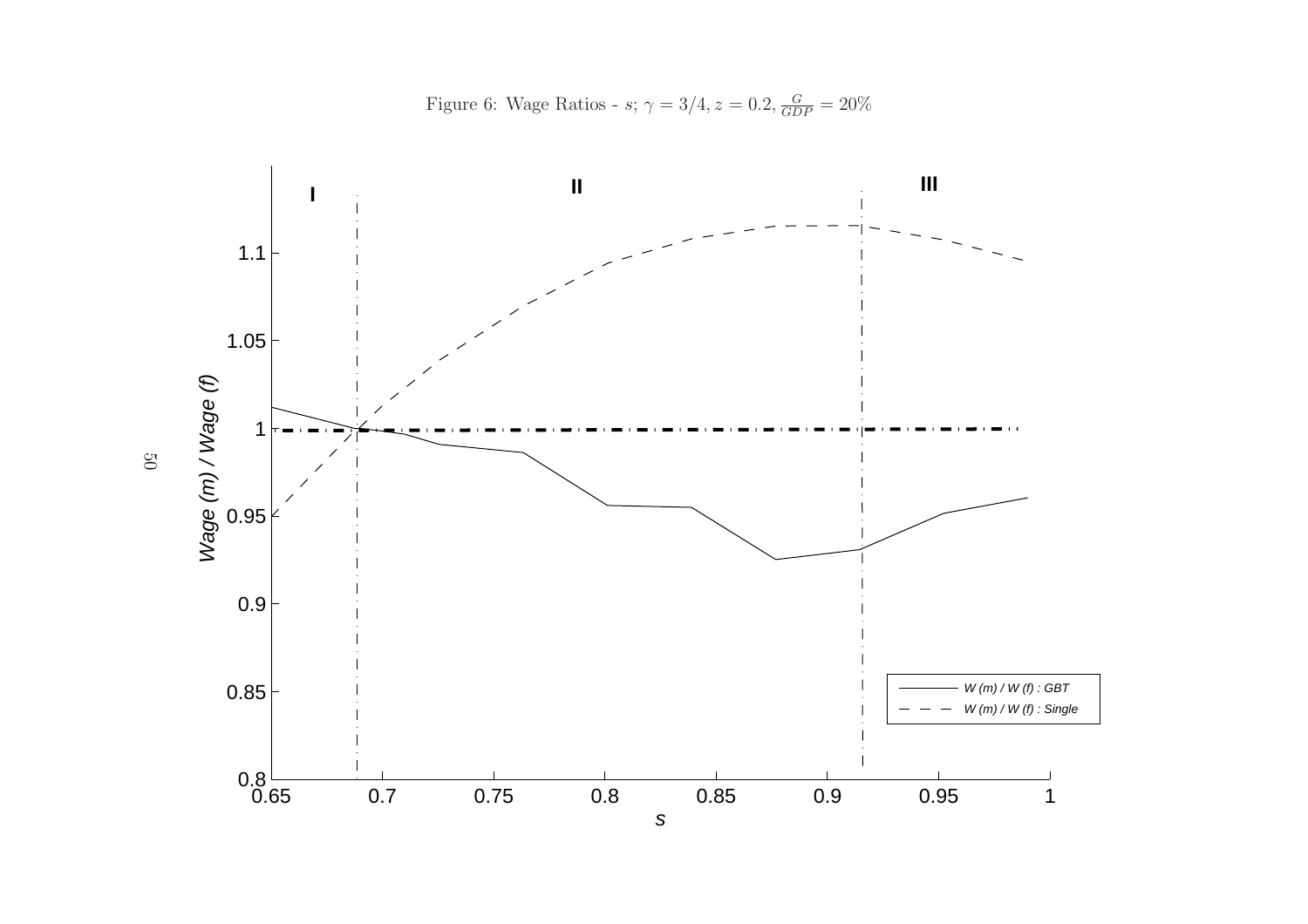Figure 6: Wage Ratios - $s$; $\gamma = 3/4, z = 0.2, \frac{G}{GDP} = 20\%$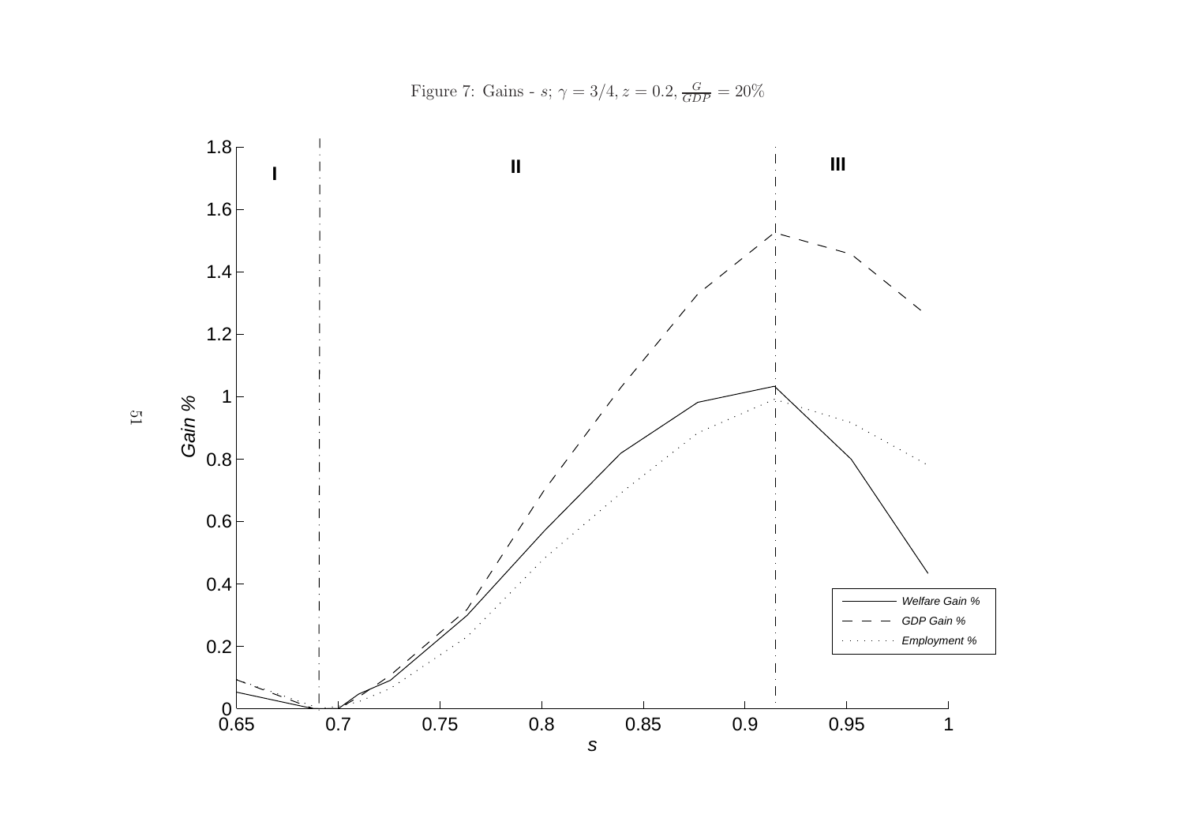Figure 7: Gains - $s$; $\gamma = 3/4, z = 0.2, \frac{G}{GDP} = 20\%$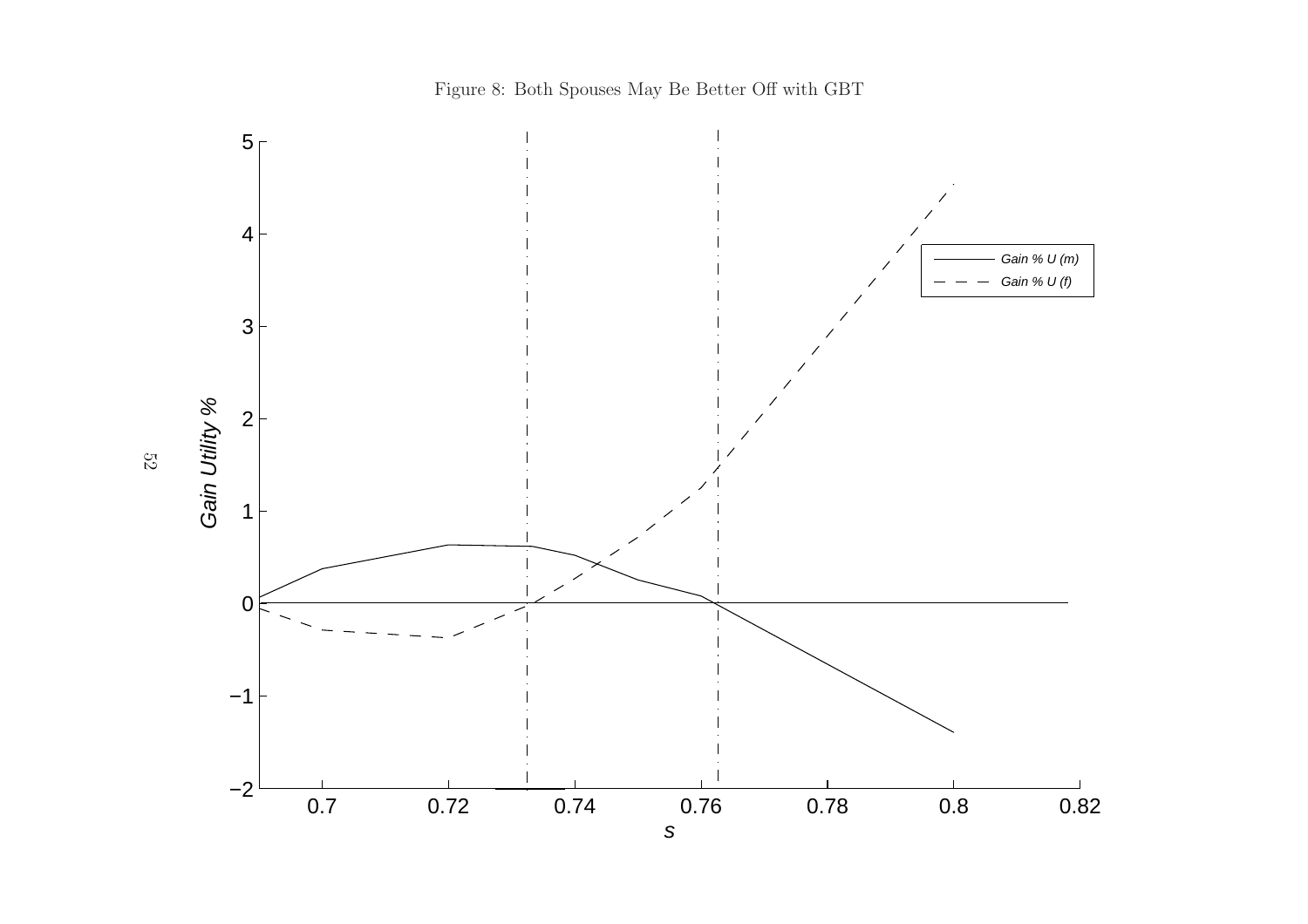Figure 8: Both Spouses May Be Better Off with GBT

Gain Utility %

5
4
3
2
1
0
−1
−2

0.7
0.72
0.74
0.76
0.78
0.8
0.82

*s*

Gain % U (m)
Gain % U (f)